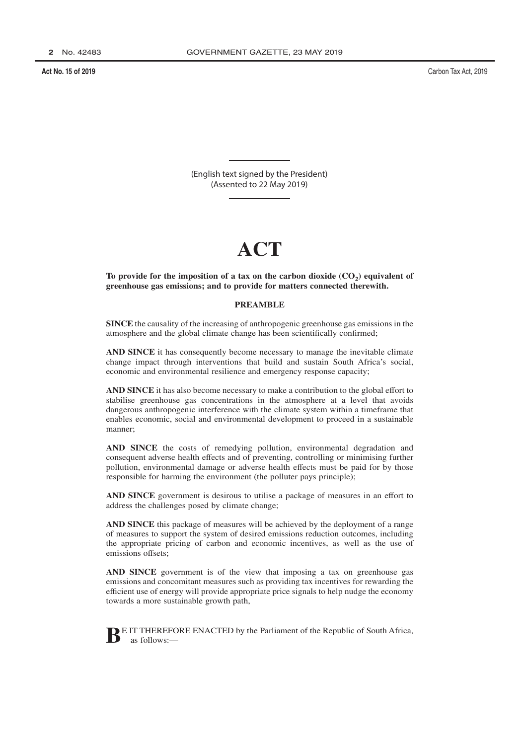(English text signed by the President)
(Assented to 22 May 2019)

# ACT

**To provide for the imposition of a tax on the carbon dioxide ($CO_2$) equivalent of greenhouse gas emissions; and to provide for matters connected therewith.**

## PREAMBLE

**SINCE** the causality of the increasing of anthropogenic greenhouse gas emissions in the atmosphere and the global climate change has been scientifically confirmed;

**AND SINCE** it has consequently become necessary to manage the inevitable climate change impact through interventions that build and sustain South Africa's social, economic and environmental resilience and emergency response capacity;

**AND SINCE** it has also become necessary to make a contribution to the global effort to stabilise greenhouse gas concentrations in the atmosphere at a level that avoids dangerous anthropogenic interference with the climate system within a timeframe that enables economic, social and environmental development to proceed in a sustainable manner;

**AND SINCE** the costs of remedying pollution, environmental degradation and consequent adverse health effects and of preventing, controlling or minimising further pollution, environmental damage or adverse health effects must be paid for by those responsible for harming the environment (the polluter pays principle);

**AND SINCE** government is desirous to utilise a package of measures in an effort to address the challenges posed by climate change;

**AND SINCE** this package of measures will be achieved by the deployment of a range of measures to support the system of desired emissions reduction outcomes, including the appropriate pricing of carbon and economic incentives, as well as the use of emissions offsets;

**AND SINCE** government is of the view that imposing a tax on greenhouse gas emissions and concomitant measures such as providing tax incentives for rewarding the efficient use of energy will provide appropriate price signals to help nudge the economy towards a more sustainable growth path,

**B**E IT THEREFORE ENACTED by the Parliament of the Republic of South Africa, as follows:—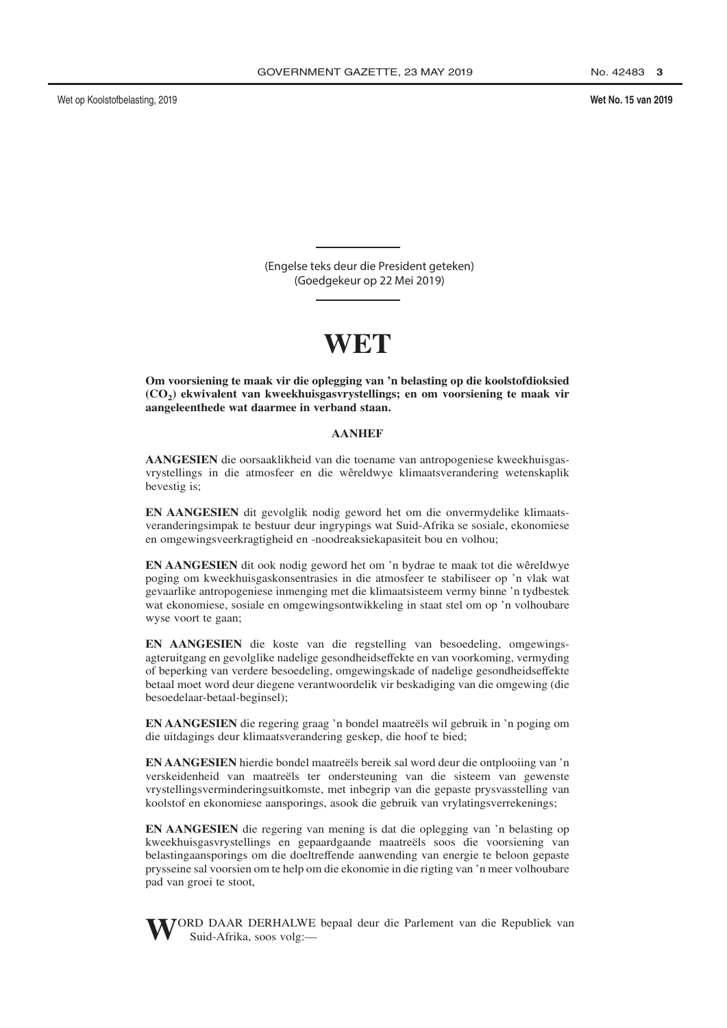(Engelse teks deur die President geteken)
(Goedgekeur op 22 Mei 2019)

# WET

**Om voorsiening te maak vir die oplegging van 'n belasting op die koolstofdioksied ($CO_2$) ekwivalent van kweekhuisgasvrystellings; en om voorsiening te maak vir aangeleenthede wat daarmee in verband staan.**

## AANHEF

**AANGESIEN** die oorsaaklikheid van die toename van antropogeniese kweekhuisgasvrystellings in die atmosfeer en die wêreldwye klimaatsverandering wetenskaplik bevestig is;

**EN AANGESIEN** dit gevolglik nodig geword het om die onvermydelike klimaatsveranderingsimpak te bestuur deur ingrypings wat Suid-Afrika se sosiale, ekonomiese en omgewingsveerkragtigheid en -noodreaksiekapasiteit bou en volhou;

**EN AANGESIEN** dit ook nodig geword het om 'n bydrae te maak tot die wêreldwye poging om kweekhuisgaskonsentrasies in die atmosfeer te stabiliseer op 'n vlak wat gevaarlike antropogeniese inmenging met die klimaatsisteem vermy binne 'n tydbestek wat ekonomiese, sosiale en omgewingsontwikkeling in staat stel om op 'n volhoubare wyse voort te gaan;

**EN AANGESIEN** die koste van die regstelling van besoedeling, omgewingsagteruitgang en gevolglike nadelige gesondheidseffekte en van voorkoming, vermyding of beperking van verdere besoedeling, omgewingskade of nadelige gesondheidseffekte betaal moet word deur diegene verantwoordelik vir beskadiging van die omgewing (die besoedelaar-betaal-beginsel);

**EN AANGESIEN** die regering graag 'n bondel maatreëls wil gebruik in 'n poging om die uitdagings deur klimaatsverandering geskep, die hoof te bied;

**EN AANGESIEN** hierdie bondel maatreëls bereik sal word deur die ontplooiing van 'n verskeidenheid van maatreëls ter ondersteuning van die sisteem van gewenste vrystellingsverminderingsuitkomste, met inbegrip van die gepaste prysvasstelling van koolstof en ekonomiese aansporings, asook die gebruik van vrylatingsverrekenings;

**EN AANGESIEN** die regering van mening is dat die oplegging van 'n belasting op kweekhuisgasvrystellings en gepaardgaande maatreëls soos die voorsiening van belastingaansporings om die doeltreffende aanwending van energie te beloon gepaste prysseine sal voorsien om te help om die ekonomie in die rigting van 'n meer volhoubare pad van groei te stoot,

**W**ORD DAAR DERHALWE bepaal deur die Parlement van die Republiek van Suid-Afrika, soos volg:—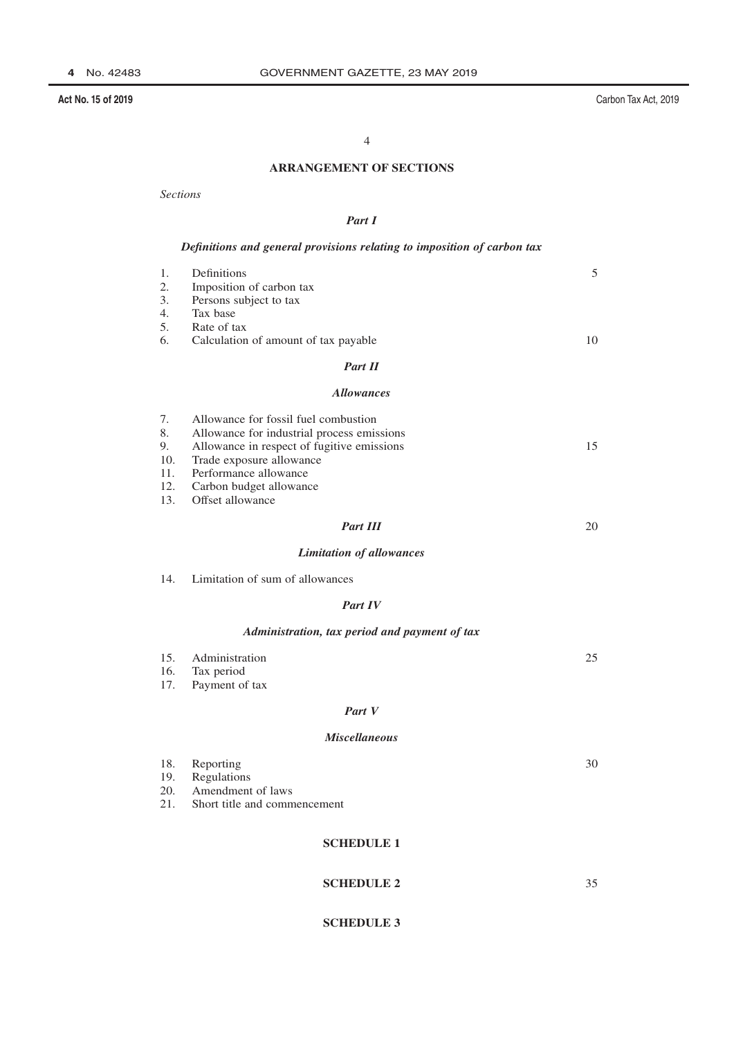## ARRANGEMENT OF SECTIONS

*Sections*

### *Part I*

***Definitions and general provisions relating to imposition of carbon tax***

1. Definitions
2. Imposition of carbon tax
3. Persons subject to tax
4. Tax base
5. Rate of tax
6. Calculation of amount of tax payable

### *Part II*

***Allowances***

7. Allowance for fossil fuel combustion
8. Allowance for industrial process emissions
9. Allowance in respect of fugitive emissions
10. Trade exposure allowance
11. Performance allowance
12. Carbon budget allowance
13. Offset allowance

### *Part III*

***Limitation of allowances***

14. Limitation of sum of allowances

### *Part IV*

***Administration, tax period and payment of tax***

15. Administration
16. Tax period
17. Payment of tax

### *Part V*

***Miscellaneous***

18. Reporting
19. Regulations
20. Amendment of laws
21. Short title and commencement

**SCHEDULE 1**

**SCHEDULE 2**

**SCHEDULE 3**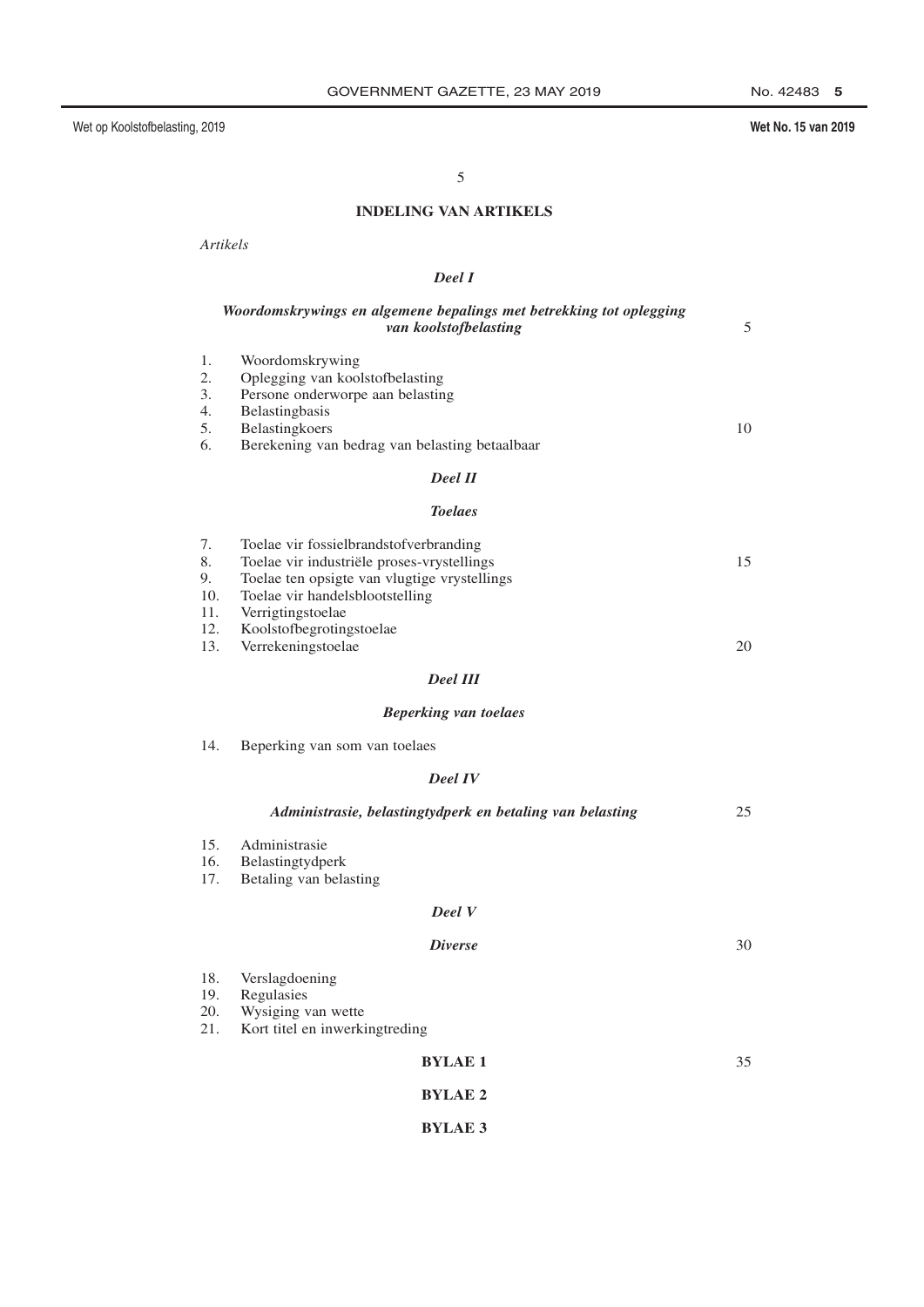## INDELING VAN ARTIKELS

*Artikels*

### *Deel I*

### *Woordomskrywings en algemene bepalings met betrekking tot oplegging van koolstofbelasting*

1. Woordomskrywing
2. Oplegging van koolstofbelasting
3. Persone onderworpe aan belasting
4. Belastingbasis
5. Belastingkoers
6. Berekening van bedrag van belasting betaalbaar

### *Deel II*

### *Toelaes*

7. Toelae vir fossielbrandstofverbranding
8. Toelae vir industriële proses-vrystellings
9. Toelae ten opsigte van vlugtige vrystellings
10. Toelae vir handelsblootstelling
11. Verrigtingstoelae
12. Koolstofbegrotingstoelae
13. Verrekeningstoelae

### *Deel III*

### *Beperking van toelaes*

14. Beperking van som van toelaes

### *Deel IV*

### *Administrasie, belastingtydperk en betaling van belasting*

15. Administrasie
16. Belastingtydperk
17. Betaling van belasting

### *Deel V*

### *Diverse*

18. Verslagdoening
19. Regulasies
20. Wysiging van wette
21. Kort titel en inwerkingtreding

**BYLAE 1**

**BYLAE 2**

**BYLAE 3**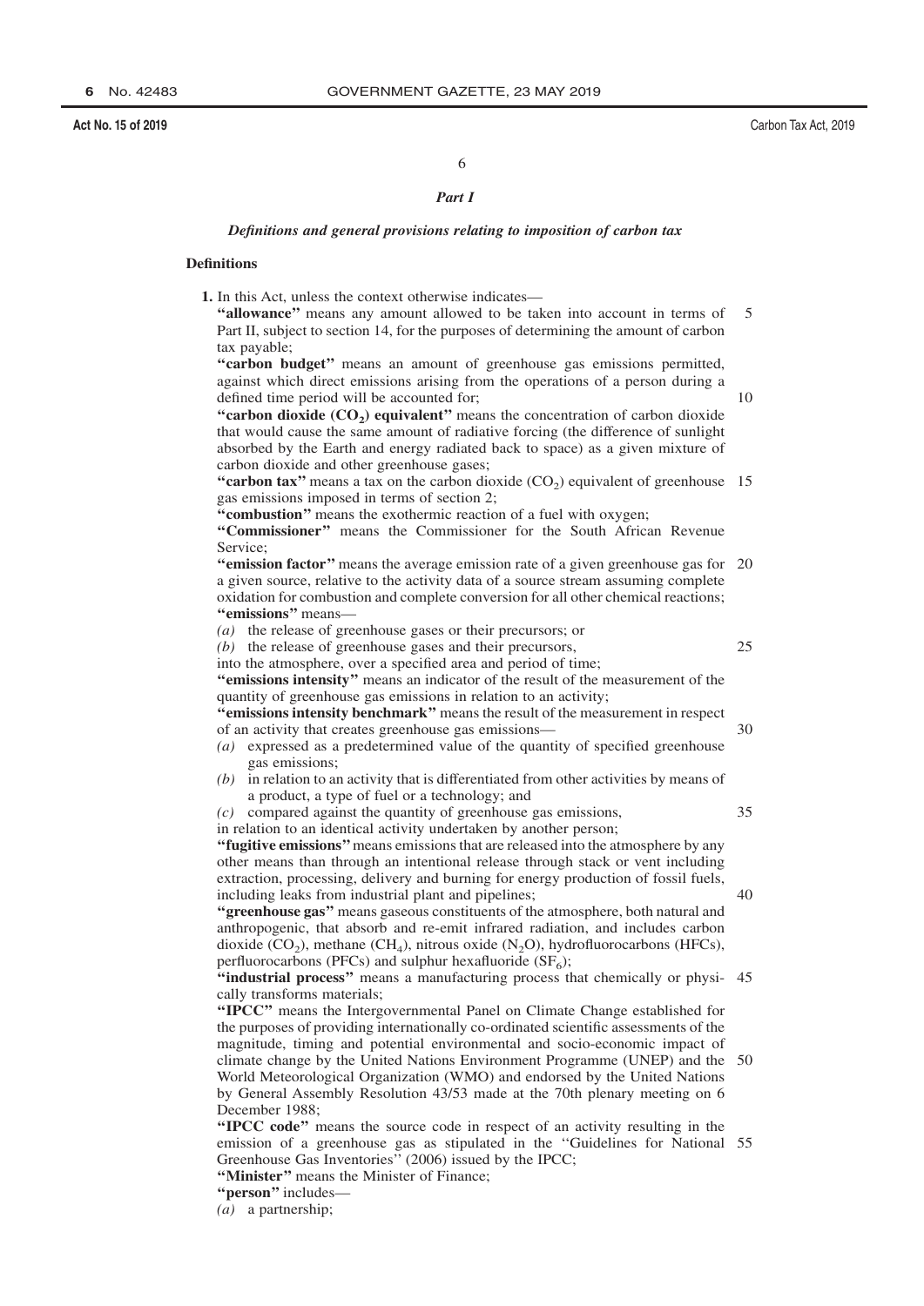## *Part I*

### *Definitions and general provisions relating to imposition of carbon tax*

#### Definitions

**1.** In this Act, unless the context otherwise indicates—

**"allowance"** means any amount allowed to be taken into account in terms of Part II, subject to section 14, for the purposes of determining the amount of carbon tax payable;

**"carbon budget"** means an amount of greenhouse gas emissions permitted, against which direct emissions arising from the operations of a person during a defined time period will be accounted for;

**"carbon dioxide ($CO_2$) equivalent"** means the concentration of carbon dioxide that would cause the same amount of radiative forcing (the difference of sunlight absorbed by the Earth and energy radiated back to space) as a given mixture of carbon dioxide and other greenhouse gases;

**"carbon tax"** means a tax on the carbon dioxide ($CO_2$) equivalent of greenhouse gas emissions imposed in terms of section 2;

**"combustion"** means the exothermic reaction of a fuel with oxygen;

**"Commissioner"** means the Commissioner for the South African Revenue Service;

**"emission factor"** means the average emission rate of a given greenhouse gas for a given source, relative to the activity data of a source stream assuming complete oxidation for combustion and complete conversion for all other chemical reactions;

**"emissions"** means—

*(a)* the release of greenhouse gases or their precursors; or

*(b)* the release of greenhouse gases and their precursors,

into the atmosphere, over a specified area and period of time;

**"emissions intensity"** means an indicator of the result of the measurement of the quantity of greenhouse gas emissions in relation to an activity;

**"emissions intensity benchmark"** means the result of the measurement in respect of an activity that creates greenhouse gas emissions—

*(a)* expressed as a predetermined value of the quantity of specified greenhouse gas emissions;

*(b)* in relation to an activity that is differentiated from other activities by means of a product, a type of fuel or a technology; and

*(c)* compared against the quantity of greenhouse gas emissions,

in relation to an identical activity undertaken by another person;

**"fugitive emissions"** means emissions that are released into the atmosphere by any other means than through an intentional release through stack or vent including extraction, processing, delivery and burning for energy production of fossil fuels, including leaks from industrial plant and pipelines;

**"greenhouse gas"** means gaseous constituents of the atmosphere, both natural and anthropogenic, that absorb and re-emit infrared radiation, and includes carbon dioxide ($CO_2$), methane ($CH_4$), nitrous oxide ($N_2O$), hydrofluorocarbons (HFCs), perfluorocarbons (PFCs) and sulphur hexafluoride ($SF_6$);

**"industrial process"** means a manufacturing process that chemically or physically transforms materials;

**"IPCC"** means the Intergovernmental Panel on Climate Change established for the purposes of providing internationally co-ordinated scientific assessments of the magnitude, timing and potential environmental and socio-economic impact of climate change by the United Nations Environment Programme (UNEP) and the World Meteorological Organization (WMO) and endorsed by the United Nations by General Assembly Resolution 43/53 made at the 70th plenary meeting on 6 December 1988;

**"IPCC code"** means the source code in respect of an activity resulting in the emission of a greenhouse gas as stipulated in the ''Guidelines for National Greenhouse Gas Inventories'' (2006) issued by the IPCC;

**"Minister"** means the Minister of Finance;

**"person"** includes—

*(a)* a partnership;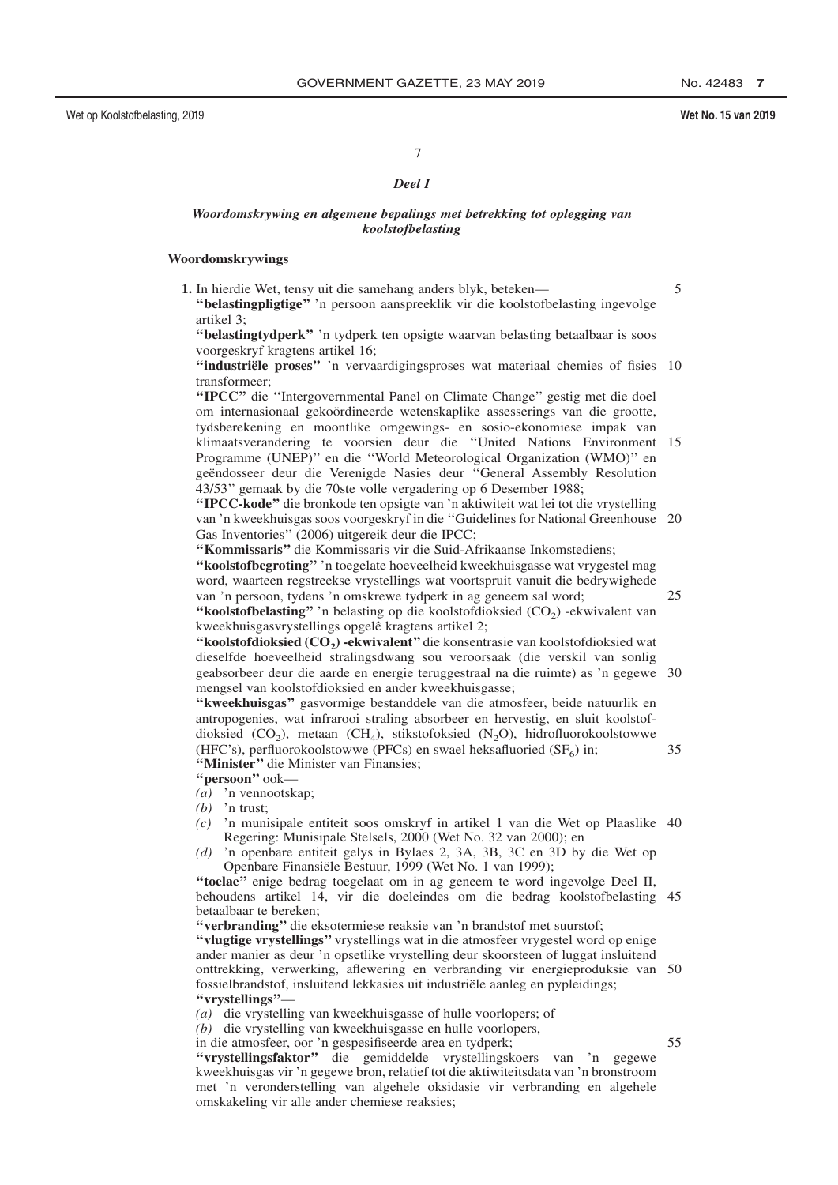## *Deel I*

### *Woordomskrywing en algemene bepalings met betrekking tot oplegging van koolstofbelasting*

#### Woordomskrywings

**1.** In hierdie Wet, tensy uit die samehang anders blyk, beteken—

**"belastingpligtige"** 'n persoon aanspreeklik vir die koolstofbelasting ingevolge artikel 3;

**"belastingtydperk"** 'n tydperk ten opsigte waarvan belasting betaalbaar is soos voorgeskryf kragtens artikel 16;

**"industriële proses"** 'n vervaardigingsproses wat materiaal chemies of fisies transformeer;

**"IPCC"** die "Intergovernmental Panel on Climate Change" gestig met die doel om internasionaal gekoördineerde wetenskaplike assesserings van die grootte, tydsberekening en moontlike omgewings- en sosio-ekonomiese impak van klimaatsverandering te voorsien deur die "United Nations Environment Programme (UNEP)" en die "World Meteorological Organization (WMO)" en geëndosseer deur die Verenigde Nasies deur "General Assembly Resolution 43/53" gemaak by die 70ste volle vergadering op 6 Desember 1988;

**"IPCC-kode"** die bronkode ten opsigte van 'n aktiwiteit wat lei tot die vrystelling van 'n kweekhuisgas soos voorgeskryf in die "Guidelines for National Greenhouse Gas Inventories" (2006) uitgereik deur die IPCC;

**"Kommissaris"** die Kommissaris vir die Suid-Afrikaanse Inkomstediens;

**"koolstofbegroting"** 'n toegelate hoeveelheid kweekhuisgasse wat vrygestel mag word, waarteen regstreekse vrystellings wat voortspruit vanuit die bedrywighede van 'n persoon, tydens 'n omskrewe tydperk in ag geneem sal word;

**"koolstofbelasting"** 'n belasting op die koolstofdioksied ($CO_2$) -ekwivalent van kweekhuisgasvrystellings opgelê kragtens artikel 2;

**"koolstofdioksied ($CO_2$) -ekwivalent"** die konsentrasie van koolstofdioksied wat dieselfde hoeveelheid stralingsdwang sou veroorsaak (die verskil van sonlig geabsorbeer deur die aarde en energie teruggestraal na die ruimte) as 'n gegewe mengsel van koolstofdioksied en ander kweekhuisgasse;

**"kweekhuisgas"** gasvormige bestanddele van die atmosfeer, beide natuurlik en antropogenies, wat infrarooi straling absorbeer en hervestig, en sluit koolstofdioksied ($CO_2$), metaan ($CH_4$), stikstofoksied ($N_2O$), hidrofluorokoolstowwe (HFC's), perfluorokoolstowwe (PFCs) en swael heksafluoried ($SF_6$) in;

**"Minister"** die Minister van Finansies;

**"persoon"** ook—

*(a)* 'n vennootskap;

*(b)* 'n trust;

*(c)* 'n munisipale entiteit soos omskryf in artikel 1 van die Wet op Plaaslike Regering: Munisipale Stelsels, 2000 (Wet No. 32 van 2000); en

*(d)* 'n openbare entiteit gelys in Bylaes 2, 3A, 3B, 3C en 3D by die Wet op Openbare Finansiële Bestuur, 1999 (Wet No. 1 van 1999);

**"toelae"** enige bedrag toegelaat om in ag geneem te word ingevolge Deel II, behoudens artikel 14, vir die doeleindes om die bedrag koolstofbelasting betaalbaar te bereken;

**"verbranding"** die eksotermiese reaksie van 'n brandstof met suurstof;

**"vlugtige vrystellings"** vrystellings wat in die atmosfeer vrygestel word op enige ander manier as deur 'n opsetlike vrystelling deur skoorsteen of luggat insluitend onttrekking, verwerking, aflewering en verbranding vir energieproduksie van fossielbrandstof, insluitend lekkasies uit industriële aanleg en pypleidings;

**"vrystellings"**—

*(a)* die vrystelling van kweekhuisgasse of hulle voorlopers; of

*(b)* die vrystelling van kweekhuisgasse en hulle voorlopers,

in die atmosfeer, oor 'n gespesifiseerde area en tydperk;

**"vrystellingsfaktor"** die gemiddelde vrystellingskoers van 'n gegewe kweekhuisgas vir 'n gegewe bron, relatief tot die aktiwiteitsdata van 'n bronstroom met 'n veronderstelling van algehele oksidasie vir verbranding en algehele omskakeling vir alle ander chemiese reaksies;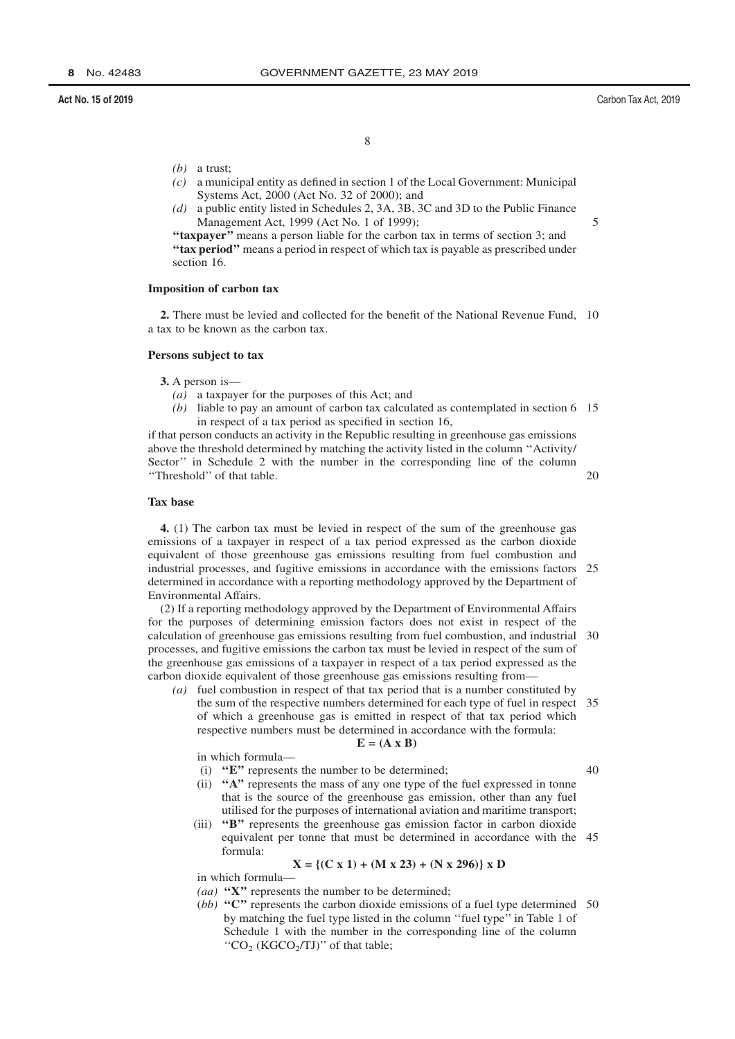*(b)* a trust;

*(c)* a municipal entity as defined in section 1 of the Local Government: Municipal Systems Act, 2000 (Act No. 32 of 2000); and

*(d)* a public entity listed in Schedules 2, 3A, 3B, 3C and 3D to the Public Finance Management Act, 1999 (Act No. 1 of 1999);

**"taxpayer"** means a person liable for the carbon tax in terms of section 3; and

**"tax period"** means a period in respect of which tax is payable as prescribed under section 16.

### Imposition of carbon tax

**2.** There must be levied and collected for the benefit of the National Revenue Fund, a tax to be known as the carbon tax.

### Persons subject to tax

**3.** A person is—

*(a)* a taxpayer for the purposes of this Act; and

*(b)* liable to pay an amount of carbon tax calculated as contemplated in section 6 in respect of a tax period as specified in section 16,

if that person conducts an activity in the Republic resulting in greenhouse gas emissions above the threshold determined by matching the activity listed in the column "Activity/ Sector" in Schedule 2 with the number in the corresponding line of the column "Threshold" of that table.

### Tax base

**4.** (1) The carbon tax must be levied in respect of the sum of the greenhouse gas emissions of a taxpayer in respect of a tax period expressed as the carbon dioxide equivalent of those greenhouse gas emissions resulting from fuel combustion and industrial processes, and fugitive emissions in accordance with the emissions factors determined in accordance with a reporting methodology approved by the Department of Environmental Affairs.

(2) If a reporting methodology approved by the Department of Environmental Affairs for the purposes of determining emission factors does not exist in respect of the calculation of greenhouse gas emissions resulting from fuel combustion, and industrial processes, and fugitive emissions the carbon tax must be levied in respect of the sum of the greenhouse gas emissions of a taxpayer in respect of a tax period expressed as the carbon dioxide equivalent of those greenhouse gas emissions resulting from—

*(a)* fuel combustion in respect of that tax period that is a number constituted by the sum of the respective numbers determined for each type of fuel in respect of which a greenhouse gas is emitted in respect of that tax period which respective numbers must be determined in accordance with the formula:

$$\mathbf{E = (A \times B)}$$

in which formula—

(i) **"E"** represents the number to be determined;

(ii) **"A"** represents the mass of any one type of the fuel expressed in tonne that is the source of the greenhouse gas emission, other than any fuel utilised for the purposes of international aviation and maritime transport;

(iii) **"B"** represents the greenhouse gas emission factor in carbon dioxide equivalent per tonne that must be determined in accordance with the formula:

$$\mathbf{X = \{(C \times 1) + (M \times 23) + (N \times 296)\} \times D}$$

in which formula—

*(aa)* **"X"** represents the number to be determined;

*(bb)* **"C"** represents the carbon dioxide emissions of a fuel type determined by matching the fuel type listed in the column "fuel type" in Table 1 of Schedule 1 with the number in the corresponding line of the column "$CO_2$ ($KGCO_2/TJ$)" of that table;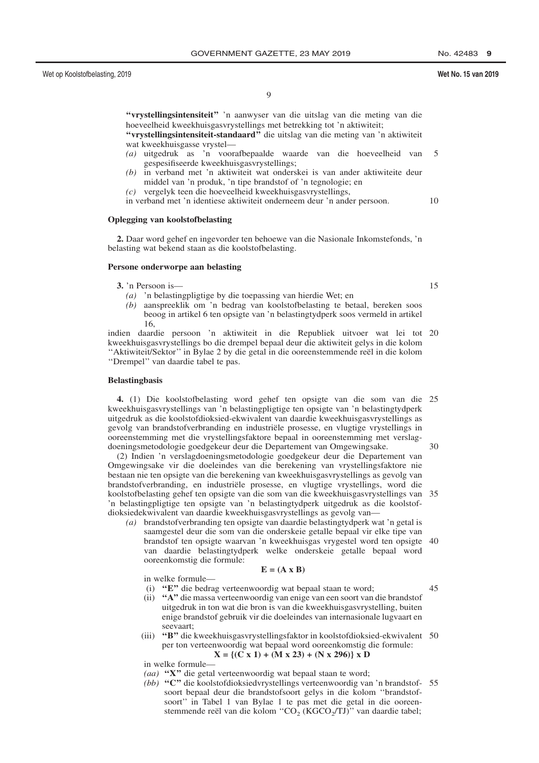**"vrystellingsintensiteit"** 'n aanwyser van die uitslag van die meting van die hoeveelheid kweekhuisgasvrystellings met betrekking tot 'n aktiwiteit;

**"vrystellingsintensiteit-standaard"** die uitslag van die meting van 'n aktiwiteit wat kweekhuisgasse vrystel—

*(a)* uitgedruk as 'n voorafbepaalde waarde van die hoeveelheid van gespesifiseerde kweekhuisgasvrystellings;

*(b)* in verband met 'n aktiwiteit wat onderskei is van ander aktiwiteite deur middel van 'n produk, 'n tipe brandstof of 'n tegnologie; en

*(c)* vergelyk teen die hoeveelheid kweekhuisgasvrystellings,

in verband met 'n identiese aktiwiteit onderneem deur 'n ander persoon.

### Oplegging van koolstofbelasting

**2.** Daar word gehef en ingevorder ten behoewe van die Nasionale Inkomstefonds, 'n belasting wat bekend staan as die koolstofbelasting.

### Persone onderworpe aan belasting

**3.** 'n Persoon is—

*(a)* 'n belastingpligtige by die toepassing van hierdie Wet; en

*(b)* aanspreeklik om 'n bedrag van koolstofbelasting te betaal, bereken soos beoog in artikel 6 ten opsigte van 'n belastingtydperk soos vermeld in artikel 16,

indien daardie persoon 'n aktiwiteit in die Republiek uitvoer wat lei tot kweekhuisgasvrystellings bo die drempel bepaal deur die aktiwiteit gelys in die kolom ''Aktiwiteit/Sektor'' in Bylae 2 by die getal in die ooreenstemmende reël in die kolom ''Drempel'' van daardie tabel te pas.

### Belastingbasis

**4.** (1) Die koolstofbelasting word gehef ten opsigte van die som van die kweekhuisgasvrystellings van 'n belastingpligtige ten opsigte van 'n belastingtydperk uitgedruk as die koolstofdioksied-ekwivalent van daardie kweekhuisgasvrystellings as gevolg van brandstofverbranding en industriële prosesse, en vlugtige vrystellings in ooreenstemming met die vrystellingsfaktore bepaal in ooreenstemming met verslagdoeningsmetodologie goedgekeur deur die Departement van Omgewingsake.

(2) Indien 'n verslagdoeningsmetodologie goedgekeur deur die Departement van Omgewingsake vir die doeleindes van die berekening van vrystellingsfaktore nie bestaan nie ten opsigte van die berekening van kweekhuisgasvrystellings as gevolg van brandstofverbranding, en industriële prosesse, en vlugtige vrystellings, word die koolstofbelasting gehef ten opsigte van die som van die kweekhuisgasvrystellings van 'n belastingpligtige ten opsigte van 'n belastingtydperk uitgedruk as die koolstofdioksiedekwivalent van daardie kweekhuisgasvrystellings as gevolg van—

*(a)* brandstofverbranding ten opsigte van daardie belastingtydperk wat 'n getal is saamgestel deur die som van die onderskeie getalle bepaal vir elke tipe van brandstof ten opsigte waarvan 'n kweekhuisgas vrygestel word ten opsigte van daardie belastingtydperk welke onderskeie getalle bepaal word ooreenkomstig die formule:

$$\mathbf{E = (A \times B)}$$

in welke formule—

(i) **"E"** die bedrag verteenwoordig wat bepaal staan te word;

(ii) **"A"** die massa verteenwoordig van enige van een soort van die brandstof uitgedruk in ton wat die bron is van die kweekhuisgasvrystelling, buiten enige brandstof gebruik vir die doeleindes van internasionale lugvaart en seevaart;

(iii) **"B"** die kweekhuisgasvrystellingsfaktor in koolstofdioksied-ekwivalent per ton verteenwoordig wat bepaal word ooreenkomstig die formule:

$$\mathbf{X = \{(C \times 1) + (M \times 23) + (N \times 296)\} \times D}$$

in welke formule—

*(aa)* **"X"** die getal verteenwoordig wat bepaal staan te word;

*(bb)* **"C"** die koolstofdioksiedvrystellings verteenwoordig van 'n brandstofsoort bepaal deur die brandstofsoort gelys in die kolom ''brandstofsoort'' in Tabel 1 van Bylae 1 te pas met die getal in die ooreenstemmende reël van die kolom ''$CO_2$ ($KGCO_2/TJ$)'' van daardie tabel;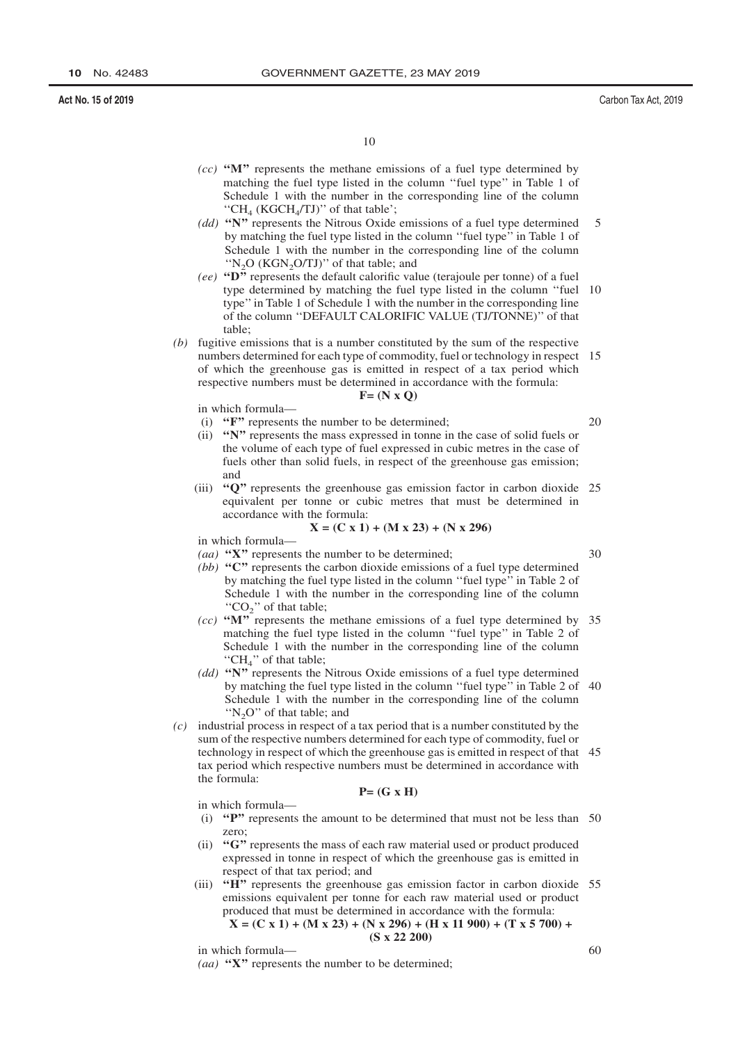*(cc)* **"M"** represents the methane emissions of a fuel type determined by matching the fuel type listed in the column ''fuel type'' in Table 1 of Schedule 1 with the number in the corresponding line of the column ''$CH_4$ ($KGCH_4/TJ$)'' of that table';

*(dd)* **"N"** represents the Nitrous Oxide emissions of a fuel type determined by matching the fuel type listed in the column ''fuel type'' in Table 1 of Schedule 1 with the number in the corresponding line of the column ''$N_2O$ ($KGN_2O/TJ$)'' of that table; and

*(ee)* **"D"** represents the default calorific value (terajoule per tonne) of a fuel type determined by matching the fuel type listed in the column ''fuel type'' in Table 1 of Schedule 1 with the number in the corresponding line of the column ''DEFAULT CALORIFIC VALUE (TJ/TONNE)'' of that table;

*(b)* fugitive emissions that is a number constituted by the sum of the respective numbers determined for each type of commodity, fuel or technology in respect of which the greenhouse gas is emitted in respect of a tax period which respective numbers must be determined in accordance with the formula:

$$\mathbf{F = (N \times Q)}$$

in which formula—

(i) **"F"** represents the number to be determined;

(ii) **"N"** represents the mass expressed in tonne in the case of solid fuels or the volume of each type of fuel expressed in cubic metres in the case of fuels other than solid fuels, in respect of the greenhouse gas emission; and

(iii) **"Q"** represents the greenhouse gas emission factor in carbon dioxide equivalent per tonne or cubic metres that must be determined in accordance with the formula:

$$\mathbf{X = (C \times 1) + (M \times 23) + (N \times 296)}$$

in which formula—

*(aa)* **"X"** represents the number to be determined;

*(bb)* **"C"** represents the carbon dioxide emissions of a fuel type determined by matching the fuel type listed in the column ''fuel type'' in Table 2 of Schedule 1 with the number in the corresponding line of the column ''$CO_2$'' of that table;

*(cc)* **"M"** represents the methane emissions of a fuel type determined by matching the fuel type listed in the column ''fuel type'' in Table 2 of Schedule 1 with the number in the corresponding line of the column ''$CH_4$'' of that table;

*(dd)* **"N"** represents the Nitrous Oxide emissions of a fuel type determined by matching the fuel type listed in the column ''fuel type'' in Table 2 of Schedule 1 with the number in the corresponding line of the column ''$N_2O$'' of that table; and

*(c)* industrial process in respect of a tax period that is a number constituted by the sum of the respective numbers determined for each type of commodity, fuel or technology in respect of which the greenhouse gas is emitted in respect of that tax period which respective numbers must be determined in accordance with the formula:

$$\mathbf{P = (G \times H)}$$

in which formula—

(i) **"P"** represents the amount to be determined that must not be less than zero;

(ii) **"G"** represents the mass of each raw material used or product produced expressed in tonne in respect of which the greenhouse gas is emitted in respect of that tax period; and

(iii) **"H"** represents the greenhouse gas emission factor in carbon dioxide emissions equivalent per tonne for each raw material used or product produced that must be determined in accordance with the formula:

$$\mathbf{X = (C \times 1) + (M \times 23) + (N \times 296) + (H \times 11\,900) + (T \times 5\,700) + (S \times 22\,200)}$$

in which formula—

*(aa)* **"X"** represents the number to be determined;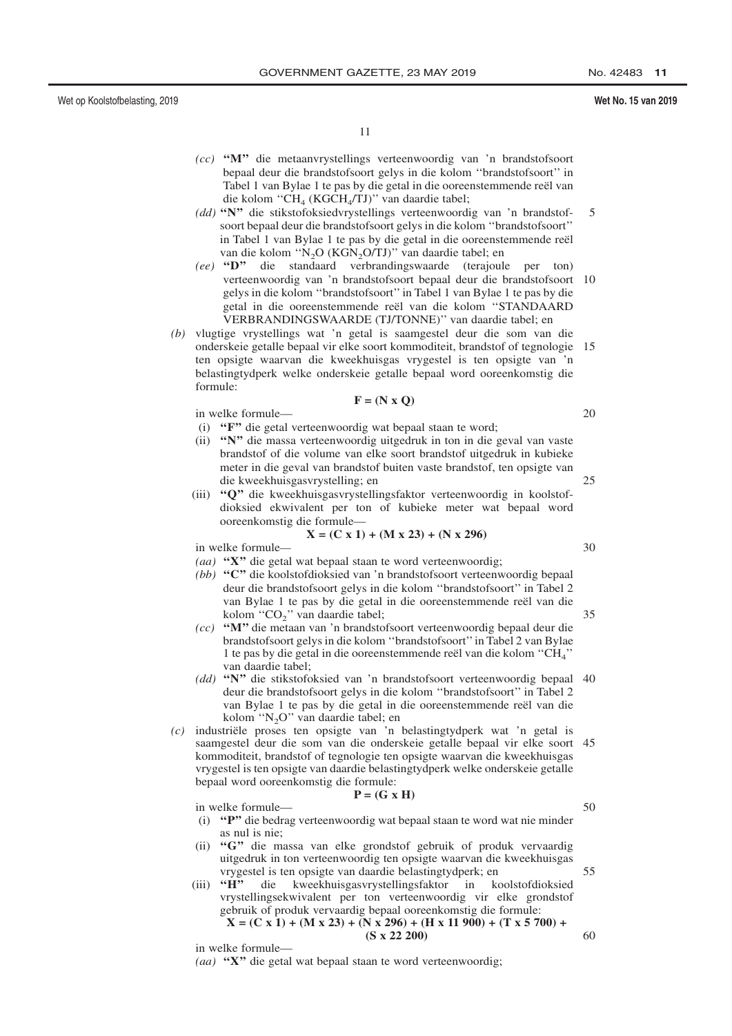*(cc)* **"M"** die metaanvrystellings verteenwoordig van 'n brandstofsoort bepaal deur die brandstofsoort gelys in die kolom ''brandstofsoort'' in Tabel 1 van Bylae 1 te pas by die getal in die ooreenstemmende reël van die kolom ''$CH_4$ ($KGCH_4/TJ$)'' van daardie tabel;

*(dd)* **"N"** die stikstofoksiedvrystellings verteenwoordig van 'n brandstofsoort bepaal deur die brandstofsoort gelys in die kolom ''brandstofsoort'' in Tabel 1 van Bylae 1 te pas by die getal in die ooreenstemmende reël van die kolom ''$N_2O$ ($KGN_2O/TJ$)'' van daardie tabel; en

*(ee)* **"D"** die standaard verbrandingswaarde (terajoule per ton) verteenwoordig van 'n brandstofsoort bepaal deur die brandstofsoort gelys in die kolom ''brandstofsoort'' in Tabel 1 van Bylae 1 te pas by die getal in die ooreenstemmende reël van die kolom ''STANDAARD VERBRANDINGSWAARDE (TJ/TONNE)'' van daardie tabel; en

*(b)* vlugtige vrystellings wat 'n getal is saamgestel deur die som van die onderskeie getalle bepaal vir elke soort kommoditeit, brandstof of tegnologie ten opsigte waarvan die kweekhuisgas vrygestel is ten opsigte van 'n belastingtydperk welke onderskeie getalle bepaal word ooreenkomstig die formule:

$$\mathbf{F = (N \times Q)}$$

in welke formule—

(i) **"F"** die getal verteenwoordig wat bepaal staan te word;

(ii) **"N"** die massa verteenwoordig uitgedruk in ton in die geval van vaste brandstof of die volume van elke soort brandstof uitgedruk in kubieke meter in die geval van brandstof buiten vaste brandstof, ten opsigte van die kweekhuisgasvrystelling; en

(iii) **"Q"** die kweekhuisgasvrystellingsfaktor verteenwoordig in koolstofdioksied ekwivalent per ton of kubieke meter wat bepaal word ooreenkomstig die formule—

$$\mathbf{X = (C \times 1) + (M \times 23) + (N \times 296)}$$

in welke formule—

*(aa)* **"X"** die getal wat bepaal staan te word verteenwoordig;

*(bb)* **"C"** die koolstofdioksied van 'n brandstofsoort verteenwoordig bepaal deur die brandstofsoort gelys in die kolom ''brandstofsoort'' in Tabel 2 van Bylae 1 te pas by die getal in die ooreenstemmende reël van die kolom ''$CO_2$'' van daardie tabel;

*(cc)* **"M"** die metaan van 'n brandstofsoort verteenwoordig bepaal deur die brandstofsoort gelys in die kolom ''brandstofsoort'' in Tabel 2 van Bylae 1 te pas by die getal in die ooreenstemmende reël van die kolom ''$CH_4$'' van daardie tabel;

*(dd)* **"N"** die stikstofoksied van 'n brandstofsoort verteenwoordig bepaal deur die brandstofsoort gelys in die kolom ''brandstofsoort'' in Tabel 2 van Bylae 1 te pas by die getal in die ooreenstemmende reël van die kolom ''$N_2O$'' van daardie tabel; en

*(c)* industriële proses ten opsigte van 'n belastingtydperk wat 'n getal is saamgestel deur die som van die onderskeie getalle bepaal vir elke soort kommoditeit, brandstof of tegnologie ten opsigte waarvan die kweekhuisgas vrygestel is ten opsigte van daardie belastingtydperk welke onderskeie getalle bepaal word ooreenkomstig die formule:

$$\mathbf{P = (G \times H)}$$

in welke formule—

(i) **"P"** die bedrag verteenwoordig wat bepaal staan te word wat nie minder as nul is nie;

(ii) **"G"** die massa van elke grondstof gebruik of produk vervaardig uitgedruk in ton verteenwoordig ten opsigte waarvan die kweekhuisgas vrygestel is ten opsigte van daardie belastingtydperk; en

(iii) **"H"** die kweekhuisgasvrystellingsfaktor in koolstofdioksied vrystellingsekwivalent per ton verteenwoordig vir elke grondstof gebruik of produk vervaardig bepaal ooreenkomstig die formule:

$$\mathbf{X = (C \times 1) + (M \times 23) + (N \times 296) + (H \times 11\,900) + (T \times 5\,700) + (S \times 22\,200)}$$

in welke formule—

*(aa)* **"X"** die getal wat bepaal staan te word verteenwoordig;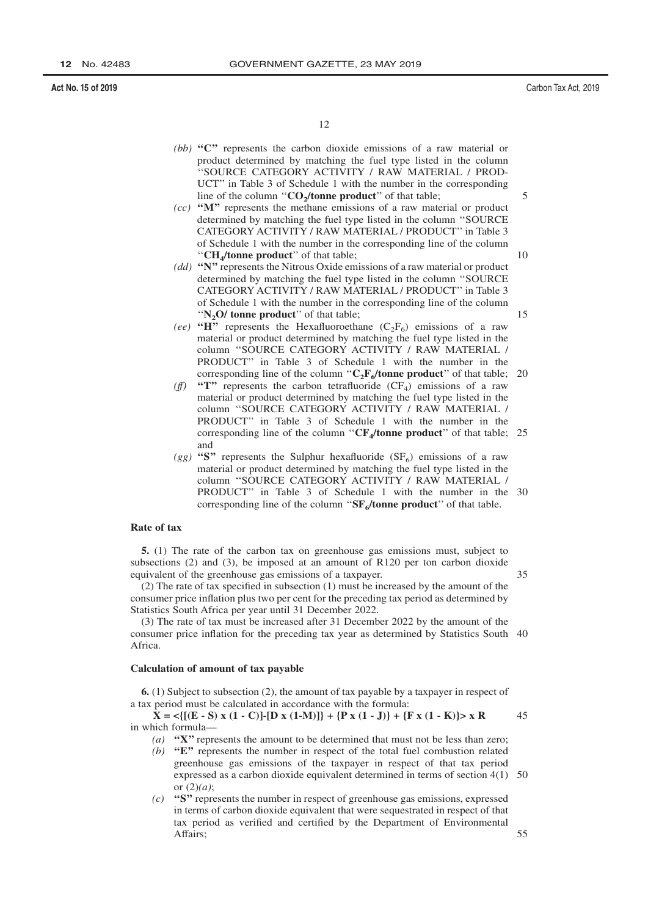*(bb)* **"C"** represents the carbon dioxide emissions of a raw material or product determined by matching the fuel type listed in the column "SOURCE CATEGORY ACTIVITY / RAW MATERIAL / PRODUCT" in Table 3 of Schedule 1 with the number in the corresponding line of the column "**$CO_2$/tonne product**" of that table;

*(cc)* **"M"** represents the methane emissions of a raw material or product determined by matching the fuel type listed in the column "SOURCE CATEGORY ACTIVITY / RAW MATERIAL / PRODUCT" in Table 3 of Schedule 1 with the number in the corresponding line of the column "**$CH_4$/tonne product**" of that table;

*(dd)* **"N"** represents the Nitrous Oxide emissions of a raw material or product determined by matching the fuel type listed in the column "SOURCE CATEGORY ACTIVITY / RAW MATERIAL / PRODUCT" in Table 3 of Schedule 1 with the number in the corresponding line of the column "**$N_2O$/ tonne product**" of that table;

*(ee)* **"H"** represents the Hexafluoroethane ($C_2F_6$) emissions of a raw material or product determined by matching the fuel type listed in the column "SOURCE CATEGORY ACTIVITY / RAW MATERIAL / PRODUCT" in Table 3 of Schedule 1 with the number in the corresponding line of the column "**$C_2F_6$/tonne product**" of that table;

*(ff)* **"T"** represents the carbon tetrafluoride ($CF_4$) emissions of a raw material or product determined by matching the fuel type listed in the column "SOURCE CATEGORY ACTIVITY / RAW MATERIAL / PRODUCT" in Table 3 of Schedule 1 with the number in the corresponding line of the column "**$CF_4$/tonne product**" of that table; and

*(gg)* **"S"** represents the Sulphur hexafluoride ($SF_6$) emissions of a raw material or product determined by matching the fuel type listed in the column "SOURCE CATEGORY ACTIVITY / RAW MATERIAL / PRODUCT" in Table 3 of Schedule 1 with the number in the corresponding line of the column "**$SF_6$/tonne product**" of that table.

**Rate of tax**

**5.** (1) The rate of the carbon tax on greenhouse gas emissions must, subject to subsections (2) and (3), be imposed at an amount of R120 per ton carbon dioxide equivalent of the greenhouse gas emissions of a taxpayer.

(2) The rate of tax specified in subsection (1) must be increased by the amount of the consumer price inflation plus two per cent for the preceding tax period as determined by Statistics South Africa per year until 31 December 2022.

(3) The rate of tax must be increased after 31 December 2022 by the amount of the consumer price inflation for the preceding tax year as determined by Statistics South Africa.

**Calculation of amount of tax payable**

**6.** (1) Subject to subsection (2), the amount of tax payable by a taxpayer in respect of a tax period must be calculated in accordance with the formula:

$$X = <\{[(E - S) \times (1 - C)]-[D \times (1-M)]\} + \{P \times (1 - J)\} + \{F \times (1 - K)\}> \times R$$

in which formula—

*(a)* **"X"** represents the amount to be determined that must not be less than zero;

*(b)* **"E"** represents the number in respect of the total fuel combustion related greenhouse gas emissions of the taxpayer in respect of that tax period expressed as a carbon dioxide equivalent determined in terms of section 4(1) or (2)*(a)*;

*(c)* **"S"** represents the number in respect of greenhouse gas emissions, expressed in terms of carbon dioxide equivalent that were sequestrated in respect of that tax period as verified and certified by the Department of Environmental Affairs;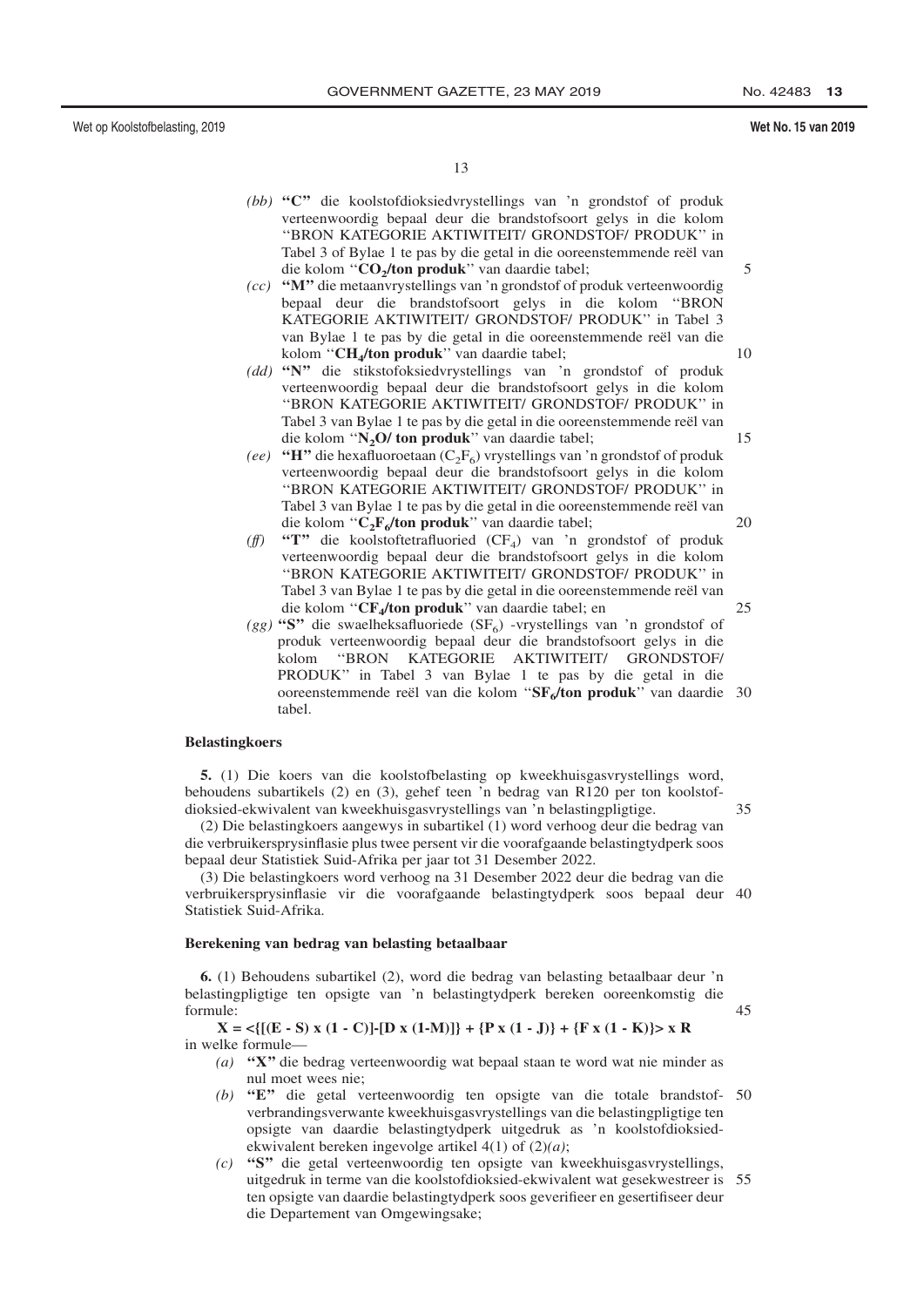*(bb)* **"C"** die koolstofdioksiedvrystellings van 'n grondstof of produk verteenwoordig bepaal deur die brandstofsoort gelys in die kolom ''BRON KATEGORIE AKTIWITEIT/ GRONDSTOF/ PRODUK'' in Tabel 3 of Bylae 1 te pas by die getal in die ooreenstemmende reël van die kolom ''**$CO_2$/ton produk**'' van daardie tabel;

*(cc)* **"M"** die metaanvrystellings van 'n grondstof of produk verteenwoordig bepaal deur die brandstofsoort gelys in die kolom ''BRON KATEGORIE AKTIWITEIT/ GRONDSTOF/ PRODUK'' in Tabel 3 van Bylae 1 te pas by die getal in die ooreenstemmende reël van die kolom ''**$CH_4$/ton produk**'' van daardie tabel;

*(dd)* **"N"** die stikstofoksiedvrystellings van 'n grondstof of produk verteenwoordig bepaal deur die brandstofsoort gelys in die kolom ''BRON KATEGORIE AKTIWITEIT/ GRONDSTOF/ PRODUK'' in Tabel 3 van Bylae 1 te pas by die getal in die ooreenstemmende reël van die kolom ''**$N_2O$/ ton produk**'' van daardie tabel;

*(ee)* **"H"** die hexafluoroetaan ($C_2F_6$) vrystellings van 'n grondstof of produk verteenwoordig bepaal deur die brandstofsoort gelys in die kolom ''BRON KATEGORIE AKTIWITEIT/ GRONDSTOF/ PRODUK'' in Tabel 3 van Bylae 1 te pas by die getal in die ooreenstemmende reël van die kolom ''**$C_2F_6$/ton produk**'' van daardie tabel;

*(ff)* **"T"** die koolstoftetrafluoried ($CF_4$) van 'n grondstof of produk verteenwoordig bepaal deur die brandstofsoort gelys in die kolom ''BRON KATEGORIE AKTIWITEIT/ GRONDSTOF/ PRODUK'' in Tabel 3 van Bylae 1 te pas by die getal in die ooreenstemmende reël van die kolom ''**$CF_4$/ton produk**'' van daardie tabel; en

*(gg)* **"S"** die swaelheksafluoriede ($SF_6$) -vrystellings van 'n grondstof of produk verteenwoordig bepaal deur die brandstofsoort gelys in die kolom ''BRON KATEGORIE AKTIWITEIT/ GRONDSTOF/ PRODUK'' in Tabel 3 van Bylae 1 te pas by die getal in die ooreenstemmende reël van die kolom ''**$SF_6$/ton produk**'' van daardie tabel.

**Belastingkoers**

**5.** (1) Die koers van die koolstofbelasting op kweekhuisgasvrystellings word, behoudens subartikels (2) en (3), gehef teen 'n bedrag van R120 per ton koolstofdioksied-ekwivalent van kweekhuisgasvrystellings van 'n belastingpligtige.

(2) Die belastingkoers aangewys in subartikel (1) word verhoog deur die bedrag van die verbruikersprysinflasie plus twee persent vir die voorafgaande belastingtydperk soos bepaal deur Statistiek Suid-Afrika per jaar tot 31 Desember 2022.

(3) Die belastingkoers word verhoog na 31 Desember 2022 deur die bedrag van die verbruikersprysinflasie vir die voorafgaande belastingtydperk soos bepaal deur Statistiek Suid-Afrika.

**Berekening van bedrag van belasting betaalbaar**

**6.** (1) Behoudens subartikel (2), word die bedrag van belasting betaalbaar deur 'n belastingpligtige ten opsigte van 'n belastingtydperk bereken ooreenkomstig die formule:

$$X = <\{[(E - S) \times (1 - C)] - [D \times (1 - M)]\} + \{P \times (1 - J)\} + \{F \times (1 - K)\}> \times R$$

in welke formule—

*(a)* **"X"** die bedrag verteenwoordig wat bepaal staan te word wat nie minder as nul moet wees nie;

*(b)* **"E"** die getal verteenwoordig ten opsigte van die totale brandstofverbrandingsverwante kweekhuisgasvrystellings van die belastingpligtige ten opsigte van daardie belastingtydperk uitgedruk as 'n koolstofdioksiedekwivalent bereken ingevolge artikel 4(1) of (2)*(a)*;

*(c)* **"S"** die getal verteenwoordig ten opsigte van kweekhuisgasvrystellings, uitgedruk in terme van die koolstofdioksied-ekwivalent wat gesekwestreer is ten opsigte van daardie belastingtydperk soos geverifieer en gesertifiseer deur die Departement van Omgewingsake;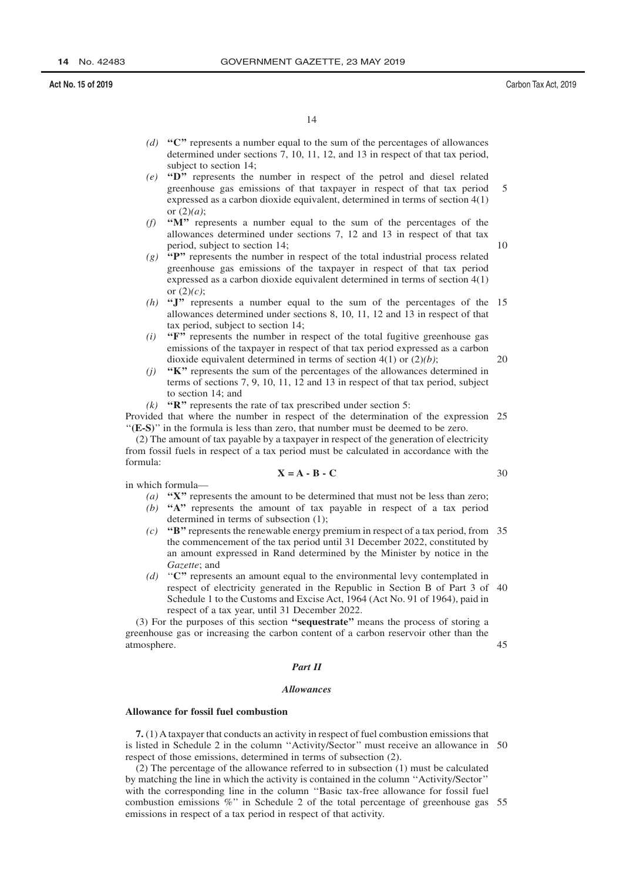*(d)* **"C"** represents a number equal to the sum of the percentages of allowances determined under sections 7, 10, 11, 12, and 13 in respect of that tax period, subject to section 14;

*(e)* **"D"** represents the number in respect of the petrol and diesel related greenhouse gas emissions of that taxpayer in respect of that tax period expressed as a carbon dioxide equivalent, determined in terms of section 4(1) or (2)*(a)*;

*(f)* **"M"** represents a number equal to the sum of the percentages of the allowances determined under sections 7, 12 and 13 in respect of that tax period, subject to section 14;

*(g)* **"P"** represents the number in respect of the total industrial process related greenhouse gas emissions of the taxpayer in respect of that tax period expressed as a carbon dioxide equivalent determined in terms of section 4(1) or (2)*(c)*;

*(h)* **"J"** represents a number equal to the sum of the percentages of the allowances determined under sections 8, 10, 11, 12 and 13 in respect of that tax period, subject to section 14;

*(i)* **"F"** represents the number in respect of the total fugitive greenhouse gas emissions of the taxpayer in respect of that tax period expressed as a carbon dioxide equivalent determined in terms of section 4(1) or (2)*(b)*;

*(j)* **"K"** represents the sum of the percentages of the allowances determined in terms of sections 7, 9, 10, 11, 12 and 13 in respect of that tax period, subject to section 14; and

*(k)* **"R"** represents the rate of tax prescribed under section 5:

Provided that where the number in respect of the determination of the expression "**(E-S)**" in the formula is less than zero, that number must be deemed to be zero.

(2) The amount of tax payable by a taxpayer in respect of the generation of electricity from fossil fuels in respect of a tax period must be calculated in accordance with the formula:

$$\mathbf{X = A - B - C}$$

in which formula—

*(a)* **"X"** represents the amount to be determined that must not be less than zero;

*(b)* **"A"** represents the amount of tax payable in respect of a tax period determined in terms of subsection (1);

*(c)* **"B"** represents the renewable energy premium in respect of a tax period, from the commencement of the tax period until 31 December 2022, constituted by an amount expressed in Rand determined by the Minister by notice in the *Gazette*; and

*(d)* "**C"** represents an amount equal to the environmental levy contemplated in respect of electricity generated in the Republic in Section B of Part 3 of Schedule 1 to the Customs and Excise Act, 1964 (Act No. 91 of 1964), paid in respect of a tax year, until 31 December 2022.

(3) For the purposes of this section **"sequestrate"** means the process of storing a greenhouse gas or increasing the carbon content of a carbon reservoir other than the atmosphere.

## *Part II*

## *Allowances*

### Allowance for fossil fuel combustion

**7.** (1) A taxpayer that conducts an activity in respect of fuel combustion emissions that is listed in Schedule 2 in the column "Activity/Sector" must receive an allowance in respect of those emissions, determined in terms of subsection (2).

(2) The percentage of the allowance referred to in subsection (1) must be calculated by matching the line in which the activity is contained in the column "Activity/Sector" with the corresponding line in the column "Basic tax-free allowance for fossil fuel combustion emissions %" in Schedule 2 of the total percentage of greenhouse gas emissions in respect of a tax period in respect of that activity.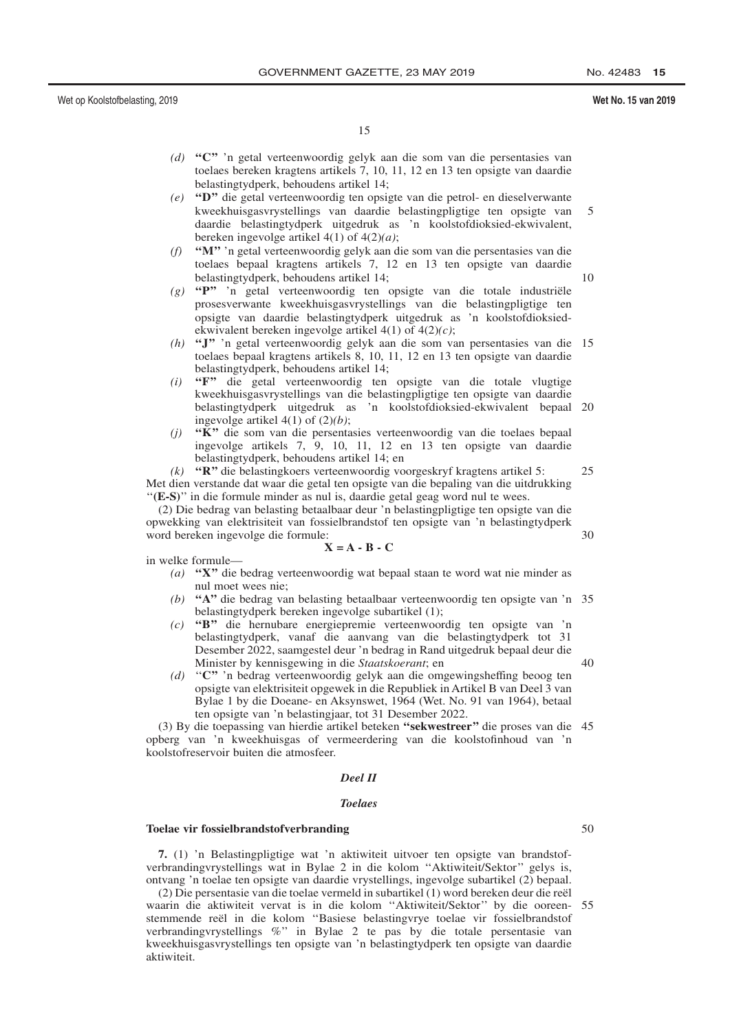*(d)* **"C"** 'n getal verteenwoordig gelyk aan die som van die persentasies van toelaes bereken kragtens artikels 7, 10, 11, 12 en 13 ten opsigte van daardie belastingtydperk, behoudens artikel 14;

*(e)* **"D"** die getal verteenwoordig ten opsigte van die petrol- en dieselverwante kweekhuisgasvrystellings van daardie belastingpligtige ten opsigte van daardie belastingtydperk uitgedruk as 'n koolstofdioksied-ekwivalent, bereken ingevolge artikel 4(1) of 4(2)*(a)*;

*(f)* **"M"** 'n getal verteenwoordig gelyk aan die som van die persentasies van die toelaes bepaal kragtens artikels 7, 12 en 13 ten opsigte van daardie belastingtydperk, behoudens artikel 14;

*(g)* **"P"** 'n getal verteenwoordig ten opsigte van die totale industriële prosesverwante kweekhuisgasvrystellings van die belastingpligtige ten opsigte van daardie belastingtydperk uitgedruk as 'n koolstofdioksied-ekwivalent bereken ingevolge artikel 4(1) of 4(2)*(c)*;

*(h)* **"J"** 'n getal verteenwoordig gelyk aan die som van persentasies van die toelaes bepaal kragtens artikels 8, 10, 11, 12 en 13 ten opsigte van daardie belastingtydperk, behoudens artikel 14;

*(i)* **"F"** die getal verteenwoordig ten opsigte van die totale vlugtige kweekhuisgasvrystellings van die belastingpligtige ten opsigte van daardie belastingtydperk uitgedruk as 'n koolstofdioksied-ekwivalent bepaal ingevolge artikel 4(1) of (2)*(b)*;

*(j)* **"K"** die som van die persentasies verteenwoordig van die toelaes bepaal ingevolge artikels 7, 9, 10, 11, 12 en 13 ten opsigte van daardie belastingtydperk, behoudens artikel 14; en

*(k)* **"R"** die belastingkoers verteenwoordig voorgeskryf kragtens artikel 5:

Met dien verstande dat waar die getal ten opsigte van die bepaling van die uitdrukking "**(E-S)**" in die formule minder as nul is, daardie getal geag word nul te wees.

(2) Die bedrag van belasting betaalbaar deur 'n belastingpligtige ten opsigte van die opwekking van elektrisiteit van fossielbrandstof ten opsigte van 'n belastingtydperk word bereken ingevolge die formule:

$$X = A - B - C$$

in welke formule—

*(a)* **"X"** die bedrag verteenwoordig wat bepaal staan te word wat nie minder as nul moet wees nie;

*(b)* **"A"** die bedrag van belasting betaalbaar verteenwoordig ten opsigte van 'n belastingtydperk bereken ingevolge subartikel (1);

*(c)* **"B"** die hernubare energiepremie verteenwoordig ten opsigte van 'n belastingtydperk, vanaf die aanvang van die belastingtydperk tot 31 Desember 2022, saamgestel deur 'n bedrag in Rand uitgedruk bepaal deur die Minister by kennisgewing in die *Staatskoerant*; en

*(d)* "**C**" 'n bedrag verteenwoordig gelyk aan die omgewingsheffing beoog ten opsigte van elektrisiteit opgewek in die Republiek in Artikel B van Deel 3 van Bylae 1 by die Doeane- en Aksynswet, 1964 (Wet. No. 91 van 1964), betaal ten opsigte van 'n belastingjaar, tot 31 Desember 2022.

(3) By die toepassing van hierdie artikel beteken **"sekwestreer"** die proses van die opberg van 'n kweekhuisgas of vermeerdering van die koolstofinhoud van 'n koolstofreservoir buiten die atmosfeer.

## *Deel II*

## *Toelaes*

### Toelae vir fossielbrandstofverbranding

**7.** (1) 'n Belastingpligtige wat 'n aktiwiteit uitvoer ten opsigte van brandstofverbrandingvrystellings wat in Bylae 2 in die kolom "Aktiwiteit/Sektor" gelys is, ontvang 'n toelae ten opsigte van daardie vrystellings, ingevolge subartikel (2) bepaal.

(2) Die persentasie van die toelae vermeld in subartikel (1) word bereken deur die reël waarin die aktiwiteit vervat is in die kolom "Aktiwiteit/Sektor" by die ooreenstemmende reël in die kolom "Basiese belastingvrye toelae vir fossielbrandstof verbrandingvrystellings %" in Bylae 2 te pas by die totale persentasie van kweekhuisgasvrystellings ten opsigte van 'n belastingtydperk ten opsigte van daardie aktiwiteit.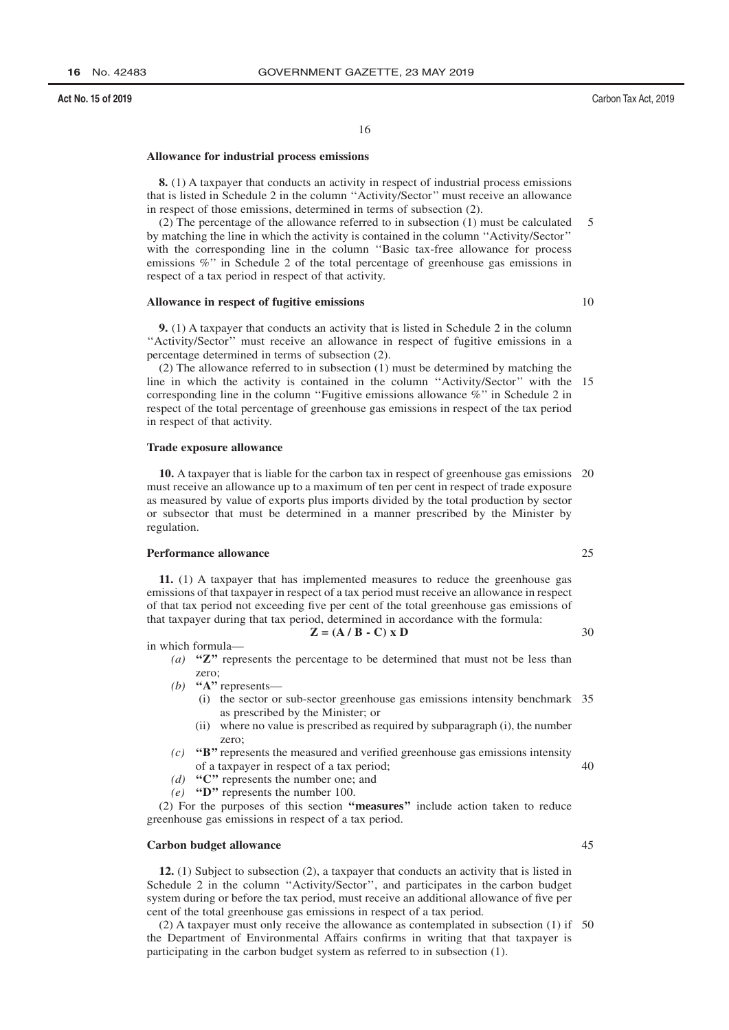### Allowance for industrial process emissions

**8.** (1) A taxpayer that conducts an activity in respect of industrial process emissions that is listed in Schedule 2 in the column ''Activity/Sector'' must receive an allowance in respect of those emissions, determined in terms of subsection (2).

(2) The percentage of the allowance referred to in subsection (1) must be calculated by matching the line in which the activity is contained in the column ''Activity/Sector'' with the corresponding line in the column ''Basic tax-free allowance for process emissions %'' in Schedule 2 of the total percentage of greenhouse gas emissions in respect of a tax period in respect of that activity.

### Allowance in respect of fugitive emissions

**9.** (1) A taxpayer that conducts an activity that is listed in Schedule 2 in the column ''Activity/Sector'' must receive an allowance in respect of fugitive emissions in a percentage determined in terms of subsection (2).

(2) The allowance referred to in subsection (1) must be determined by matching the line in which the activity is contained in the column ''Activity/Sector'' with the corresponding line in the column ''Fugitive emissions allowance %'' in Schedule 2 in respect of the total percentage of greenhouse gas emissions in respect of the tax period in respect of that activity.

### Trade exposure allowance

**10.** A taxpayer that is liable for the carbon tax in respect of greenhouse gas emissions must receive an allowance up to a maximum of ten per cent in respect of trade exposure as measured by value of exports plus imports divided by the total production by sector or subsector that must be determined in a manner prescribed by the Minister by regulation.

### Performance allowance

**11.** (1) A taxpayer that has implemented measures to reduce the greenhouse gas emissions of that taxpayer in respect of a tax period must receive an allowance in respect of that tax period not exceeding five per cent of the total greenhouse gas emissions of that taxpayer during that tax period, determined in accordance with the formula:

$$\mathbf{Z = (A / B - C) \times D}$$

in which formula—

*(a)* **''Z''** represents the percentage to be determined that must not be less than zero;

*(b)* **''A''** represents—

(i) the sector or sub-sector greenhouse gas emissions intensity benchmark as prescribed by the Minister; or

(ii) where no value is prescribed as required by subparagraph (i), the number zero;

*(c)* **''B''** represents the measured and verified greenhouse gas emissions intensity of a taxpayer in respect of a tax period;

*(d)* **''C''** represents the number one; and

*(e)* **''D''** represents the number 100.

(2) For the purposes of this section **''measures''** include action taken to reduce greenhouse gas emissions in respect of a tax period.

### Carbon budget allowance

**12.** (1) Subject to subsection (2), a taxpayer that conducts an activity that is listed in Schedule 2 in the column ''Activity/Sector'', and participates in the carbon budget system during or before the tax period, must receive an additional allowance of five per cent of the total greenhouse gas emissions in respect of a tax period.

(2) A taxpayer must only receive the allowance as contemplated in subsection (1) if the Department of Environmental Affairs confirms in writing that that taxpayer is participating in the carbon budget system as referred to in subsection (1).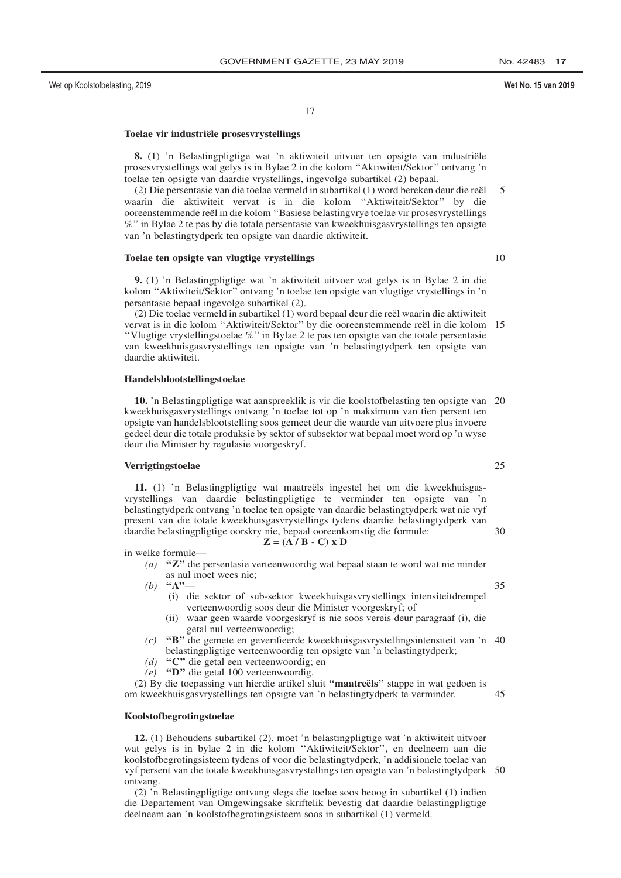**Toelae vir industriële prosesvrystellings**

**8.** (1) 'n Belastingpligtige wat 'n aktiwiteit uitvoer ten opsigte van industriële prosesvrystellings wat gelys is in Bylae 2 in die kolom ''Aktiwiteit/Sektor'' ontvang 'n toelae ten opsigte van daardie vrystellings, ingevolge subartikel (2) bepaal.

(2) Die persentasie van die toelae vermeld in subartikel (1) word bereken deur die reël waarin die aktiwiteit vervat is in die kolom ''Aktiwiteit/Sektor'' by die ooreenstemmende reël in die kolom ''Basiese belastingvrye toelae vir prosesvrystellings %'' in Bylae 2 te pas by die totale persentasie van kweekhuisgasvrystellings ten opsigte van 'n belastingtydperk ten opsigte van daardie aktiwiteit.

**Toelae ten opsigte van vlugtige vrystellings**

**9.** (1) 'n Belastingpligtige wat 'n aktiwiteit uitvoer wat gelys is in Bylae 2 in die kolom ''Aktiwiteit/Sektor'' ontvang 'n toelae ten opsigte van vlugtige vrystellings in 'n persentasie bepaal ingevolge subartikel (2).

(2) Die toelae vermeld in subartikel (1) word bepaal deur die reël waarin die aktiwiteit vervat is in die kolom ''Aktiwiteit/Sektor'' by die ooreenstemmende reël in die kolom ''Vlugtige vrystellingstoelae %'' in Bylae 2 te pas ten opsigte van die totale persentasie van kweekhuisgasvrystellings ten opsigte van 'n belastingtydperk ten opsigte van daardie aktiwiteit.

**Handelsblootstellingstoelae**

**10.** 'n Belastingpligtige wat aanspreeklik is vir die koolstofbelasting ten opsigte van kweekhuisgasvrystellings ontvang 'n toelae tot op 'n maksimum van tien persent ten opsigte van handelsblootstelling soos gemeet deur die waarde van uitvoere plus invoere gedeel deur die totale produksie by sektor of subsektor wat bepaal moet word op 'n wyse deur die Minister by regulasie voorgeskryf.

**Verrigtingstoelae**

**11.** (1) 'n Belastingpligtige wat maatreëls ingestel het om die kweekhuisgasvrystellings van daardie belastingpligtige te verminder ten opsigte van 'n belastingtydperk ontvang 'n toelae ten opsigte van daardie belastingtydperk wat nie vyf present van die totale kweekhuisgasvrystellings tydens daardie belastingtydperk van daardie belastingpligtige oorskry nie, bepaal ooreenkomstig die formule:

$$\mathbf{Z = (A / B - C) \times D}$$

in welke formule—

*(a)* **"Z"** die persentasie verteenwoordig wat bepaal staan te word wat nie minder as nul moet wees nie;

*(b)* **"A"**—

  (i) die sektor of sub-sektor kweekhuisgasvrystellings intensiteitdrempel verteenwoordig soos deur die Minister voorgeskryf; of

  (ii) waar geen waarde voorgeskryf is nie soos vereis deur paragraaf (i), die getal nul verteenwoordig;

*(c)* **"B"** die gemete en geverifieerde kweekhuisgasvrystellingsintensiteit van 'n belastingpligtige verteenwoordig ten opsigte van 'n belastingtydperk;

*(d)* **"C"** die getal een verteenwoordig; en

*(e)* **"D"** die getal 100 verteenwoordig.

(2) By die toepassing van hierdie artikel sluit **"maatreëls"** stappe in wat gedoen is om kweekhuisgasvrystellings ten opsigte van 'n belastingtydperk te verminder.

**Koolstofbegrotingstoelae**

**12.** (1) Behoudens subartikel (2), moet 'n belastingpligtige wat 'n aktiwiteit uitvoer wat gelys is in bylae 2 in die kolom ''Aktiwiteit/Sektor'', en deelneem aan die koolstofbegrotingsisteem tydens of voor die belastingtydperk, 'n addisionele toelae van vyf persent van die totale kweekhuisgasvrystellings ten opsigte van 'n belastingtydperk ontvang.

(2) 'n Belastingpligtige ontvang slegs die toelae soos beoog in subartikel (1) indien die Departement van Omgewingsake skriftelik bevestig dat daardie belastingpligtige deelneem aan 'n koolstofbegrotingsisteem soos in subartikel (1) vermeld.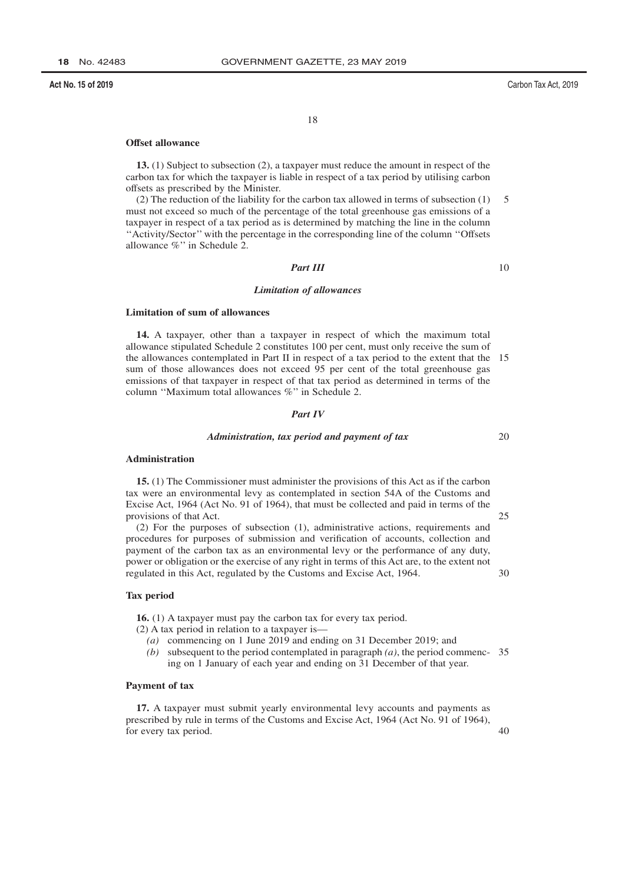**Offset allowance**

**13.** (1) Subject to subsection (2), a taxpayer must reduce the amount in respect of the carbon tax for which the taxpayer is liable in respect of a tax period by utilising carbon offsets as prescribed by the Minister.

(2) The reduction of the liability for the carbon tax allowed in terms of subsection (1) must not exceed so much of the percentage of the total greenhouse gas emissions of a taxpayer in respect of a tax period as is determined by matching the line in the column ''Activity/Sector'' with the percentage in the corresponding line of the column ''Offsets allowance %'' in Schedule 2.

## *Part III*

### *Limitation of allowances*

**Limitation of sum of allowances**

**14.** A taxpayer, other than a taxpayer in respect of which the maximum total allowance stipulated Schedule 2 constitutes 100 per cent, must only receive the sum of the allowances contemplated in Part II in respect of a tax period to the extent that the sum of those allowances does not exceed 95 per cent of the total greenhouse gas emissions of that taxpayer in respect of that tax period as determined in terms of the column ''Maximum total allowances %'' in Schedule 2.

## *Part IV*

### *Administration, tax period and payment of tax*

**Administration**

**15.** (1) The Commissioner must administer the provisions of this Act as if the carbon tax were an environmental levy as contemplated in section 54A of the Customs and Excise Act, 1964 (Act No. 91 of 1964), that must be collected and paid in terms of the provisions of that Act.

(2) For the purposes of subsection (1), administrative actions, requirements and procedures for purposes of submission and verification of accounts, collection and payment of the carbon tax as an environmental levy or the performance of any duty, power or obligation or the exercise of any right in terms of this Act are, to the extent not regulated in this Act, regulated by the Customs and Excise Act, 1964.

**Tax period**

**16.** (1) A taxpayer must pay the carbon tax for every tax period.

(2) A tax period in relation to a taxpayer is—

*(a)* commencing on 1 June 2019 and ending on 31 December 2019; and

*(b)* subsequent to the period contemplated in paragraph *(a)*, the period commencing on 1 January of each year and ending on 31 December of that year.

**Payment of tax**

**17.** A taxpayer must submit yearly environmental levy accounts and payments as prescribed by rule in terms of the Customs and Excise Act, 1964 (Act No. 91 of 1964), for every tax period.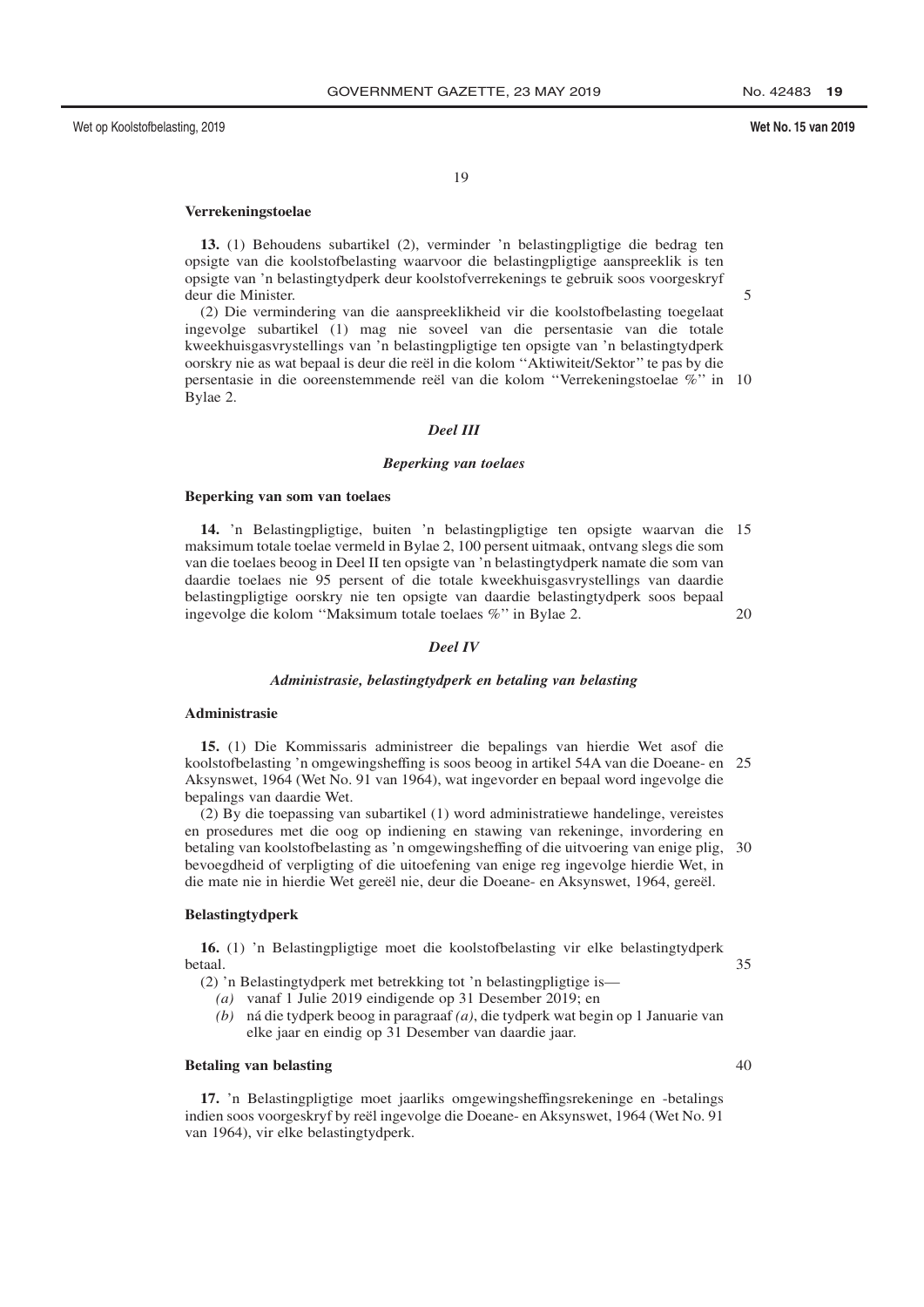**Verrekeningstoelae**

**13.** (1) Behoudens subartikel (2), verminder 'n belastingpligtige die bedrag ten opsigte van die koolstofbelasting waarvoor die belastingpligtige aanspreeklik is ten opsigte van 'n belastingtydperk deur koolstofverrekenings te gebruik soos voorgeskryf deur die Minister.

(2) Die vermindering van die aanspreeklikheid vir die koolstofbelasting toegelaat ingevolge subartikel (1) mag nie soveel van die persentasie van die totale kweekhuisgasvrystellings van 'n belastingpligtige ten opsigte van 'n belastingtydperk oorskry nie as wat bepaal is deur die reël in die kolom ''Aktiwiteit/Sektor'' te pas by die persentasie in die ooreenstemmende reël van die kolom ''Verrekeningstoelae %'' in Bylae 2.

## *Deel III*

### *Beperking van toelaes*

**Beperking van som van toelaes**

**14.** 'n Belastingpligtige, buiten 'n belastingpligtige ten opsigte waarvan die maksimum totale toelae vermeld in Bylae 2, 100 persent uitmaak, ontvang slegs die som van die toelaes beoog in Deel II ten opsigte van 'n belastingtydperk namate die som van daardie toelaes nie 95 persent of die totale kweekhuisgasvrystellings van daardie belastingpligtige oorskry nie ten opsigte van daardie belastingtydperk soos bepaal ingevolge die kolom ''Maksimum totale toelaes %'' in Bylae 2.

## *Deel IV*

### *Administrasie, belastingtydperk en betaling van belasting*

**Administrasie**

**15.** (1) Die Kommissaris administreer die bepalings van hierdie Wet asof die koolstofbelasting 'n omgewingsheffing is soos beoog in artikel 54A van die Doeane- en Aksynswet, 1964 (Wet No. 91 van 1964), wat ingevorder en bepaal word ingevolge die bepalings van daardie Wet.

(2) By die toepassing van subartikel (1) word administratiewe handelinge, vereistes en prosedures met die oog op indiening en stawing van rekeninge, invordering en betaling van koolstofbelasting as 'n omgewingsheffing of die uitvoering van enige plig, bevoegdheid of verpligting of die uitoefening van enige reg ingevolge hierdie Wet, in die mate nie in hierdie Wet gereël nie, deur die Doeane- en Aksynswet, 1964, gereël.

**Belastingtydperk**

**16.** (1) 'n Belastingpligtige moet die koolstofbelasting vir elke belastingtydperk betaal.

(2) 'n Belastingtydperk met betrekking tot 'n belastingpligtige is—

*(a)* vanaf 1 Julie 2019 eindigende op 31 Desember 2019; en

*(b)* ná die tydperk beoog in paragraaf *(a)*, die tydperk wat begin op 1 Januarie van elke jaar en eindig op 31 Desember van daardie jaar.

**Betaling van belasting**

**17.** 'n Belastingpligtige moet jaarliks omgewingsheffingsrekeninge en -betalings indien soos voorgeskryf by reël ingevolge die Doeane- en Aksynswet, 1964 (Wet No. 91 van 1964), vir elke belastingtydperk.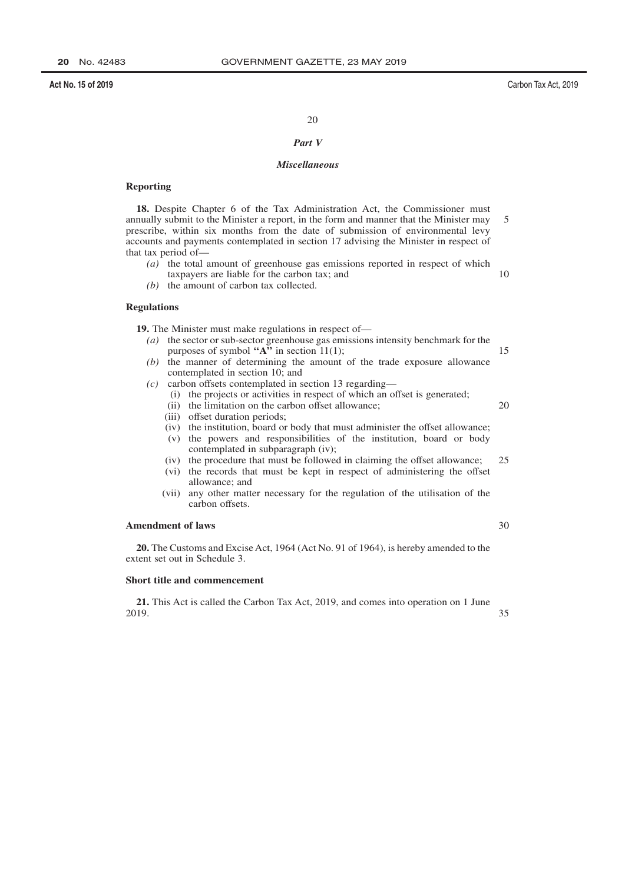## *Part V*

## *Miscellaneous*

### Reporting

**18.** Despite Chapter 6 of the Tax Administration Act, the Commissioner must annually submit to the Minister a report, in the form and manner that the Minister may prescribe, within six months from the date of submission of environmental levy accounts and payments contemplated in section 17 advising the Minister in respect of that tax period of—

*(a)* the total amount of greenhouse gas emissions reported in respect of which taxpayers are liable for the carbon tax; and

*(b)* the amount of carbon tax collected.

### Regulations

**19.** The Minister must make regulations in respect of—

*(a)* the sector or sub-sector greenhouse gas emissions intensity benchmark for the purposes of symbol **"A"** in section 11(1);

*(b)* the manner of determining the amount of the trade exposure allowance contemplated in section 10; and

*(c)* carbon offsets contemplated in section 13 regarding—

(i) the projects or activities in respect of which an offset is generated;

(ii) the limitation on the carbon offset allowance;

(iii) offset duration periods;

(iv) the institution, board or body that must administer the offset allowance;

(v) the powers and responsibilities of the institution, board or body contemplated in subparagraph (iv);

(iv) the procedure that must be followed in claiming the offset allowance;

(vi) the records that must be kept in respect of administering the offset allowance; and

(vii) any other matter necessary for the regulation of the utilisation of the carbon offsets.

### Amendment of laws

**20.** The Customs and Excise Act, 1964 (Act No. 91 of 1964), is hereby amended to the extent set out in Schedule 3.

### Short title and commencement

**21.** This Act is called the Carbon Tax Act, 2019, and comes into operation on 1 June 2019.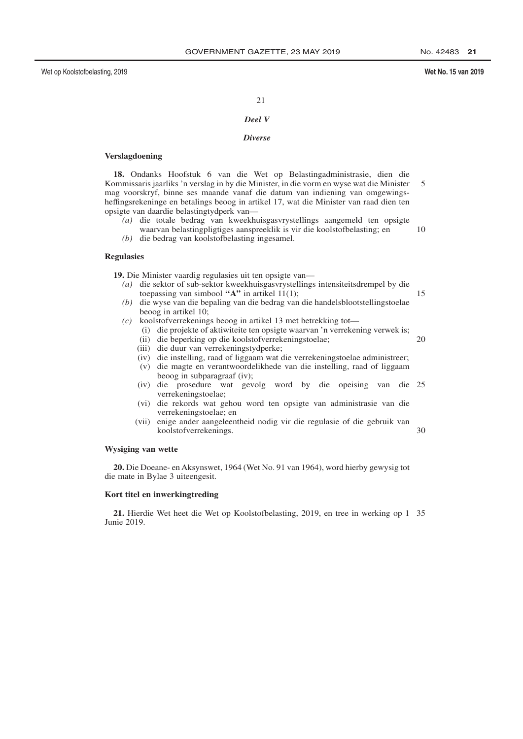## *Deel V*

## *Diverse*

### Verslagdoening

**18.** Ondanks Hoofstuk 6 van die Wet op Belastingadministrasie, dien die Kommissaris jaarliks 'n verslag in by die Minister, in die vorm en wyse wat die Minister mag voorskryf, binne ses maande vanaf die datum van indiening van omgewingsheffingsrekeninge en betalings beoog in artikel 17, wat die Minister van raad dien ten opsigte van daardie belastingtydperk van—

*(a)* die totale bedrag van kweekhuisgasvrystellings aangemeld ten opsigte waarvan belastingpligtiges aanspreeklik is vir die koolstofbelasting; en

*(b)* die bedrag van koolstofbelasting ingesamel.

### Regulasies

**19.** Die Minister vaardig regulasies uit ten opsigte van—

*(a)* die sektor of sub-sektor kweekhuisgasvrystellings intensiteitsdrempel by die toepassing van simbool **"A"** in artikel 11(1);

*(b)* die wyse van die bepaling van die bedrag van die handelsblootstellingstoelae beoog in artikel 10;

*(c)* koolstofverrekenings beoog in artikel 13 met betrekking tot—

(i) die projekte of aktiwiteite ten opsigte waarvan 'n verrekening verwek is;

(ii) die beperking op die koolstofverrekeningstoelae;

(iii) die duur van verrekeningstydperke;

(iv) die instelling, raad of liggaam wat die verrekeningstoelae administreer;

(v) die magte en verantwoordelikhede van die instelling, raad of liggaam beoog in subparagraaf (iv);

(iv) die prosedure wat gevolg word by die opeising van die verrekeningstoelae;

(vi) die rekords wat gehou word ten opsigte van administrasie van die verrekeningstoelae; en

(vii) enige ander aangeleentheid nodig vir die regulasie of die gebruik van koolstofverrekenings.

### Wysiging van wette

**20.** Die Doeane- en Aksynswet, 1964 (Wet No. 91 van 1964), word hierby gewysig tot die mate in Bylae 3 uiteengesit.

### Kort titel en inwerkingtreding

**21.** Hierdie Wet heet die Wet op Koolstofbelasting, 2019, en tree in werking op 1 Junie 2019.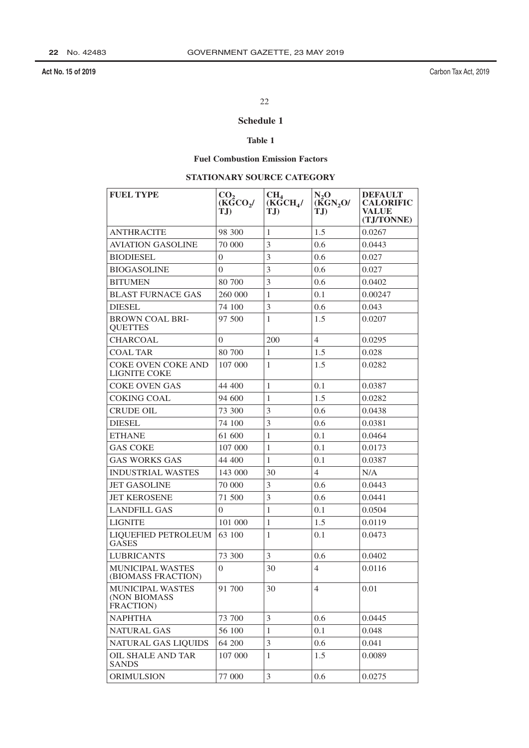## Schedule 1

### Table 1

### Fuel Combustion Emission Factors

### STATIONARY SOURCE CATEGORY

| FUEL TYPE | $CO_2$ ($KGCO_2$/TJ) | $CH_4$ ($KGCH_4$/TJ) | $N_2O$ ($KGN_2O$/TJ) | DEFAULT CALORIFIC VALUE (TJ/TONNE) |
|---|---|---|---|---|
| ANTHRACITE | 98 300 | 1 | 1.5 | 0.0267 |
| AVIATION GASOLINE | 70 000 | 3 | 0.6 | 0.0443 |
| BIODIESEL | 0 | 3 | 0.6 | 0.027 |
| BIOGASOLINE | 0 | 3 | 0.6 | 0.027 |
| BITUMEN | 80 700 | 3 | 0.6 | 0.0402 |
| BLAST FURNACE GAS | 260 000 | 1 | 0.1 | 0.00247 |
| DIESEL | 74 100 | 3 | 0.6 | 0.043 |
| BROWN COAL BRI-QUETTES | 97 500 | 1 | 1.5 | 0.0207 |
| CHARCOAL | 0 | 200 | 4 | 0.0295 |
| COAL TAR | 80 700 | 1 | 1.5 | 0.028 |
| COKE OVEN COKE AND LIGNITE COKE | 107 000 | 1 | 1.5 | 0.0282 |
| COKE OVEN GAS | 44 400 | 1 | 0.1 | 0.0387 |
| COKING COAL | 94 600 | 1 | 1.5 | 0.0282 |
| CRUDE OIL | 73 300 | 3 | 0.6 | 0.0438 |
| DIESEL | 74 100 | 3 | 0.6 | 0.0381 |
| ETHANE | 61 600 | 1 | 0.1 | 0.0464 |
| GAS COKE | 107 000 | 1 | 0.1 | 0.0173 |
| GAS WORKS GAS | 44 400 | 1 | 0.1 | 0.0387 |
| INDUSTRIAL WASTES | 143 000 | 30 | 4 | N/A |
| JET GASOLINE | 70 000 | 3 | 0.6 | 0.0443 |
| JET KEROSENE | 71 500 | 3 | 0.6 | 0.0441 |
| LANDFILL GAS | 0 | 1 | 0.1 | 0.0504 |
| LIGNITE | 101 000 | 1 | 1.5 | 0.0119 |
| LIQUEFIED PETROLEUM GASES | 63 100 | 1 | 0.1 | 0.0473 |
| LUBRICANTS | 73 300 | 3 | 0.6 | 0.0402 |
| MUNICIPAL WASTES (BIOMASS FRACTION) | 0 | 30 | 4 | 0.0116 |
| MUNICIPAL WASTES (NON BIOMASS FRACTION) | 91 700 | 30 | 4 | 0.01 |
| NAPHTHA | 73 700 | 3 | 0.6 | 0.0445 |
| NATURAL GAS | 56 100 | 1 | 0.1 | 0.048 |
| NATURAL GAS LIQUIDS | 64 200 | 3 | 0.6 | 0.041 |
| OIL SHALE AND TAR SANDS | 107 000 | 1 | 1.5 | 0.0089 |
| ORIMULSION | 77 000 | 3 | 0.6 | 0.0275 |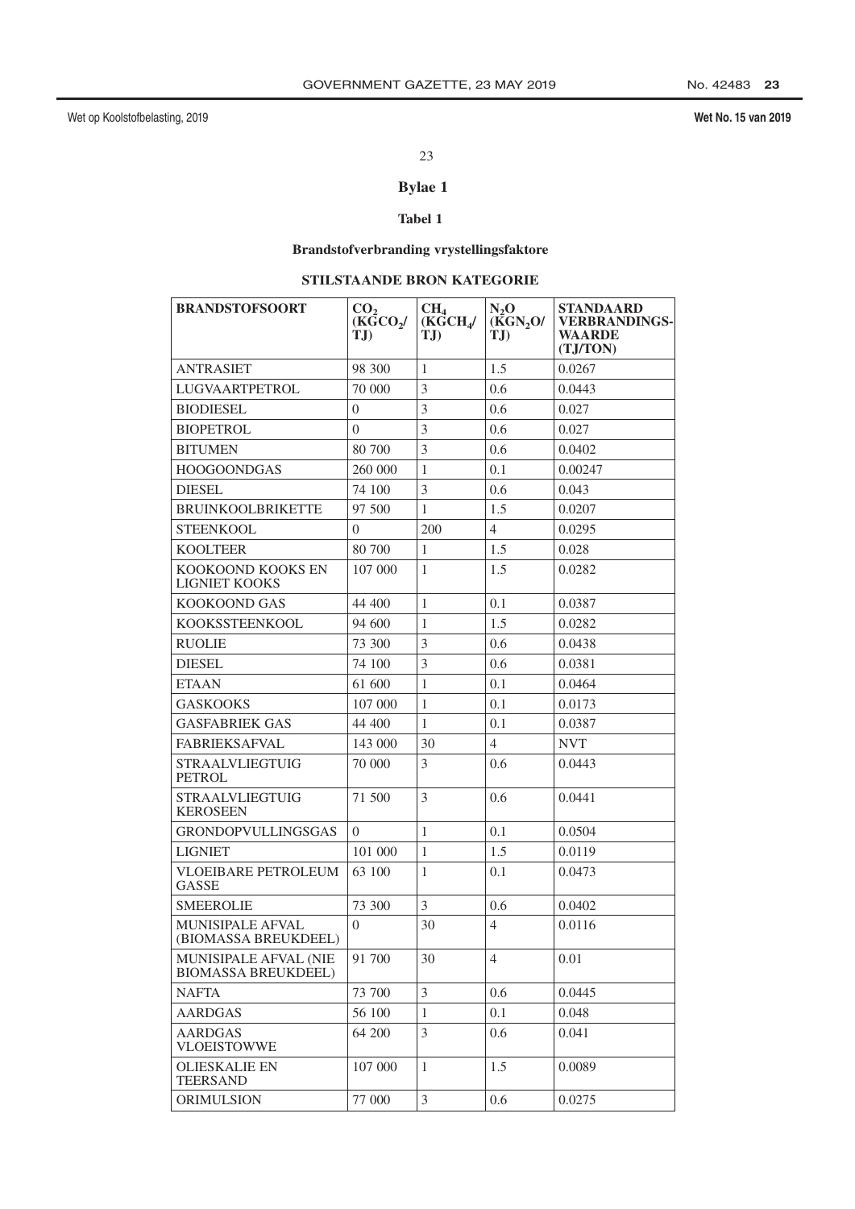# Bylae 1

## Tabel 1

### Brandstofverbranding vrystellingsfaktore

### STILSTAANDE BRON KATEGORIE

| BRANDSTOFSOORT | $CO_2$ ($KGCO_2$/TJ) | $CH_4$ ($KGCH_4$/TJ) | $N_2O$ ($KGN_2O$/TJ) | STANDAARD VERBRANDINGS-WAARDE (TJ/TON) |
|---|---|---|---|---|
| ANTRASIET | 98 300 | 1 | 1.5 | 0.0267 |
| LUGVAARTPETROL | 70 000 | 3 | 0.6 | 0.0443 |
| BIODIESEL | 0 | 3 | 0.6 | 0.027 |
| BIOPETROL | 0 | 3 | 0.6 | 0.027 |
| BITUMEN | 80 700 | 3 | 0.6 | 0.0402 |
| HOOGOONDGAS | 260 000 | 1 | 0.1 | 0.00247 |
| DIESEL | 74 100 | 3 | 0.6 | 0.043 |
| BRUINKOOLBRIKETTE | 97 500 | 1 | 1.5 | 0.0207 |
| STEENKOOL | 0 | 200 | 4 | 0.0295 |
| KOOLTEER | 80 700 | 1 | 1.5 | 0.028 |
| KOOKOOND KOOKS EN LIGNIET KOOKS | 107 000 | 1 | 1.5 | 0.0282 |
| KOOKOOND GAS | 44 400 | 1 | 0.1 | 0.0387 |
| KOOKSSTEENKOOL | 94 600 | 1 | 1.5 | 0.0282 |
| RUOLIE | 73 300 | 3 | 0.6 | 0.0438 |
| DIESEL | 74 100 | 3 | 0.6 | 0.0381 |
| ETAAN | 61 600 | 1 | 0.1 | 0.0464 |
| GASKOOKS | 107 000 | 1 | 0.1 | 0.0173 |
| GASFABRIEK GAS | 44 400 | 1 | 0.1 | 0.0387 |
| FABRIEKSAFVAL | 143 000 | 30 | 4 | NVT |
| STRAALVLIEGTUIG PETROL | 70 000 | 3 | 0.6 | 0.0443 |
| STRAALVLIEGTUIG KEROSEEN | 71 500 | 3 | 0.6 | 0.0441 |
| GRONDOPVULLINGSGAS | 0 | 1 | 0.1 | 0.0504 |
| LIGNIET | 101 000 | 1 | 1.5 | 0.0119 |
| VLOEIBARE PETROLEUM GASSE | 63 100 | 1 | 0.1 | 0.0473 |
| SMEEROLIE | 73 300 | 3 | 0.6 | 0.0402 |
| MUNISIPALE AFVAL (BIOMASSA BREUKDEEL) | 0 | 30 | 4 | 0.0116 |
| MUNISIPALE AFVAL (NIE BIOMASSA BREUKDEEL) | 91 700 | 30 | 4 | 0.01 |
| NAFTA | 73 700 | 3 | 0.6 | 0.0445 |
| AARDGAS | 56 100 | 1 | 0.1 | 0.048 |
| AARDGAS VLOEISTOWWE | 64 200 | 3 | 0.6 | 0.041 |
| OLIESKALIE EN TEERSAND | 107 000 | 1 | 1.5 | 0.0089 |
| ORIMULSION | 77 000 | 3 | 0.6 | 0.0275 |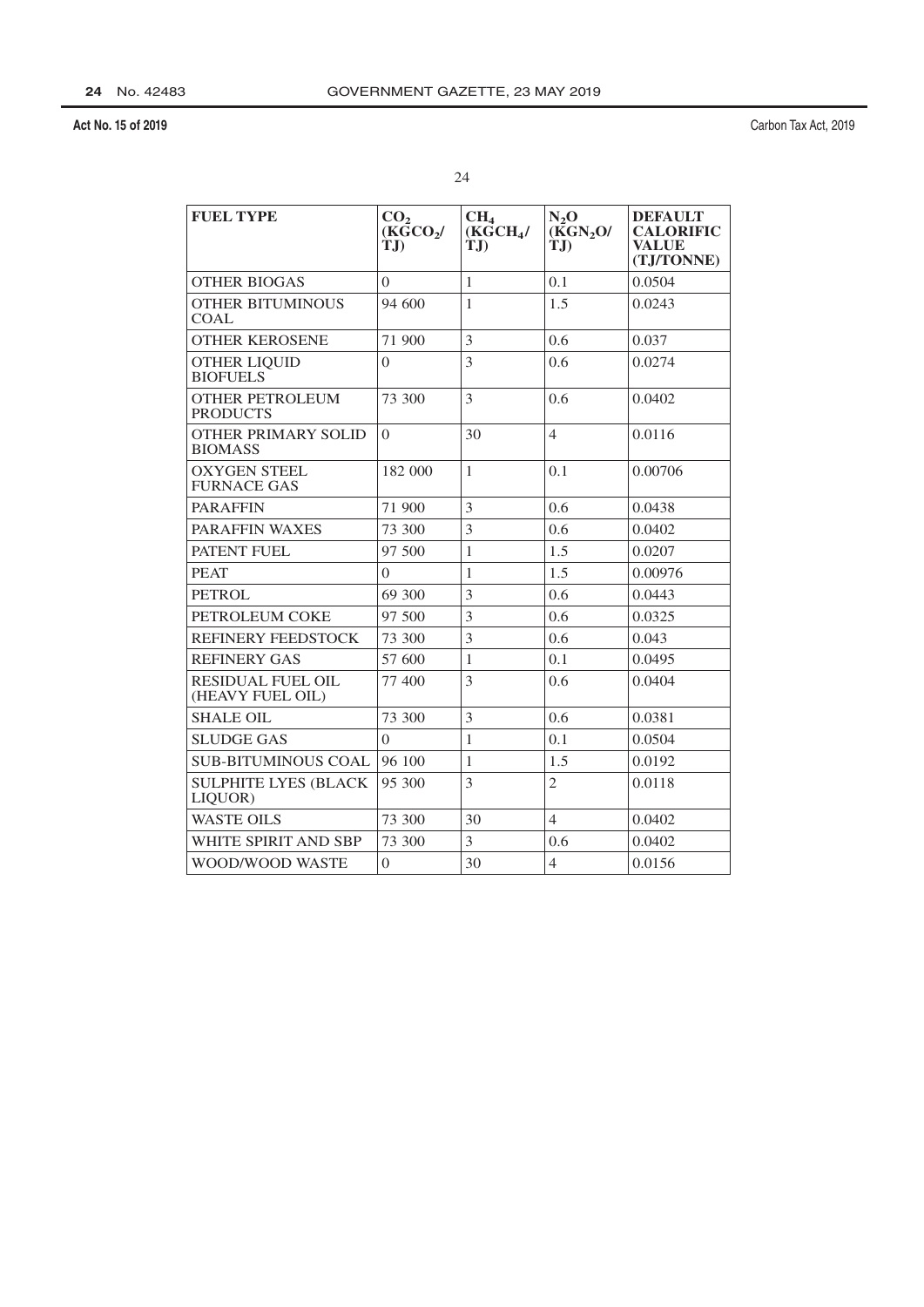| FUEL TYPE | $CO_2$ ($KGCO_2$/ TJ) | $CH_4$ ($KGCH_4$/ TJ) | $N_2O$ ($KGN_2O$/ TJ) | DEFAULT CALORIFIC VALUE (TJ/TONNE) |
|---|---|---|---|---|
| OTHER BIOGAS | 0 | 1 | 0.1 | 0.0504 |
| OTHER BITUMINOUS COAL | 94 600 | 1 | 1.5 | 0.0243 |
| OTHER KEROSENE | 71 900 | 3 | 0.6 | 0.037 |
| OTHER LIQUID BIOFUELS | 0 | 3 | 0.6 | 0.0274 |
| OTHER PETROLEUM PRODUCTS | 73 300 | 3 | 0.6 | 0.0402 |
| OTHER PRIMARY SOLID BIOMASS | 0 | 30 | 4 | 0.0116 |
| OXYGEN STEEL FURNACE GAS | 182 000 | 1 | 0.1 | 0.00706 |
| PARAFFIN | 71 900 | 3 | 0.6 | 0.0438 |
| PARAFFIN WAXES | 73 300 | 3 | 0.6 | 0.0402 |
| PATENT FUEL | 97 500 | 1 | 1.5 | 0.0207 |
| PEAT | 0 | 1 | 1.5 | 0.00976 |
| PETROL | 69 300 | 3 | 0.6 | 0.0443 |
| PETROLEUM COKE | 97 500 | 3 | 0.6 | 0.0325 |
| REFINERY FEEDSTOCK | 73 300 | 3 | 0.6 | 0.043 |
| REFINERY GAS | 57 600 | 1 | 0.1 | 0.0495 |
| RESIDUAL FUEL OIL (HEAVY FUEL OIL) | 77 400 | 3 | 0.6 | 0.0404 |
| SHALE OIL | 73 300 | 3 | 0.6 | 0.0381 |
| SLUDGE GAS | 0 | 1 | 0.1 | 0.0504 |
| SUB-BITUMINOUS COAL | 96 100 | 1 | 1.5 | 0.0192 |
| SULPHITE LYES (BLACK LIQUOR) | 95 300 | 3 | 2 | 0.0118 |
| WASTE OILS | 73 300 | 30 | 4 | 0.0402 |
| WHITE SPIRIT AND SBP | 73 300 | 3 | 0.6 | 0.0402 |
| WOOD/WOOD WASTE | 0 | 30 | 4 | 0.0156 |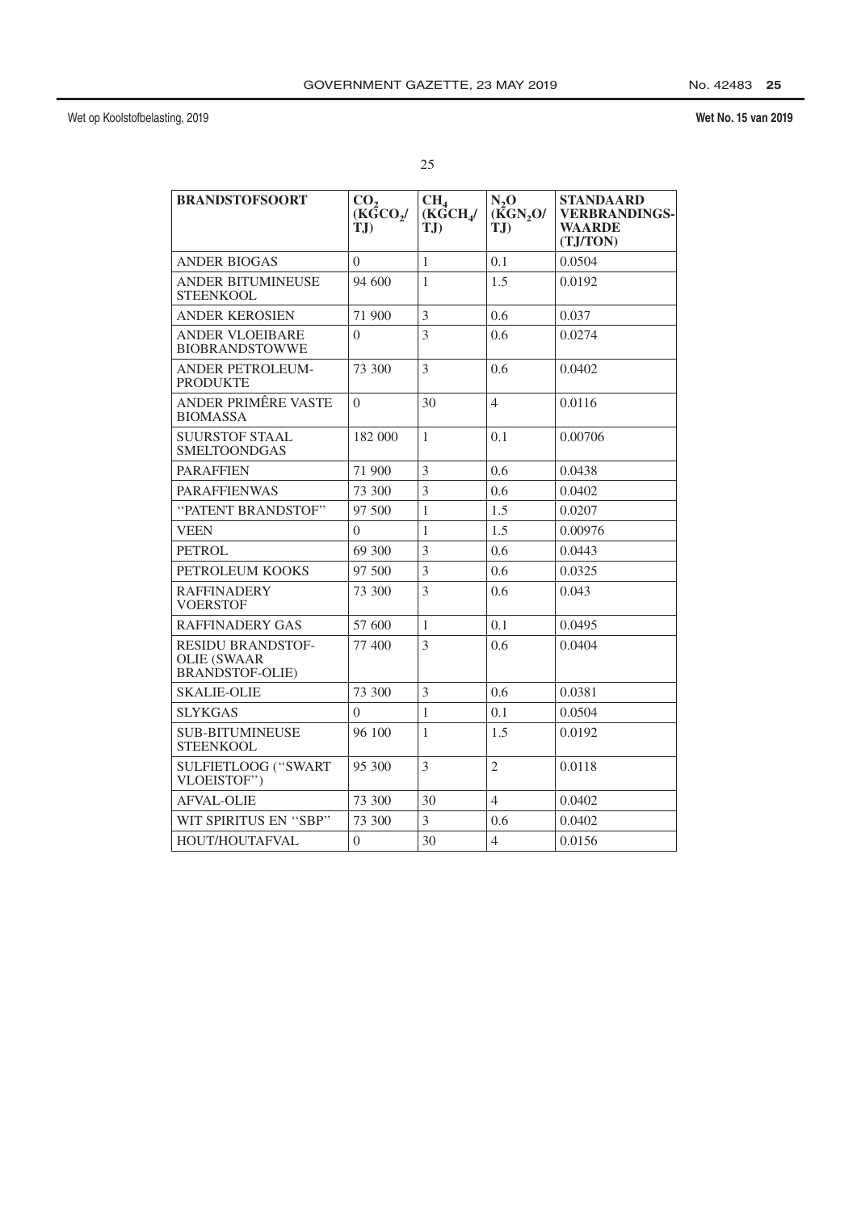| BRANDSTOFSOORT | $CO_2$ ($KGCO_2$/ TJ) | $CH_4$ ($KGCH_4$/ TJ) | $N_2O$ ($KGN_2O$/ TJ) | STANDAARD VERBRANDINGS-WAARDE (TJ/TON) |
|---|---|---|---|---|
| ANDER BIOGAS | 0 | 1 | 0.1 | 0.0504 |
| ANDER BITUMINEUSE STEENKOOL | 94 600 | 1 | 1.5 | 0.0192 |
| ANDER KEROSIEN | 71 900 | 3 | 0.6 | 0.037 |
| ANDER VLOEIBARE BIOBRANDSTOWWE | 0 | 3 | 0.6 | 0.0274 |
| ANDER PETROLEUM-PRODUKTE | 73 300 | 3 | 0.6 | 0.0402 |
| ANDER PRIMÊRE VASTE BIOMASSA | 0 | 30 | 4 | 0.0116 |
| SUURSTOF STAAL SMELTOONDGAS | 182 000 | 1 | 0.1 | 0.00706 |
| PARAFFIEN | 71 900 | 3 | 0.6 | 0.0438 |
| PARAFFIENWAS | 73 300 | 3 | 0.6 | 0.0402 |
| "PATENT BRANDSTOF" | 97 500 | 1 | 1.5 | 0.0207 |
| VEEN | 0 | 1 | 1.5 | 0.00976 |
| PETROL | 69 300 | 3 | 0.6 | 0.0443 |
| PETROLEUM KOOKS | 97 500 | 3 | 0.6 | 0.0325 |
| RAFFINADERY VOERSTOF | 73 300 | 3 | 0.6 | 0.043 |
| RAFFINADERY GAS | 57 600 | 1 | 0.1 | 0.0495 |
| RESIDU BRANDSTOF-OLIE (SWAAR BRANDSTOF-OLIE) | 77 400 | 3 | 0.6 | 0.0404 |
| SKALIE-OLIE | 73 300 | 3 | 0.6 | 0.0381 |
| SLYKGAS | 0 | 1 | 0.1 | 0.0504 |
| SUB-BITUMINEUSE STEENKOOL | 96 100 | 1 | 1.5 | 0.0192 |
| SULFIETLOOG ("SWART VLOEISTOF") | 95 300 | 3 | 2 | 0.0118 |
| AFVAL-OLIE | 73 300 | 30 | 4 | 0.0402 |
| WIT SPIRITUS EN "SBP" | 73 300 | 3 | 0.6 | 0.0402 |
| HOUT/HOUTAFVAL | 0 | 30 | 4 | 0.0156 |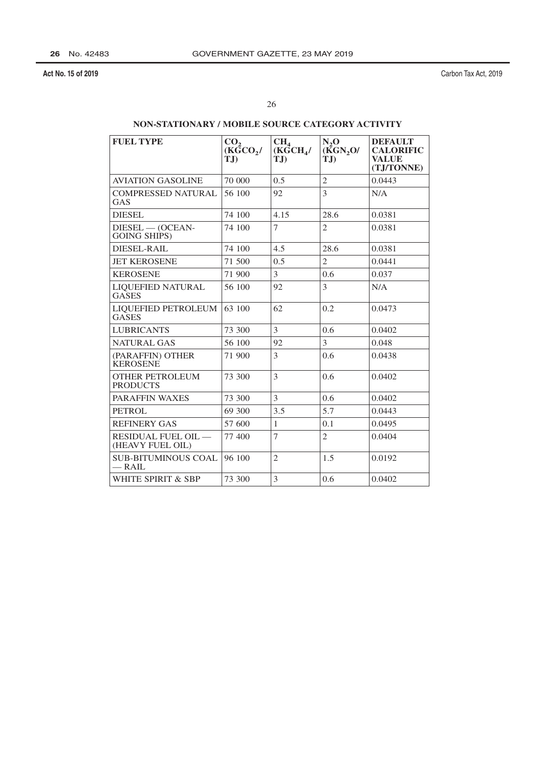## NON-STATIONARY / MOBILE SOURCE CATEGORY ACTIVITY

| FUEL TYPE | $CO_2$ ($KGCO_2$/TJ) | $CH_4$ ($KGCH_4$/TJ) | $N_2O$ ($KGN_2O$/TJ) | DEFAULT CALORIFIC VALUE (TJ/TONNE) |
|---|---|---|---|---|
| AVIATION GASOLINE | 70 000 | 0.5 | 2 | 0.0443 |
| COMPRESSED NATURAL GAS | 56 100 | 92 | 3 | N/A |
| DIESEL | 74 100 | 4.15 | 28.6 | 0.0381 |
| DIESEL — (OCEAN-GOING SHIPS) | 74 100 | 7 | 2 | 0.0381 |
| DIESEL-RAIL | 74 100 | 4.5 | 28.6 | 0.0381 |
| JET KEROSENE | 71 500 | 0.5 | 2 | 0.0441 |
| KEROSENE | 71 900 | 3 | 0.6 | 0.037 |
| LIQUEFIED NATURAL GASES | 56 100 | 92 | 3 | N/A |
| LIQUEFIED PETROLEUM GASES | 63 100 | 62 | 0.2 | 0.0473 |
| LUBRICANTS | 73 300 | 3 | 0.6 | 0.0402 |
| NATURAL GAS | 56 100 | 92 | 3 | 0.048 |
| (PARAFFIN) OTHER KEROSENE | 71 900 | 3 | 0.6 | 0.0438 |
| OTHER PETROLEUM PRODUCTS | 73 300 | 3 | 0.6 | 0.0402 |
| PARAFFIN WAXES | 73 300 | 3 | 0.6 | 0.0402 |
| PETROL | 69 300 | 3.5 | 5.7 | 0.0443 |
| REFINERY GAS | 57 600 | 1 | 0.1 | 0.0495 |
| RESIDUAL FUEL OIL — (HEAVY FUEL OIL) | 77 400 | 7 | 2 | 0.0404 |
| SUB-BITUMINOUS COAL — RAIL | 96 100 | 2 | 1.5 | 0.0192 |
| WHITE SPIRIT & SBP | 73 300 | 3 | 0.6 | 0.0402 |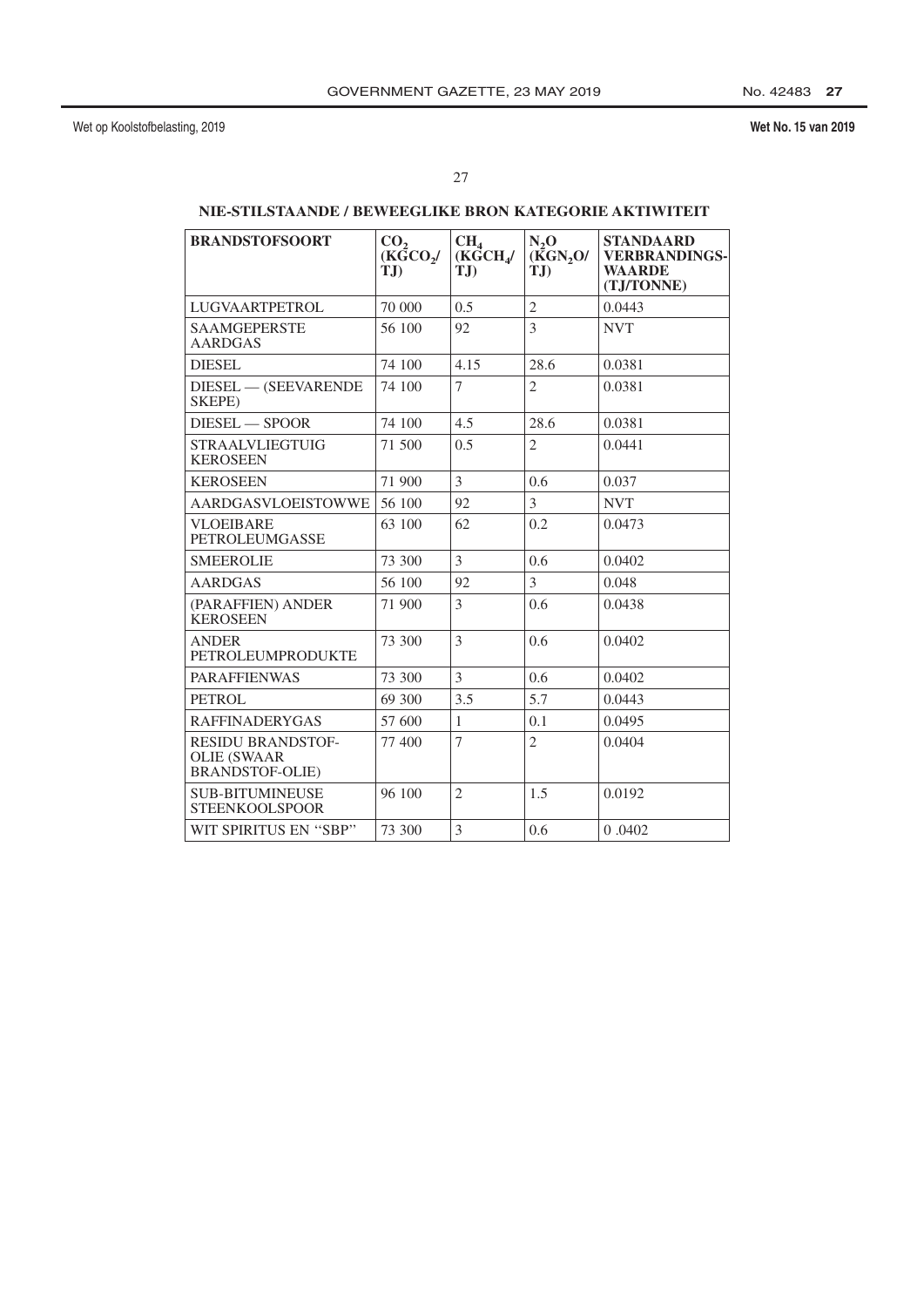## NIE-STILSTAANDE / BEWEEGLIKE BRON KATEGORIE AKTIWITEIT

| BRANDSTOFSOORT | $CO_2$ ($KGCO_2$/TJ) | $CH_4$ ($KGCH_4$/TJ) | $N_2O$ ($KGN_2O$/TJ) | STANDAARD VERBRANDINGS-WAARDE (TJ/TONNE) |
|---|---|---|---|---|
| LUGVAARTPETROL | 70 000 | 0.5 | 2 | 0.0443 |
| SAAMGEPERSTE AARDGAS | 56 100 | 92 | 3 | NVT |
| DIESEL | 74 100 | 4.15 | 28.6 | 0.0381 |
| DIESEL — (SEEVARENDE SKEPE) | 74 100 | 7 | 2 | 0.0381 |
| DIESEL — SPOOR | 74 100 | 4.5 | 28.6 | 0.0381 |
| STRAALVLIEGTUIG KEROSEEN | 71 500 | 0.5 | 2 | 0.0441 |
| KEROSEEN | 71 900 | 3 | 0.6 | 0.037 |
| AARDGASVLOEISTOWWE | 56 100 | 92 | 3 | NVT |
| VLOEIBARE PETROLEUMGASSE | 63 100 | 62 | 0.2 | 0.0473 |
| SMEEROLIE | 73 300 | 3 | 0.6 | 0.0402 |
| AARDGAS | 56 100 | 92 | 3 | 0.048 |
| (PARAFFIEN) ANDER KEROSEEN | 71 900 | 3 | 0.6 | 0.0438 |
| ANDER PETROLEUMPRODUKTE | 73 300 | 3 | 0.6 | 0.0402 |
| PARAFFIENWAS | 73 300 | 3 | 0.6 | 0.0402 |
| PETROL | 69 300 | 3.5 | 5.7 | 0.0443 |
| RAFFINADERYGAS | 57 600 | 1 | 0.1 | 0.0495 |
| RESIDU BRANDSTOF-OLIE (SWAAR BRANDSTOF-OLIE) | 77 400 | 7 | 2 | 0.0404 |
| SUB-BITUMINEUSE STEENKOOLSPOOR | 96 100 | 2 | 1.5 | 0.0192 |
| WIT SPIRITUS EN "SBP" | 73 300 | 3 | 0.6 | 0 .0402 |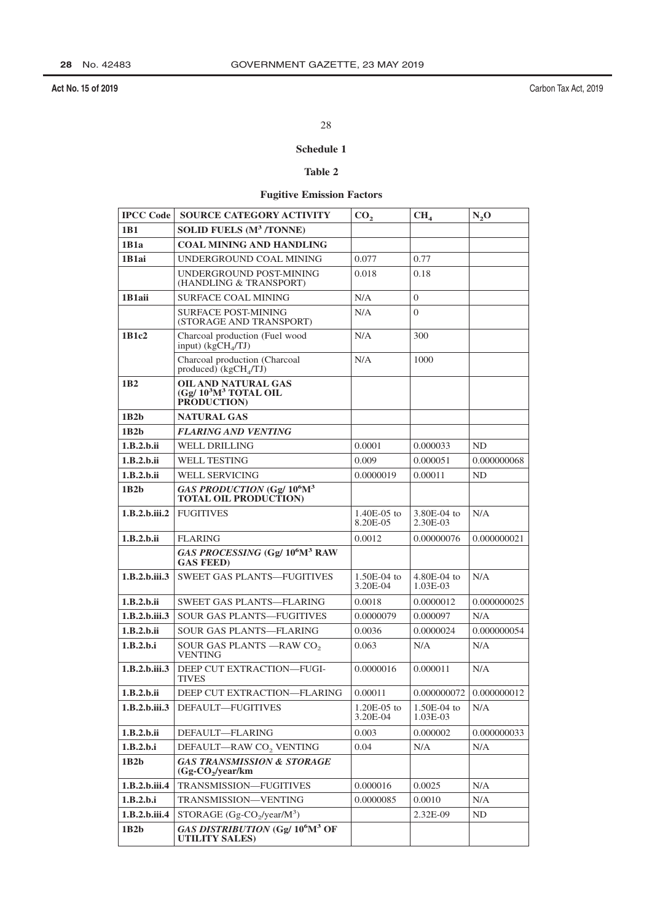**Schedule 1**

**Table 2**

**Fugitive Emission Factors**

| IPCC Code | SOURCE CATEGORY ACTIVITY | $CO_2$ | $CH_4$ | $N_2O$ |
|---|---|---|---|---|
| **1B1** | **SOLID FUELS ($M^3$ /TONNE)** | | | |
| **1B1a** | **COAL MINING AND HANDLING** | | | |
| **1B1ai** | UNDERGROUND COAL MINING | 0.077 | 0.77 | |
| | UNDERGROUND POST-MINING (HANDLING & TRANSPORT) | 0.018 | 0.18 | |
| **1B1aii** | SURFACE COAL MINING | N/A | 0 | |
| | SURFACE POST-MINING (STORAGE AND TRANSPORT) | N/A | 0 | |
| **1B1c2** | Charcoal production (Fuel wood input) ($kgCH_4$/TJ) | N/A | 300 | |
| | Charcoal production (Charcoal produced) ($kgCH_4$/TJ) | N/A | 1000 | |
| **1B2** | **OIL AND NATURAL GAS (Gg/ $10^3M^3$ TOTAL OIL PRODUCTION)** | | | |
| **1B2b** | **NATURAL GAS** | | | |
| **1B2b** | ***FLARING AND VENTING*** | | | |
| **1.B.2.b.ii** | WELL DRILLING | 0.0001 | 0.000033 | ND |
| **1.B.2.b.ii** | WELL TESTING | 0.009 | 0.000051 | 0.000000068 |
| **1.B.2.b.ii** | WELL SERVICING | 0.0000019 | 0.00011 | ND |
| **1B2b** | ***GAS PRODUCTION* (Gg/ $10^6M^3$ TOTAL OIL PRODUCTION)** | | | |
| **1.B.2.b.iii.2** | FUGITIVES | 1.40E-05 to 8.20E-05 | 3.80E-04 to 2.30E-03 | N/A |
| **1.B.2.b.ii** | FLARING | 0.0012 | 0.00000076 | 0.000000021 |
| | ***GAS PROCESSING* (Gg/ $10^6M^3$ RAW GAS FEED)** | | | |
| **1.B.2.b.iii.3** | SWEET GAS PLANTS—FUGITIVES | 1.50E-04 to 3.20E-04 | 4.80E-04 to 1.03E-03 | N/A |
| **1.B.2.b.ii** | SWEET GAS PLANTS—FLARING | 0.0018 | 0.0000012 | 0.000000025 |
| **1.B.2.b.iii.3** | SOUR GAS PLANTS—FUGITIVES | 0.0000079 | 0.000097 | N/A |
| **1.B.2.b.ii** | SOUR GAS PLANTS—FLARING | 0.0036 | 0.0000024 | 0.000000054 |
| **1.B.2.b.i** | SOUR GAS PLANTS —RAW $CO_2$ VENTING | 0.063 | N/A | N/A |
| **1.B.2.b.iii.3** | DEEP CUT EXTRACTION—FUGITIVES | 0.0000016 | 0.000011 | N/A |
| **1.B.2.b.ii** | DEEP CUT EXTRACTION—FLARING | 0.00011 | 0.000000072 | 0.000000012 |
| **1.B.2.b.iii.3** | DEFAULT—FUGITIVES | 1.20E-05 to 3.20E-04 | 1.50E-04 to 1.03E-03 | N/A |
| **1.B.2.b.ii** | DEFAULT—FLARING | 0.003 | 0.000002 | 0.000000033 |
| **1.B.2.b.i** | DEFAULT—RAW $CO_2$ VENTING | 0.04 | N/A | N/A |
| **1B2b** | ***GAS TRANSMISSION & STORAGE* ($Gg$-$CO_2$/year/km** | | | |
| **1.B.2.b.iii.4** | TRANSMISSION—FUGITIVES | 0.000016 | 0.0025 | N/A |
| **1.B.2.b.i** | TRANSMISSION—VENTING | 0.0000085 | 0.0010 | N/A |
| **1.B.2.b.iii.4** | STORAGE ($Gg$-$CO_2$/year/$M^3$) | | 2.32E-09 | ND |
| **1B2b** | ***GAS DISTRIBUTION* (Gg/ $10^6M^3$ OF UTILITY SALES)** | | | |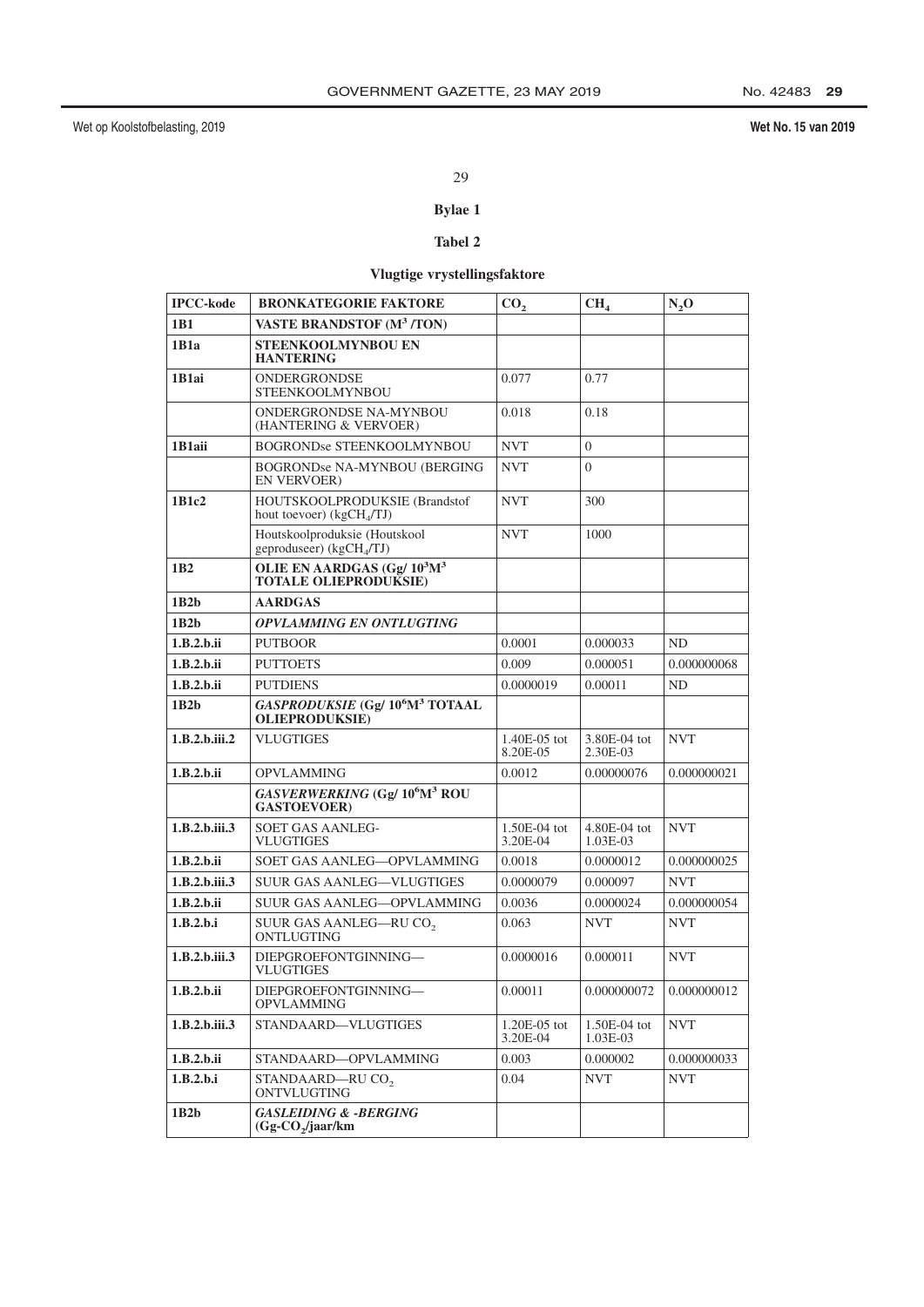## Bylae 1

### Tabel 2

### Vlugtige vrystellingsfaktore

| IPCC-kode | BRONKATEGORIE FAKTORE | $CO_2$ | $CH_4$ | $N_2O$ |
|---|---|---|---|---|
| **1B1** | **VASTE BRANDSTOF ($M^3$ /TON)** | | | |
| **1B1a** | **STEENKOOLMYNBOU EN HANTERING** | | | |
| **1B1ai** | ONDERGRONDSE STEENKOOLMYNBOU | 0.077 | 0.77 | |
| | ONDERGRONDSE NA-MYNBOU (HANTERING & VERVOER) | 0.018 | 0.18 | |
| **1B1aii** | BOGRONDse STEENKOOLMYNBOU | NVT | 0 | |
| | BOGRONDse NA-MYNBOU (BERGING EN VERVOER) | NVT | 0 | |
| **1B1c2** | HOUTSKOOLPRODUKSIE (Brandstof hout toevoer) ($kgCH_4$/TJ) | NVT | 300 | |
| | Houtskoolproduksie (Houtskool geproduseer) ($kgCH_4$/TJ) | NVT | 1000 | |
| **1B2** | **OLIE EN AARDGAS (Gg/ $10^3M^3$ TOTALE OLIEPRODUKSIE)** | | | |
| **1B2b** | **AARDGAS** | | | |
| **1B2b** | ***OPVLAMMING EN ONTLUGTING*** | | | |
| **1.B.2.b.ii** | PUTBOOR | 0.0001 | 0.000033 | ND |
| **1.B.2.b.ii** | PUTTOETS | 0.009 | 0.000051 | 0.000000068 |
| **1.B.2.b.ii** | PUTDIENS | 0.0000019 | 0.00011 | ND |
| **1B2b** | ***GASPRODUKSIE* (Gg/ $10^6M^3$ TOTAAL OLIEPRODUKSIE)** | | | |
| **1.B.2.b.iii.2** | VLUGTIGES | 1.40E-05 tot 8.20E-05 | 3.80E-04 tot 2.30E-03 | NVT |
| **1.B.2.b.ii** | OPVLAMMING | 0.0012 | 0.00000076 | 0.000000021 |
| | ***GASVERWERKING* (Gg/ $10^6M^3$ ROU GASTOEVOER)** | | | |
| **1.B.2.b.iii.3** | SOET GAS AANLEG-VLUGTIGES | 1.50E-04 tot 3.20E-04 | 4.80E-04 tot 1.03E-03 | NVT |
| **1.B.2.b.ii** | SOET GAS AANLEG—OPVLAMMING | 0.0018 | 0.0000012 | 0.000000025 |
| **1.B.2.b.iii.3** | SUUR GAS AANLEG—VLUGTIGES | 0.0000079 | 0.000097 | NVT |
| **1.B.2.b.ii** | SUUR GAS AANLEG—OPVLAMMING | 0.0036 | 0.0000024 | 0.000000054 |
| **1.B.2.b.i** | SUUR GAS AANLEG—RU $CO_2$ ONTLUGTING | 0.063 | NVT | NVT |
| **1.B.2.b.iii.3** | DIEPGROEFONTGINNING—VLUGTIGES | 0.0000016 | 0.000011 | NVT |
| **1.B.2.b.ii** | DIEPGROEFONTGINNING—OPVLAMMING | 0.00011 | 0.000000072 | 0.000000012 |
| **1.B.2.b.iii.3** | STANDAARD—VLUGTIGES | 1.20E-05 tot 3.20E-04 | 1.50E-04 tot 1.03E-03 | NVT |
| **1.B.2.b.ii** | STANDAARD—OPVLAMMING | 0.003 | 0.000002 | 0.000000033 |
| **1.B.2.b.i** | STANDAARD—RU $CO_2$ ONTVLUGTING | 0.04 | NVT | NVT |
| **1B2b** | ***GASLEIDING & -BERGING* ($Gg-CO_2$/jaar/km** | | | |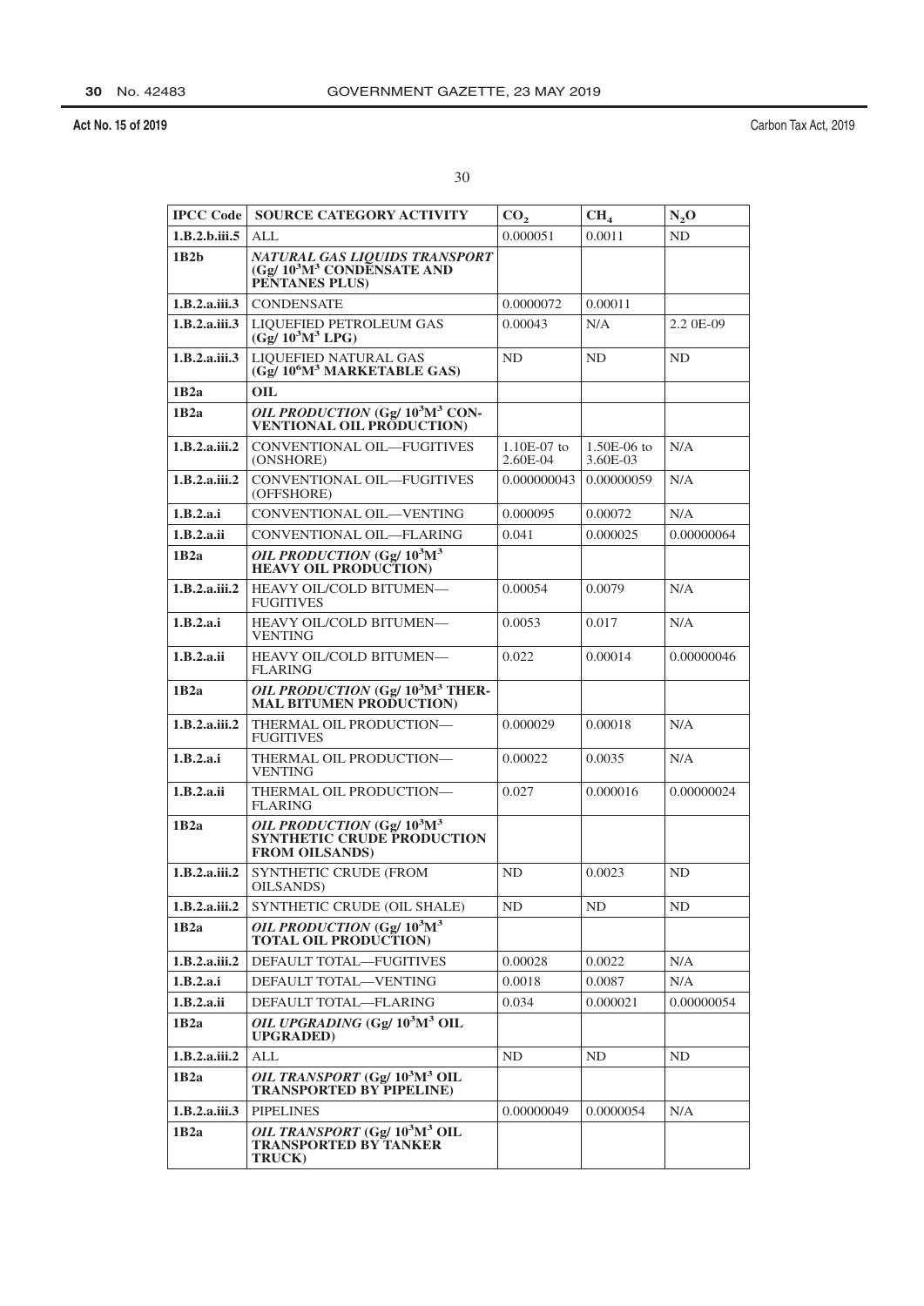| IPCC Code | SOURCE CATEGORY ACTIVITY | $CO_2$ | $CH_4$ | $N_2O$ |
|---|---|---|---|---|
| **1.B.2.b.iii.5** | ALL | 0.000051 | 0.0011 | ND |
| **1B2b** | ***NATURAL GAS LIQUIDS TRANSPORT* (Gg/ $10^3M^3$ CONDENSATE AND PENTANES PLUS)** | | | |
| **1.B.2.a.iii.3** | CONDENSATE | 0.0000072 | 0.00011 | |
| **1.B.2.a.iii.3** | LIQUEFIED PETROLEUM GAS **(Gg/ $10^3M^3$ LPG)** | 0.00043 | N/A | 2.2 0E-09 |
| **1.B.2.a.iii.3** | LIQUEFIED NATURAL GAS **(Gg/ $10^6M^3$ MARKETABLE GAS)** | ND | ND | ND |
| **1B2a** | **OIL** | | | |
| **1B2a** | ***OIL PRODUCTION* (Gg/ $10^3M^3$ CONVENTIONAL OIL PRODUCTION)** | | | |
| **1.B.2.a.iii.2** | CONVENTIONAL OIL—FUGITIVES (ONSHORE) | 1.10E-07 to 2.60E-04 | 1.50E-06 to 3.60E-03 | N/A |
| **1.B.2.a.iii.2** | CONVENTIONAL OIL—FUGITIVES (OFFSHORE) | 0.000000043 | 0.00000059 | N/A |
| **1.B.2.a.i** | CONVENTIONAL OIL—VENTING | 0.000095 | 0.00072 | N/A |
| **1.B.2.a.ii** | CONVENTIONAL OIL—FLARING | 0.041 | 0.000025 | 0.00000064 |
| **1B2a** | ***OIL PRODUCTION* (Gg/ $10^3M^3$ HEAVY OIL PRODUCTION)** | | | |
| **1.B.2.a.iii.2** | HEAVY OIL/COLD BITUMEN—FUGITIVES | 0.00054 | 0.0079 | N/A |
| **1.B.2.a.i** | HEAVY OIL/COLD BITUMEN—VENTING | 0.0053 | 0.017 | N/A |
| **1.B.2.a.ii** | HEAVY OIL/COLD BITUMEN—FLARING | 0.022 | 0.00014 | 0.00000046 |
| **1B2a** | ***OIL PRODUCTION* (Gg/ $10^3M^3$ THERMAL BITUMEN PRODUCTION)** | | | |
| **1.B.2.a.iii.2** | THERMAL OIL PRODUCTION—FUGITIVES | 0.000029 | 0.00018 | N/A |
| **1.B.2.a.i** | THERMAL OIL PRODUCTION—VENTING | 0.00022 | 0.0035 | N/A |
| **1.B.2.a.ii** | THERMAL OIL PRODUCTION—FLARING | 0.027 | 0.000016 | 0.00000024 |
| **1B2a** | ***OIL PRODUCTION* (Gg/ $10^3M^3$ SYNTHETIC CRUDE PRODUCTION FROM OILSANDS)** | | | |
| **1.B.2.a.iii.2** | SYNTHETIC CRUDE (FROM OILSANDS) | ND | 0.0023 | ND |
| **1.B.2.a.iii.2** | SYNTHETIC CRUDE (OIL SHALE) | ND | ND | ND |
| **1B2a** | ***OIL PRODUCTION* (Gg/ $10^3M^3$ TOTAL OIL PRODUCTION)** | | | |
| **1.B.2.a.iii.2** | DEFAULT TOTAL—FUGITIVES | 0.00028 | 0.0022 | N/A |
| **1.B.2.a.i** | DEFAULT TOTAL—VENTING | 0.0018 | 0.0087 | N/A |
| **1.B.2.a.ii** | DEFAULT TOTAL—FLARING | 0.034 | 0.000021 | 0.00000054 |
| **1B2a** | ***OIL UPGRADING* (Gg/ $10^3M^3$ OIL UPGRADED)** | | | |
| **1.B.2.a.iii.2** | ALL | ND | ND | ND |
| **1B2a** | ***OIL TRANSPORT* (Gg/ $10^3M^3$ OIL TRANSPORTED BY PIPELINE)** | | | |
| **1.B.2.a.iii.3** | PIPELINES | 0.00000049 | 0.0000054 | N/A |
| **1B2a** | ***OIL TRANSPORT* (Gg/ $10^3M^3$ OIL TRANSPORTED BY TANKER TRUCK)** | | | |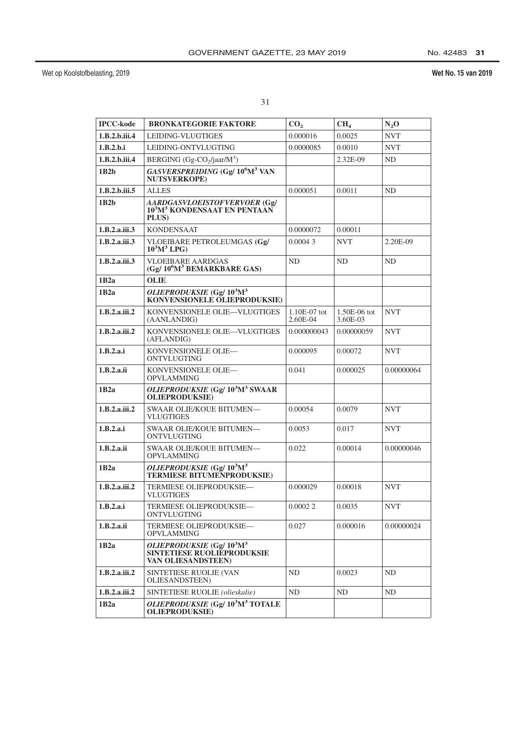| IPCC-kode | BRONKATEGORIE FAKTORE | $CO_2$ | $CH_4$ | $N_2O$ |
|---|---|---|---|---|
| **1.B.2.b.iii.4** | LEIDING-VLUGTIGES | 0.000016 | 0.0025 | NVT |
| **1.B.2.b.i** | LEIDING-ONTVLUGTING | 0.0000085 | 0.0010 | NVT |
| **1.B.2.b.iii.4** | BERGING (Gg-$CO_2$/jaar/$M^3$) | | 2.32E-09 | ND |
| **1B2b** | ***GASVERSPREIDING* (Gg/ $10^6M^3$ VAN NUTSVERKOPE)** | | | |
| **1.B.2.b.iii.5** | ALLES | 0.000051 | 0.0011 | ND |
| **1B2b** | ***AARDGASVLOEISTOFVERVOER* (Gg/ $10^3M^3$ KONDENSAAT EN PENTAAN PLUS)** | | | |
| **1.B.2.a.iii.3** | KONDENSAAT | 0.0000072 | 0.00011 | |
| **1.B.2.a.iii.3** | VLOEIBARE PETROLEUMGAS **(Gg/ $10^3M^3$ LPG)** | 0.0004 3 | NVT | 2.20E-09 |
| **1.B.2.a.iii.3** | VLOEIBARE AARDGAS **(Gg/ $10^6M^3$ BEMARKBARE GAS)** | ND | ND | ND |
| **1B2a** | **OLIE** | | | |
| **1B2a** | ***OLIEPRODUKSIE* (Gg/ $10^3M^3$ KONVENSIONELE OLIEPRODUKSIE)** | | | |
| **1.B.2.a.iii.2** | KONVENSIONELE OLIE—VLUGTIGES (AANLANDIG) | 1.10E-07 tot 2.60E-04 | 1.50E-06 tot 3.60E-03 | NVT |
| **1.B.2.a.iii.2** | KONVENSIONELE OLIE—VLUGTIGES (AFLANDIG) | 0.000000043 | 0.00000059 | NVT |
| **1.B.2.a.i** | KONVENSIONELE OLIE—ONTVLUGTING | 0.000095 | 0.00072 | NVT |
| **1.B.2.a.ii** | KONVENSIONELE OLIE—OPVLAMMING | 0.041 | 0.000025 | 0.00000064 |
| **1B2a** | ***OLIEPRODUKSIE* (Gg/ $10^3M^3$ SWAAR OLIEPRODUKSIE)** | | | |
| **1.B.2.a.iii.2** | SWAAR OLIE/KOUE BITUMEN—VLUGTIGES | 0.00054 | 0.0079 | NVT |
| **1.B.2.a.i** | SWAAR OLIE/KOUE BITUMEN—ONTVLUGTING | 0.0053 | 0.017 | NVT |
| **1.B.2.a.ii** | SWAAR OLIE/KOUE BITUMEN—OPVLAMMING | 0.022 | 0.00014 | 0.00000046 |
| **1B2a** | ***OLIEPRODUKSIE* (Gg/ $10^3M^3$ TERMIESE BITUMENPRODUKSIE)** | | | |
| **1.B.2.a.iii.2** | TERMIESE OLIEPRODUKSIE—VLUGTIGES | 0.000029 | 0.00018 | NVT |
| **1.B.2.a.i** | TERMIESE OLIEPRODUKSIE—ONTVLUGTING | 0.0002 2 | 0.0035 | NVT |
| **1.B.2.a.ii** | TERMIESE OLIEPRODUKSIE—OPVLAMMING | 0.027 | 0.000016 | 0.00000024 |
| **1B2a** | ***OLIEPRODUKSIE* (Gg/ $10^3M^3$ SINTETIESE RUOLIEPRODUKSIE VAN OLIESANDSTEEN)** | | | |
| **1.B.2.a.iii.2** | SINTETIESE RUOLIE (VAN OLIESANDSTEEN) | ND | 0.0023 | ND |
| **1.B.2.a.iii.2** | SINTETIESE RUOLIE *(olieskalie)* | ND | ND | ND |
| **1B2a** | ***OLIEPRODUKSIE* (Gg/ $10^3M^3$ TOTALE OLIEPRODUKSIE)** | | | |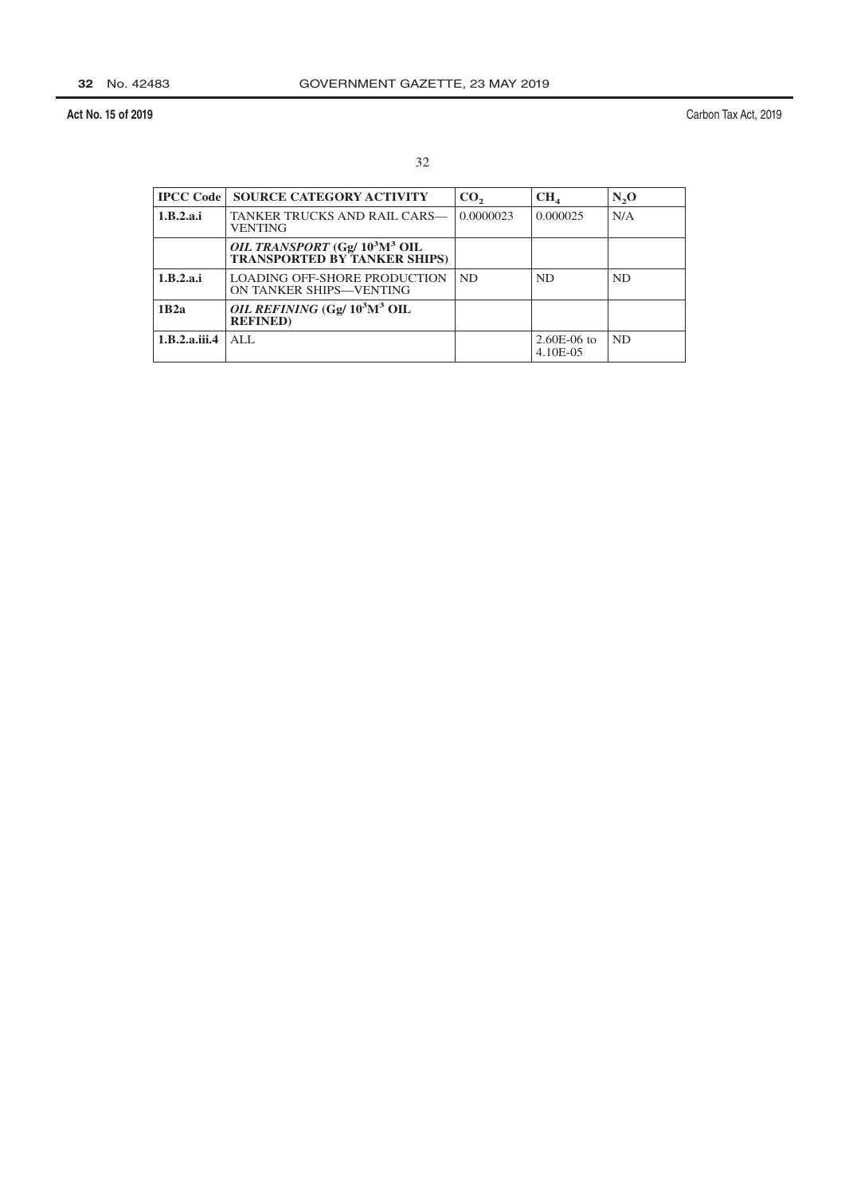| IPCC Code | SOURCE CATEGORY ACTIVITY | $CO_2$ | $CH_4$ | $N_2O$ |
|---|---|---|---|---|
| **1.B.2.a.i** | TANKER TRUCKS AND RAIL CARS—VENTING | 0.0000023 | 0.000025 | N/A |
| | ***OIL TRANSPORT* (Gg/ $10^3M^3$ OIL TRANSPORTED BY TANKER SHIPS)** | | | |
| **1.B.2.a.i** | LOADING OFF-SHORE PRODUCTION ON TANKER SHIPS—VENTING | ND | ND | ND |
| **1B2a** | ***OIL REFINING* (Gg/ $10^3M^3$ OIL REFINED)** | | | |
| **1.B.2.a.iii.4** | ALL | | 2.60E-06 to 4.10E-05 | ND |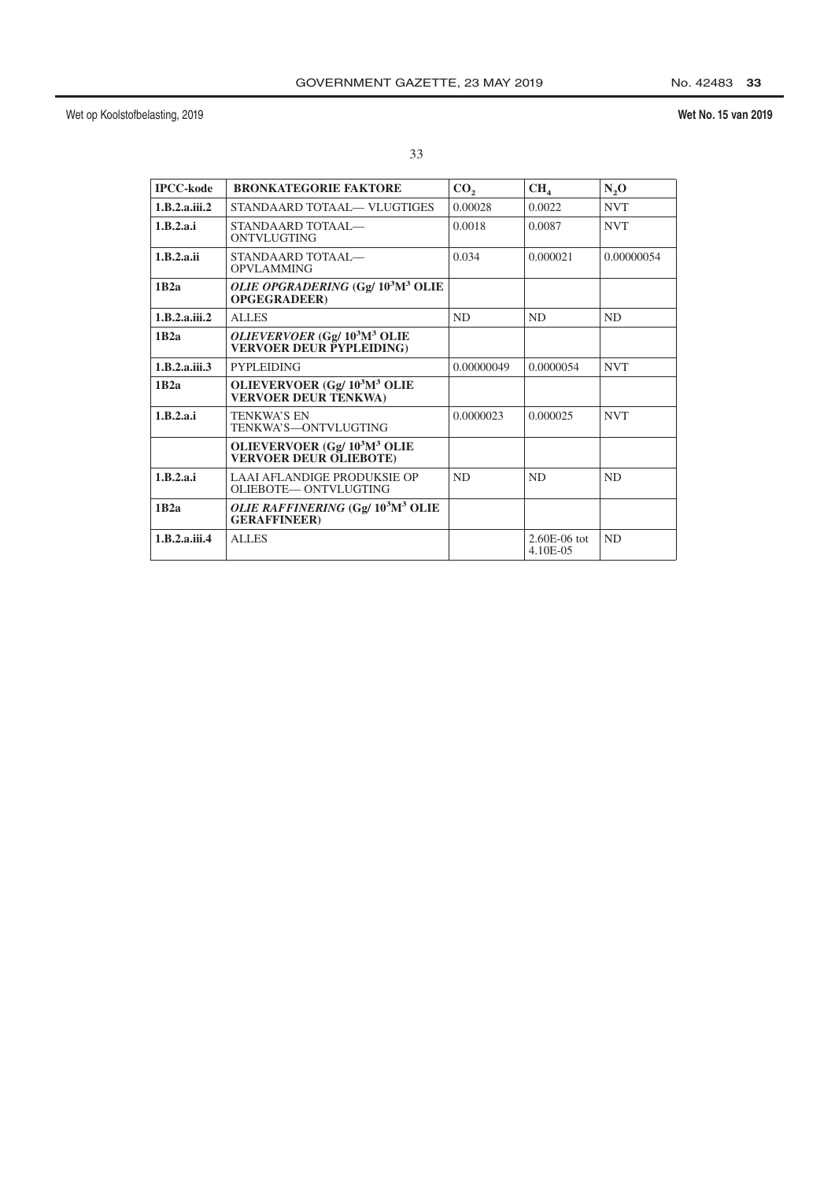| IPCC-kode | BRONKATEGORIE FAKTORE | $CO_2$ | $CH_4$ | $N_2O$ |
|---|---|---|---|---|
| **1.B.2.a.iii.2** | STANDAARD TOTAAL— VLUGTIGES | 0.00028 | 0.0022 | NVT |
| **1.B.2.a.i** | STANDAARD TOTAAL— ONTVLUGTING | 0.0018 | 0.0087 | NVT |
| **1.B.2.a.ii** | STANDAARD TOTAAL— OPVLAMMING | 0.034 | 0.000021 | 0.00000054 |
| **1B2a** | ***OLIE OPGRADERING* (Gg/ $10^3M^3$ OLIE OPGEGRADEER)** | | | |
| **1.B.2.a.iii.2** | ALLES | ND | ND | ND |
| **1B2a** | ***OLIEVERVOER* (Gg/ $10^3M^3$ OLIE VERVOER DEUR PYPLEIDING)** | | | |
| **1.B.2.a.iii.3** | PYPLEIDING | 0.00000049 | 0.0000054 | NVT |
| **1B2a** | **OLIEVERVOER (Gg/ $10^3M^3$ OLIE VERVOER DEUR TENKWA)** | | | |
| **1.B.2.a.i** | TENKWA'S EN TENKWA'S—ONTVLUGTING | 0.0000023 | 0.000025 | NVT |
| | **OLIEVERVOER (Gg/ $10^3M^3$ OLIE VERVOER DEUR OLIEBOTE)** | | | |
| **1.B.2.a.i** | LAAI AFLANDIGE PRODUKSIE OP OLIEBOTE— ONTVLUGTING | ND | ND | ND |
| **1B2a** | ***OLIE RAFFINERING* (Gg/ $10^3M^3$ OLIE GERAFFINEER)** | | | |
| **1.B.2.a.iii.4** | ALLES | | 2.60E-06 tot 4.10E-05 | ND |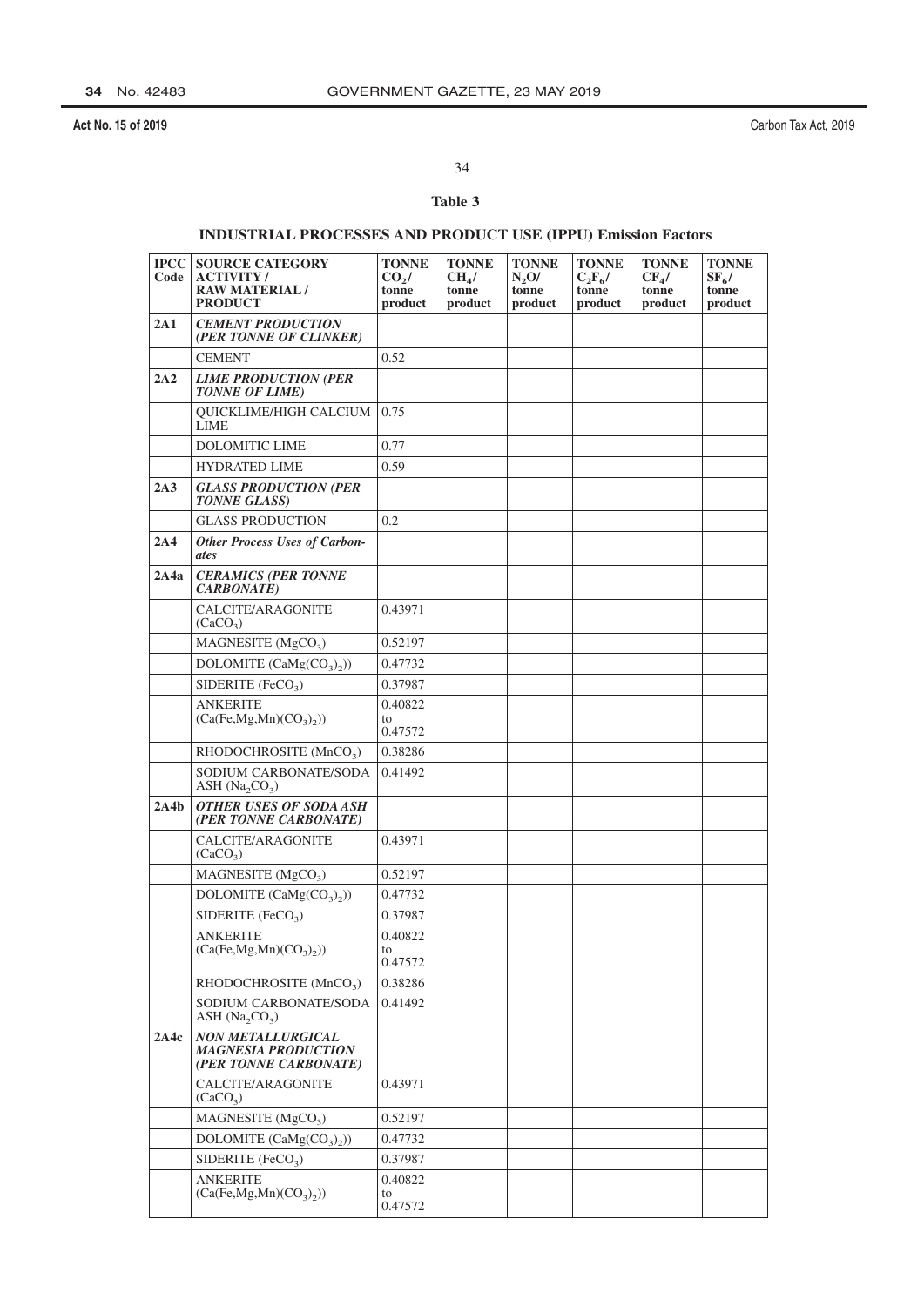**Table 3**

**INDUSTRIAL PROCESSES AND PRODUCT USE (IPPU) Emission Factors**

| IPCC Code | SOURCE CATEGORY ACTIVITY / RAW MATERIAL / PRODUCT | TONNE $CO_2$/ tonne product | TONNE $CH_4$/ tonne product | TONNE $N_2O$/ tonne product | TONNE $C_2F_6$/ tonne product | TONNE $CF_4$/ tonne product | TONNE $SF_6$/ tonne product |
|---|---|---|---|---|---|---|---|
| **2A1** | ***CEMENT PRODUCTION (PER TONNE OF CLINKER)*** | | | | | | |
| | CEMENT | 0.52 | | | | | |
| **2A2** | ***LIME PRODUCTION (PER TONNE OF LIME)*** | | | | | | |
| | QUICKLIME/HIGH CALCIUM LIME | 0.75 | | | | | |
| | DOLOMITIC LIME | 0.77 | | | | | |
| | HYDRATED LIME | 0.59 | | | | | |
| **2A3** | ***GLASS PRODUCTION (PER TONNE GLASS)*** | | | | | | |
| | GLASS PRODUCTION | 0.2 | | | | | |
| **2A4** | ***Other Process Uses of Carbonates*** | | | | | | |
| **2A4a** | ***CERAMICS (PER TONNE CARBONATE)*** | | | | | | |
| | CALCITE/ARAGONITE ($CaCO_3$) | 0.43971 | | | | | |
| | MAGNESITE ($MgCO_3$) | 0.52197 | | | | | |
| | DOLOMITE ($CaMg(CO_3)_2$)) | 0.47732 | | | | | |
| | SIDERITE ($FeCO_3$) | 0.37987 | | | | | |
| | ANKERITE ($Ca(Fe,Mg,Mn)(CO_3)_2$)) | 0.40822 to 0.47572 | | | | | |
| | RHODOCHROSITE ($MnCO_3$) | 0.38286 | | | | | |
| | SODIUM CARBONATE/SODA ASH ($Na_2CO_3$) | 0.41492 | | | | | |
| **2A4b** | ***OTHER USES OF SODA ASH (PER TONNE CARBONATE)*** | | | | | | |
| | CALCITE/ARAGONITE ($CaCO_3$) | 0.43971 | | | | | |
| | MAGNESITE ($MgCO_3$) | 0.52197 | | | | | |
| | DOLOMITE ($CaMg(CO_3)_2$)) | 0.47732 | | | | | |
| | SIDERITE ($FeCO_3$) | 0.37987 | | | | | |
| | ANKERITE ($Ca(Fe,Mg,Mn)(CO_3)_2$)) | 0.40822 to 0.47572 | | | | | |
| | RHODOCHROSITE ($MnCO_3$) | 0.38286 | | | | | |
| | SODIUM CARBONATE/SODA ASH ($Na_2CO_3$) | 0.41492 | | | | | |
| **2A4c** | ***NON METALLURGICAL MAGNESIA PRODUCTION (PER TONNE CARBONATE)*** | | | | | | |
| | CALCITE/ARAGONITE ($CaCO_3$) | 0.43971 | | | | | |
| | MAGNESITE ($MgCO_3$) | 0.52197 | | | | | |
| | DOLOMITE ($CaMg(CO_3)_2$)) | 0.47732 | | | | | |
| | SIDERITE ($FeCO_3$) | 0.37987 | | | | | |
| | ANKERITE ($Ca(Fe,Mg,Mn)(CO_3)_2$)) | 0.40822 to 0.47572 | | | | | |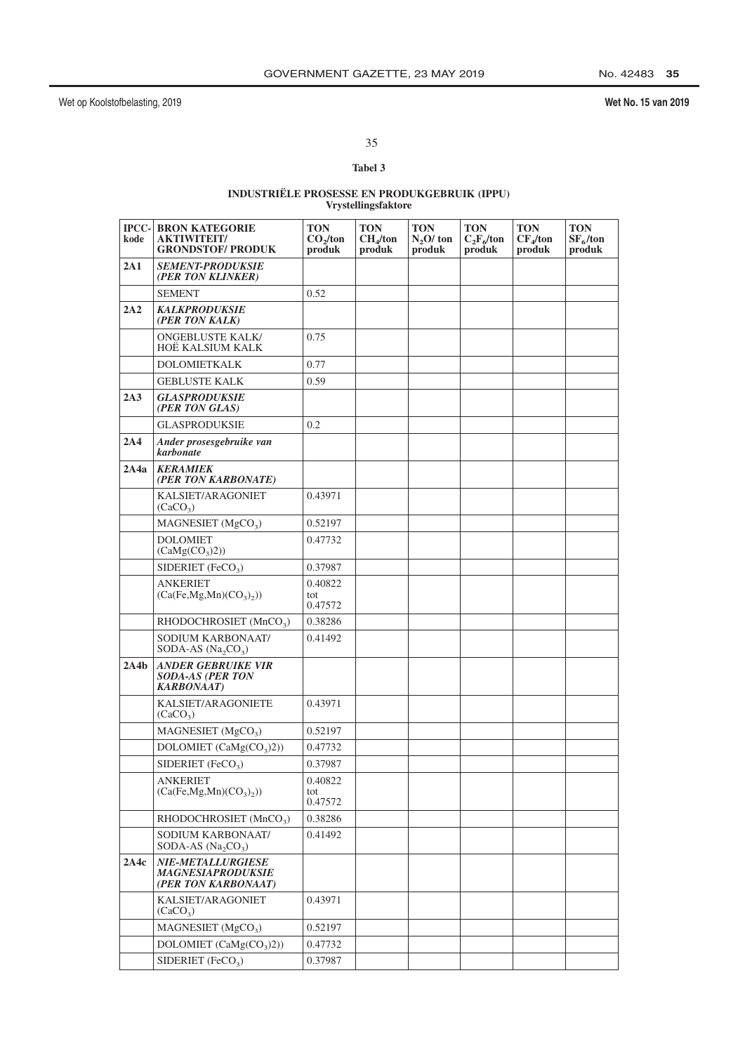Wet op Koolstofbelasting, 2019 | Wet No. 15 van 2019

**Tabel 3**

**INDUSTRIËLE PROSESSE EN PRODUKGEBRUIK (IPPU)**
**Vrystellingsfaktore**

| IPCC-kode | BRON KATEGORIE AKTIWITEIT/ GRONDSTOF/ PRODUK | TON $CO_2$/ton produk | TON $CH_4$/ton produk | TON $N_2O$/ ton produk | TON $C_2F_6$/ton produk | TON $CF_4$/ton produk | TON $SF_6$/ton produk |
|---|---|---|---|---|---|---|---|
| **2A1** | ***SEMENT-PRODUKSIE (PER TON KLINKER)*** | | | | | | |
| | SEMENT | 0.52 | | | | | |
| **2A2** | ***KALKPRODUKSIE (PER TON KALK)*** | | | | | | |
| | ONGEBLUSTE KALK/ HOË KALSIUM KALK | 0.75 | | | | | |
| | DOLOMIETKALK | 0.77 | | | | | |
| | GEBLUSTE KALK | 0.59 | | | | | |
| **2A3** | ***GLASPRODUKSIE (PER TON GLAS)*** | | | | | | |
| | GLASPRODUKSIE | 0.2 | | | | | |
| **2A4** | ***Ander prosesgebruike van karbonate*** | | | | | | |
| **2A4a** | ***KERAMIEK (PER TON KARBONATE)*** | | | | | | |
| | KALSIET/ARAGONIET ($CaCO_3$) | 0.43971 | | | | | |
| | MAGNESIET ($MgCO_3$) | 0.52197 | | | | | |
| | DOLOMIET ($CaMg(CO_3)2)$) | 0.47732 | | | | | |
| | SIDERIET ($FeCO_3$) | 0.37987 | | | | | |
| | ANKERIET ($Ca(Fe,Mg,Mn)(CO_3)_2)$) | 0.40822 tot 0.47572 | | | | | |
| | RHODOCHROSIET ($MnCO_3$) | 0.38286 | | | | | |
| | SODIUM KARBONAAT/ SODA-AS ($Na_2CO_3$) | 0.41492 | | | | | |
| **2A4b** | ***ANDER GEBRUIKE VIR SODA-AS (PER TON KARBONAAT)*** | | | | | | |
| | KALSIET/ARAGONIETE ($CaCO_3$) | 0.43971 | | | | | |
| | MAGNESIET ($MgCO_3$) | 0.52197 | | | | | |
| | DOLOMIET ($CaMg(CO_3)2)$) | 0.47732 | | | | | |
| | SIDERIET ($FeCO_3$) | 0.37987 | | | | | |
| | ANKERIET ($Ca(Fe,Mg,Mn)(CO_3)_2)$) | 0.40822 tot 0.47572 | | | | | |
| | RHODOCHROSIET ($MnCO_3$) | 0.38286 | | | | | |
| | SODIUM KARBONAAT/ SODA-AS ($Na_2CO_3$) | 0.41492 | | | | | |
| **2A4c** | ***NIE-METALLURGIESE MAGNESIAPRODUKSIE (PER TON KARBONAAT)*** | | | | | | |
| | KALSIET/ARAGONIET ($CaCO_3$) | 0.43971 | | | | | |
| | MAGNESIET ($MgCO_3$) | 0.52197 | | | | | |
| | DOLOMIET ($CaMg(CO_3)2)$) | 0.47732 | | | | | |
| | SIDERIET ($FeCO_3$) | 0.37987 | | | | | |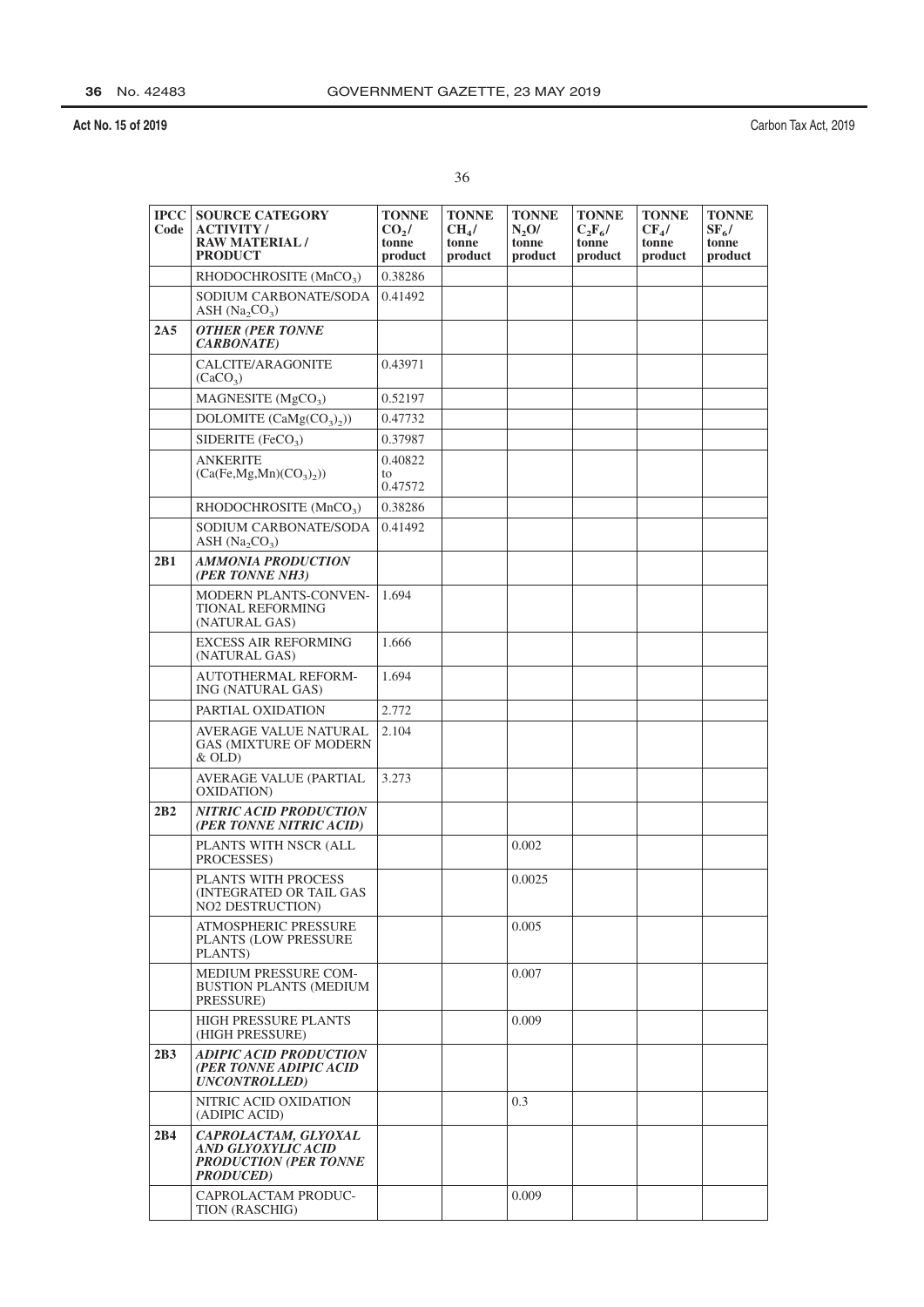| IPCC Code | SOURCE CATEGORY ACTIVITY / RAW MATERIAL / PRODUCT | TONNE $CO_2$/ tonne product | TONNE $CH_4$/ tonne product | TONNE $N_2O$/ tonne product | TONNE $C_2F_6$/ tonne product | TONNE $CF_4$/ tonne product | TONNE $SF_6$/ tonne product |
|---|---|---|---|---|---|---|---|
| | RHODOCHROSITE ($MnCO_3$) | 0.38286 | | | | | |
| | SODIUM CARBONATE/SODA ASH ($Na_2CO_3$) | 0.41492 | | | | | |
| **2A5** | ***OTHER (PER TONNE CARBONATE)*** | | | | | | |
| | CALCITE/ARAGONITE ($CaCO_3$) | 0.43971 | | | | | |
| | MAGNESITE ($MgCO_3$) | 0.52197 | | | | | |
| | DOLOMITE ($CaMg(CO_3)_2$)) | 0.47732 | | | | | |
| | SIDERITE ($FeCO_3$) | 0.37987 | | | | | |
| | ANKERITE ($Ca(Fe,Mg,Mn)(CO_3)_2$)) | 0.40822 to 0.47572 | | | | | |
| | RHODOCHROSITE ($MnCO_3$) | 0.38286 | | | | | |
| | SODIUM CARBONATE/SODA ASH ($Na_2CO_3$) | 0.41492 | | | | | |
| **2B1** | ***AMMONIA PRODUCTION (PER TONNE NH3)*** | | | | | | |
| | MODERN PLANTS-CONVENTIONAL REFORMING (NATURAL GAS) | 1.694 | | | | | |
| | EXCESS AIR REFORMING (NATURAL GAS) | 1.666 | | | | | |
| | AUTOTHERMAL REFORMING (NATURAL GAS) | 1.694 | | | | | |
| | PARTIAL OXIDATION | 2.772 | | | | | |
| | AVERAGE VALUE NATURAL GAS (MIXTURE OF MODERN & OLD) | 2.104 | | | | | |
| | AVERAGE VALUE (PARTIAL OXIDATION) | 3.273 | | | | | |
| **2B2** | ***NITRIC ACID PRODUCTION (PER TONNE NITRIC ACID)*** | | | | | | |
| | PLANTS WITH NSCR (ALL PROCESSES) | | | 0.002 | | | |
| | PLANTS WITH PROCESS (INTEGRATED OR TAIL GAS NO2 DESTRUCTION) | | | 0.0025 | | | |
| | ATMOSPHERIC PRESSURE PLANTS (LOW PRESSURE PLANTS) | | | 0.005 | | | |
| | MEDIUM PRESSURE COMBUSTION PLANTS (MEDIUM PRESSURE) | | | 0.007 | | | |
| | HIGH PRESSURE PLANTS (HIGH PRESSURE) | | | 0.009 | | | |
| **2B3** | ***ADIPIC ACID PRODUCTION (PER TONNE ADIPIC ACID UNCONTROLLED)*** | | | | | | |
| | NITRIC ACID OXIDATION (ADIPIC ACID) | | | 0.3 | | | |
| **2B4** | ***CAPROLACTAM, GLYOXAL AND GLYOXYLIC ACID PRODUCTION (PER TONNE PRODUCED)*** | | | | | | |
| | CAPROLACTAM PRODUCTION (RASCHIG) | | | 0.009 | | | |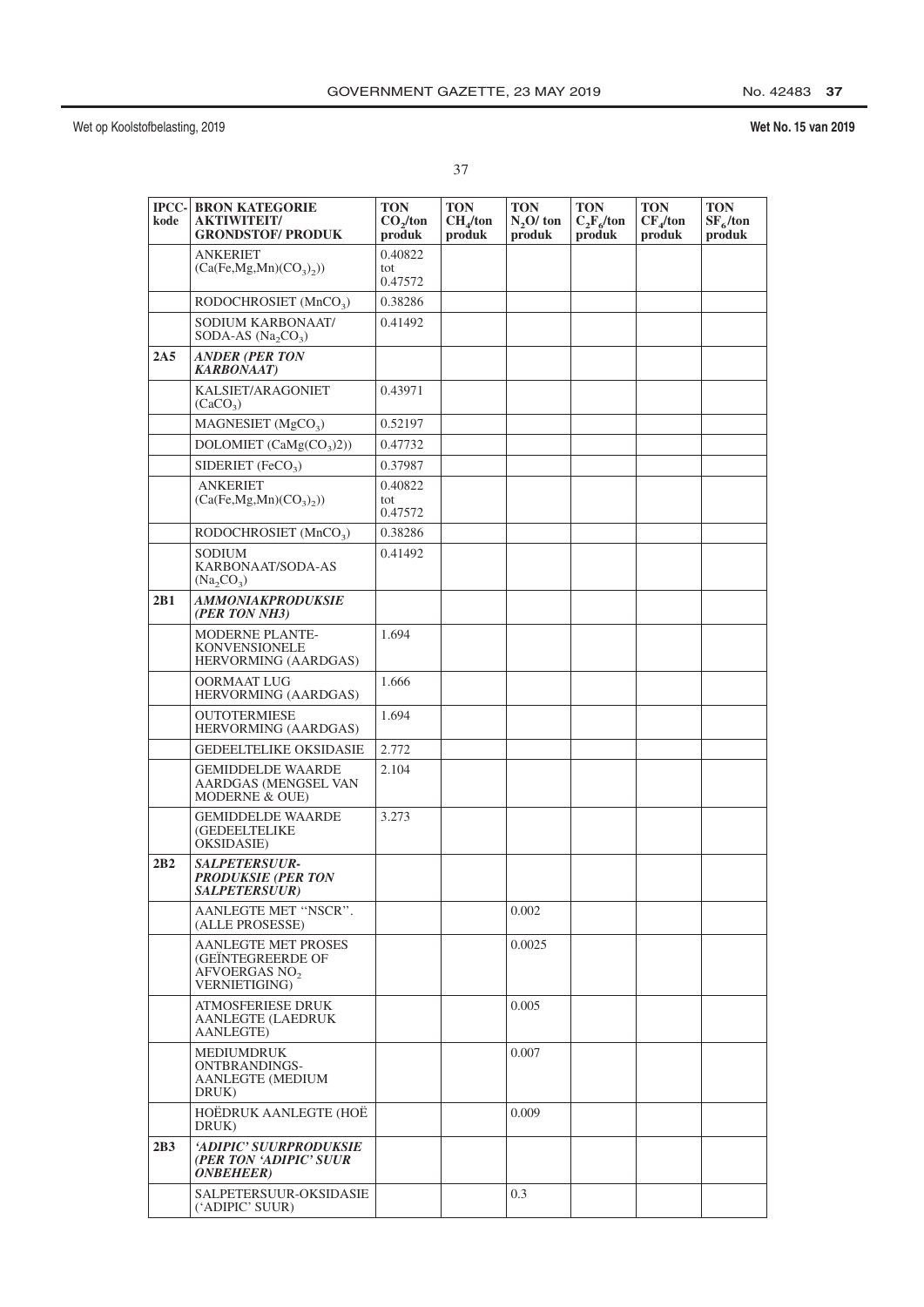| IPCC-kode | BRON KATEGORIE AKTIWITEIT/ GRONDSTOF/ PRODUK | TON $CO_2$/ton produk | TON $CH_4$/ton produk | TON $N_2O$/ ton produk | TON $C_2F_6$/ton produk | TON $CF_4$/ton produk | TON $SF_6$/ton produk |
|---|---|---|---|---|---|---|---|
| | ANKERIET ($Ca(Fe,Mg,Mn)(CO_3)_2)$) | 0.40822 tot 0.47572 | | | | | |
| | RODOCHROSIET ($MnCO_3$) | 0.38286 | | | | | |
| | SODIUM KARBONAAT/ SODA-AS ($Na_2CO_3$) | 0.41492 | | | | | |
| **2A5** | ***ANDER (PER TON KARBONAAT)*** | | | | | | |
| | KALSIET/ARAGONIET ($CaCO_3$) | 0.43971 | | | | | |
| | MAGNESIET ($MgCO_3$) | 0.52197 | | | | | |
| | DOLOMIET ($CaMg(CO_3)2)$) | 0.47732 | | | | | |
| | SIDERIET ($FeCO_3$) | 0.37987 | | | | | |
| | ANKERIET ($Ca(Fe,Mg,Mn)(CO_3)_2)$) | 0.40822 tot 0.47572 | | | | | |
| | RODOCHROSIET ($MnCO_3$) | 0.38286 | | | | | |
| | SODIUM KARBONAAT/SODA-AS ($Na_2CO_3$) | 0.41492 | | | | | |
| **2B1** | ***AMMONIAKPRODUKSIE (PER TON NH3)*** | | | | | | |
| | MODERNE PLANTE-KONVENSIONELE HERVORMING (AARDGAS) | 1.694 | | | | | |
| | OORMAAT LUG HERVORMING (AARDGAS) | 1.666 | | | | | |
| | OUTOTERMIESE HERVORMING (AARDGAS) | 1.694 | | | | | |
| | GEDEELTELIKE OKSIDASIE | 2.772 | | | | | |
| | GEMIDDELDE WAARDE AARDGAS (MENGSEL VAN MODERNE & OUE) | 2.104 | | | | | |
| | GEMIDDELDE WAARDE (GEDEELTELIKE OKSIDASIE) | 3.273 | | | | | |
| **2B2** | ***SALPETERSUUR-PRODUKSIE (PER TON SALPETERSUUR)*** | | | | | | |
| | AANLEGTE MET "NSCR". (ALLE PROSESSE) | | | 0.002 | | | |
| | AANLEGTE MET PROSES (GEÏNTEGREERDE OF AFVOERGAS $NO_2$ VERNIETIGING) | | | 0.0025 | | | |
| | ATMOSFERIESE DRUK AANLEGTE (LAEDRUK AANLEGTE) | | | 0.005 | | | |
| | MEDIUMDRUK ONTBRANDINGS-AANLEGTE (MEDIUM DRUK) | | | 0.007 | | | |
| | HOËDRUK AANLEGTE (HOË DRUK) | | | 0.009 | | | |
| **2B3** | ***'ADIPIC' SUURPRODUKSIE (PER TON 'ADIPIC' SUUR ONBEHEER)*** | | | | | | |
| | SALPETERSUUR-OKSIDASIE ('ADIPIC' SUUR) | | | 0.3 | | | |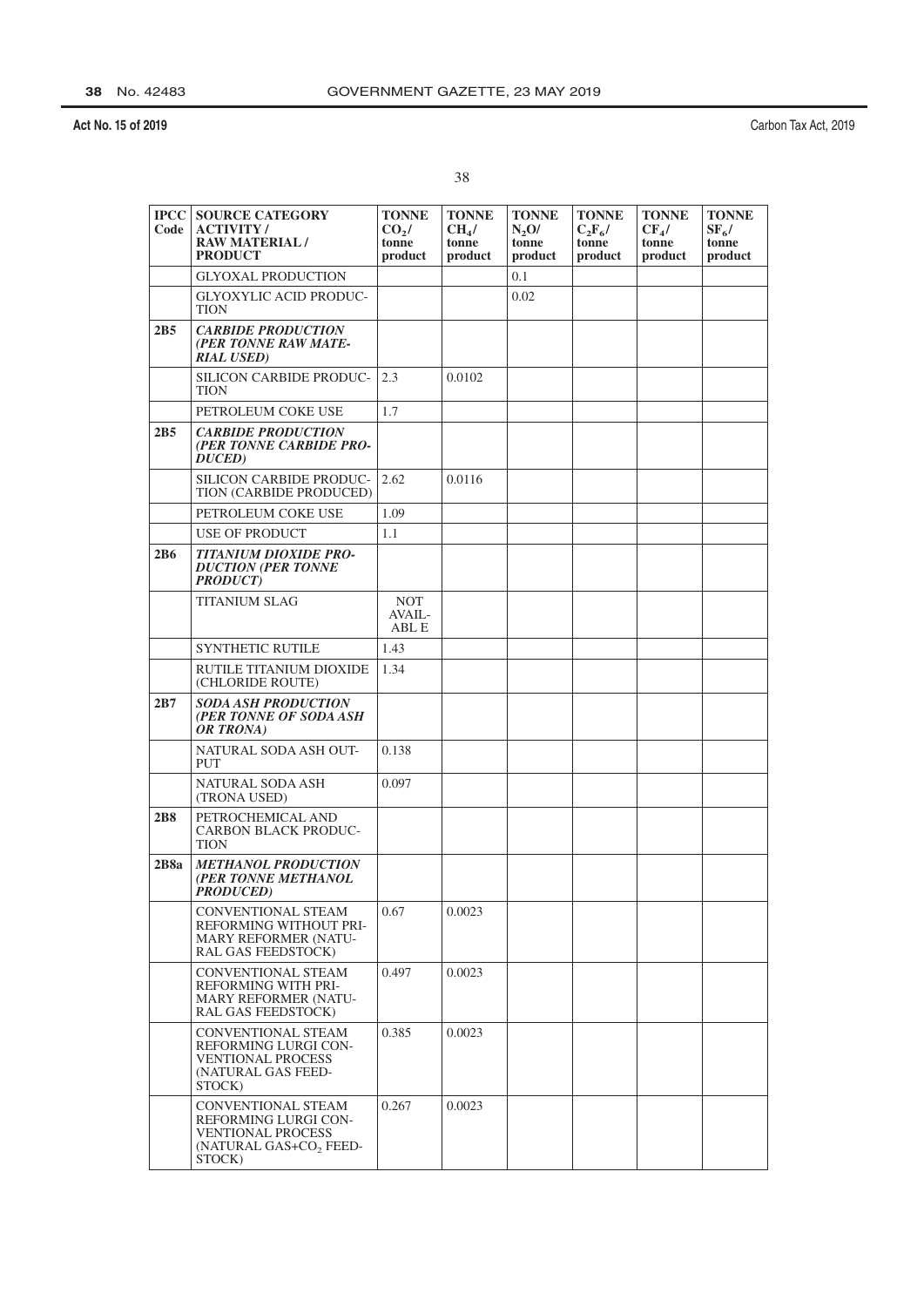| IPCC Code | SOURCE CATEGORY ACTIVITY / RAW MATERIAL / PRODUCT | TONNE $CO_2$/ tonne product | TONNE $CH_4$/ tonne product | TONNE $N_2O$/ tonne product | TONNE $C_2F_6$/ tonne product | TONNE $CF_4$/ tonne product | TONNE $SF_6$/ tonne product |
|---|---|---|---|---|---|---|---|
| | GLYOXAL PRODUCTION | | | 0.1 | | | |
| | GLYOXYLIC ACID PRODUCTION | | | 0.02 | | | |
| **2B5** | ***CARBIDE PRODUCTION (PER TONNE RAW MATERIAL USED)*** | | | | | | |
| | SILICON CARBIDE PRODUCTION | 2.3 | 0.0102 | | | | |
| | PETROLEUM COKE USE | 1.7 | | | | | |
| **2B5** | ***CARBIDE PRODUCTION (PER TONNE CARBIDE PRODUCED)*** | | | | | | |
| | SILICON CARBIDE PRODUCTION (CARBIDE PRODUCED) | 2.62 | 0.0116 | | | | |
| | PETROLEUM COKE USE | 1.09 | | | | | |
| | USE OF PRODUCT | 1.1 | | | | | |
| **2B6** | ***TITANIUM DIOXIDE PRODUCTION (PER TONNE PRODUCT)*** | | | | | | |
| | TITANIUM SLAG | NOT AVAILABL E | | | | | |
| | SYNTHETIC RUTILE | 1.43 | | | | | |
| | RUTILE TITANIUM DIOXIDE (CHLORIDE ROUTE) | 1.34 | | | | | |
| **2B7** | ***SODA ASH PRODUCTION (PER TONNE OF SODA ASH OR TRONA)*** | | | | | | |
| | NATURAL SODA ASH OUTPUT | 0.138 | | | | | |
| | NATURAL SODA ASH (TRONA USED) | 0.097 | | | | | |
| **2B8** | PETROCHEMICAL AND CARBON BLACK PRODUCTION | | | | | | |
| **2B8a** | ***METHANOL PRODUCTION (PER TONNE METHANOL PRODUCED)*** | | | | | | |
| | CONVENTIONAL STEAM REFORMING WITHOUT PRIMARY REFORMER (NATURAL GAS FEEDSTOCK) | 0.67 | 0.0023 | | | | |
| | CONVENTIONAL STEAM REFORMING WITH PRIMARY REFORMER (NATURAL GAS FEEDSTOCK) | 0.497 | 0.0023 | | | | |
| | CONVENTIONAL STEAM REFORMING LURGI CONVENTIONAL PROCESS (NATURAL GAS FEEDSTOCK) | 0.385 | 0.0023 | | | | |
| | CONVENTIONAL STEAM REFORMING LURGI CONVENTIONAL PROCESS (NATURAL GAS+$CO_2$ FEEDSTOCK) | 0.267 | 0.0023 | | | | |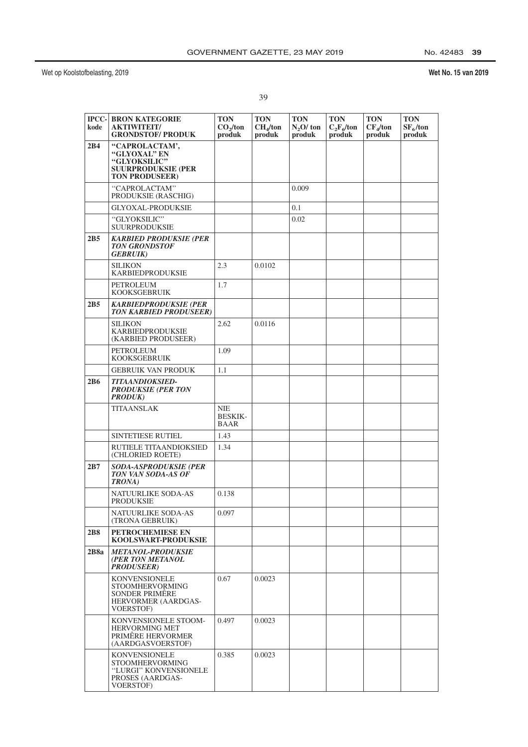| IPCC-kode | BRON KATEGORIE AKTIWITEIT/ GRONDSTOF/ PRODUK | TON $CO_2$/ton produk | TON $CH_4$/ton produk | TON $N_2O$/ ton produk | TON $C_2F_6$/ton produk | TON $CF_4$/ton produk | TON $SF_6$/ton produk |
|---|---|---|---|---|---|---|---|
| **2B4** | **"CAPROLACTAM', "GLYOXAL" EN "GLYOKSILIC" SUURPRODUKSIE (PER TON PRODUSEER)** | | | | | | |
| | "CAPROLACTAM" PRODUKSIE (RASCHIG) | | | 0.009 | | | |
| | GLYOXAL-PRODUKSIE | | | 0.1 | | | |
| | "GLYOKSILIC" SUURPRODUKSIE | | | 0.02 | | | |
| **2B5** | ***KARBIED PRODUKSIE (PER TON GRONDSTOF GEBRUIK)*** | | | | | | |
| | SILIKON KARBIEDPRODUKSIE | 2.3 | 0.0102 | | | | |
| | PETROLEUM KOOKSGEBRUIK | 1.7 | | | | | |
| **2B5** | ***KARBIEDPRODUKSIE (PER TON KARBIED PRODUSEER)*** | | | | | | |
| | SILIKON KARBIEDPRODUKSIE (KARBIED PRODUSEER) | 2.62 | 0.0116 | | | | |
| | PETROLEUM KOOKSGEBRUIK | 1.09 | | | | | |
| | GEBRUIK VAN PRODUK | 1.1 | | | | | |
| **2B6** | ***TITAANDIOKSIED-PRODUKSIE (PER TON PRODUK)*** | | | | | | |
| | TITAANSLAK | NIE BESKIK-BAAR | | | | | |
| | SINTETIESE RUTIEL | 1.43 | | | | | |
| | RUTIELE TITAANDIOKSIED (CHLORIED ROETE) | 1.34 | | | | | |
| **2B7** | ***SODA-ASPRODUKSIE (PER TON VAN SODA-AS OF TRONA)*** | | | | | | |
| | NATUURLIKE SODA-AS PRODUKSIE | 0.138 | | | | | |
| | NATUURLIKE SODA-AS (TRONA GEBRUIK) | 0.097 | | | | | |
| **2B8** | **PETROCHEMIESE EN KOOLSWART-PRODUKSIE** | | | | | | |
| **2B8a** | ***METANOL-PRODUKSIE (PER TON METANOL PRODUSEER)*** | | | | | | |
| | KONVENSIONELE STOOMHERVORMING SONDER PRIMÊRE HERVORMER (AARDGAS-VOERSTOF) | 0.67 | 0.0023 | | | | |
| | KONVENSIONELE STOOM-HERVORMING MET PRIMÊRE HERVORMER (AARDGASVOERSTOF) | 0.497 | 0.0023 | | | | |
| | KONVENSIONELE STOOMHERVORMING "LURGI" KONVENSIONELE PROSES (AARDGAS-VOERSTOF) | 0.385 | 0.0023 | | | | |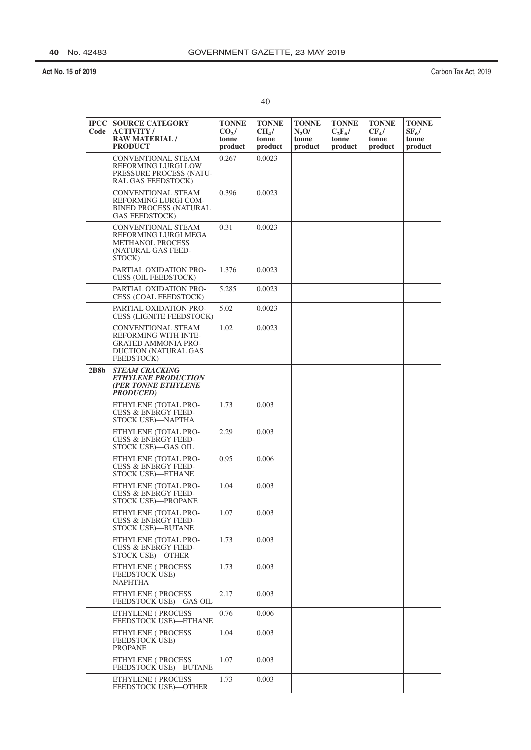| IPCC Code | SOURCE CATEGORY ACTIVITY / RAW MATERIAL / PRODUCT | TONNE $CO_2$/ tonne product | TONNE $CH_4$/ tonne product | TONNE $N_2O$/ tonne product | TONNE $C_2F_6$/ tonne product | TONNE $CF_4$/ tonne product | TONNE $SF_6$/ tonne product |
|---|---|---|---|---|---|---|---|
| | CONVENTIONAL STEAM REFORMING LURGI LOW PRESSURE PROCESS (NATURAL GAS FEEDSTOCK) | 0.267 | 0.0023 | | | | |
| | CONVENTIONAL STEAM REFORMING LURGI COMBINED PROCESS (NATURAL GAS FEEDSTOCK) | 0.396 | 0.0023 | | | | |
| | CONVENTIONAL STEAM REFORMING LURGI MEGA METHANOL PROCESS (NATURAL GAS FEEDSTOCK) | 0.31 | 0.0023 | | | | |
| | PARTIAL OXIDATION PROCESS (OIL FEEDSTOCK) | 1.376 | 0.0023 | | | | |
| | PARTIAL OXIDATION PROCESS (COAL FEEDSTOCK) | 5.285 | 0.0023 | | | | |
| | PARTIAL OXIDATION PROCESS (LIGNITE FEEDSTOCK) | 5.02 | 0.0023 | | | | |
| | CONVENTIONAL STEAM REFORMING WITH INTEGRATED AMMONIA PRODUCTION (NATURAL GAS FEEDSTOCK) | 1.02 | 0.0023 | | | | |
| **2B8b** | ***STEAM CRACKING ETHYLENE PRODUCTION (PER TONNE ETHYLENE PRODUCED)*** | | | | | | |
| | ETHYLENE (TOTAL PROCESS & ENERGY FEEDSTOCK USE)—NAPTHA | 1.73 | 0.003 | | | | |
| | ETHYLENE (TOTAL PROCESS & ENERGY FEEDSTOCK USE)—GAS OIL | 2.29 | 0.003 | | | | |
| | ETHYLENE (TOTAL PROCESS & ENERGY FEEDSTOCK USE)—ETHANE | 0.95 | 0.006 | | | | |
| | ETHYLENE (TOTAL PROCESS & ENERGY FEEDSTOCK USE)—PROPANE | 1.04 | 0.003 | | | | |
| | ETHYLENE (TOTAL PROCESS & ENERGY FEEDSTOCK USE)—BUTANE | 1.07 | 0.003 | | | | |
| | ETHYLENE (TOTAL PROCESS & ENERGY FEEDSTOCK USE)—OTHER | 1.73 | 0.003 | | | | |
| | ETHYLENE ( PROCESS FEEDSTOCK USE)—NAPHTHA | 1.73 | 0.003 | | | | |
| | ETHYLENE ( PROCESS FEEDSTOCK USE)—GAS OIL | 2.17 | 0.003 | | | | |
| | ETHYLENE ( PROCESS FEEDSTOCK USE)—ETHANE | 0.76 | 0.006 | | | | |
| | ETHYLENE ( PROCESS FEEDSTOCK USE)—PROPANE | 1.04 | 0.003 | | | | |
| | ETHYLENE ( PROCESS FEEDSTOCK USE)—BUTANE | 1.07 | 0.003 | | | | |
| | ETHYLENE ( PROCESS FEEDSTOCK USE)—OTHER | 1.73 | 0.003 | | | | |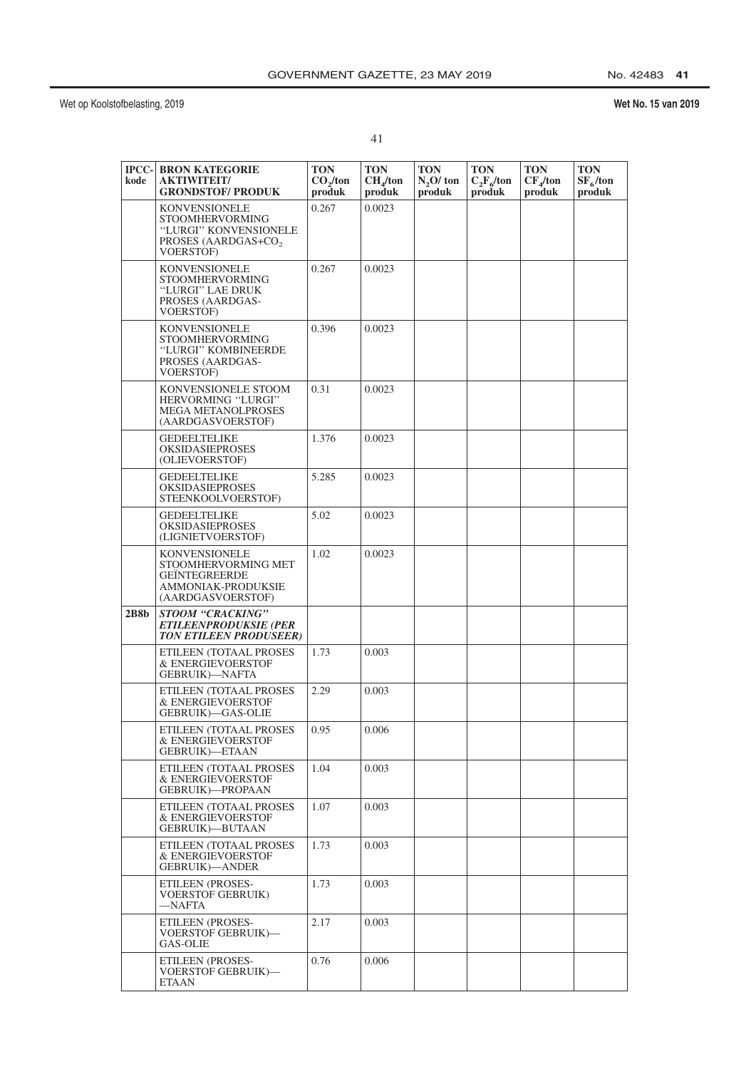| IPCC-kode | BRON KATEGORIE AKTIWITEIT/ GRONDSTOF/ PRODUK | TON $CO_2$/ton produk | TON $CH_4$/ton produk | TON $N_2O$/ ton produk | TON $C_2F_6$/ton produk | TON $CF_4$/ton produk | TON $SF_6$/ton produk |
|---|---|---|---|---|---|---|---|
| | KONVENSIONELE STOOMHERVORMING "LURGI" KONVENSIONELE PROSES (AARDGAS+$CO_2$ VOERSTOF) | 0.267 | 0.0023 | | | | |
| | KONVENSIONELE STOOMHERVORMING "LURGI" LAE DRUK PROSES (AARDGAS-VOERSTOF) | 0.267 | 0.0023 | | | | |
| | KONVENSIONELE STOOMHERVORMING "LURGI" KOMBINEERDE PROSES (AARDGAS-VOERSTOF) | 0.396 | 0.0023 | | | | |
| | KONVENSIONELE STOOM HERVORMING "LURGI" MEGA METANOLPROSES (AARDGASVOERSTOF) | 0.31 | 0.0023 | | | | |
| | GEDEELTELIKE OKSIDASIEPROSES (OLIEVOERSTOF) | 1.376 | 0.0023 | | | | |
| | GEDEELTELIKE OKSIDASIEPROSES STEENKOOLVOERSTOF) | 5.285 | 0.0023 | | | | |
| | GEDEELTELIKE OKSIDASIEPROSES (LIGNIETVOERSTOF) | 5.02 | 0.0023 | | | | |
| | KONVENSIONELE STOOMHERVORMING MET GEÏNTEGREERDE AMMONIAK-PRODUKSIE (AARDGASVOERSTOF) | 1.02 | 0.0023 | | | | |
| **2B8b** | ***STOOM "CRACKING" ETILEENPRODUKSIE (PER TON ETILEEN PRODUSEER)*** | | | | | | |
| | ETILEEN (TOTAAL PROSES & ENERGIEVOERSTOF GEBRUIK)—NAFTA | 1.73 | 0.003 | | | | |
| | ETILEEN (TOTAAL PROSES & ENERGIEVOERSTOF GEBRUIK)—GAS-OLIE | 2.29 | 0.003 | | | | |
| | ETILEEN (TOTAAL PROSES & ENERGIEVOERSTOF GEBRUIK)—ETAAN | 0.95 | 0.006 | | | | |
| | ETILEEN (TOTAAL PROSES & ENERGIEVOERSTOF GEBRUIK)—PROPAAN | 1.04 | 0.003 | | | | |
| | ETILEEN (TOTAAL PROSES & ENERGIEVOERSTOF GEBRUIK)—BUTAAN | 1.07 | 0.003 | | | | |
| | ETILEEN (TOTAAL PROSES & ENERGIEVOERSTOF GEBRUIK)—ANDER | 1.73 | 0.003 | | | | |
| | ETILEEN (PROSES-VOERSTOF GEBRUIK) —NAFTA | 1.73 | 0.003 | | | | |
| | ETILEEN (PROSES-VOERSTOF GEBRUIK)—GAS-OLIE | 2.17 | 0.003 | | | | |
| | ETILEEN (PROSES-VOERSTOF GEBRUIK)—ETAAN | 0.76 | 0.006 | | | | |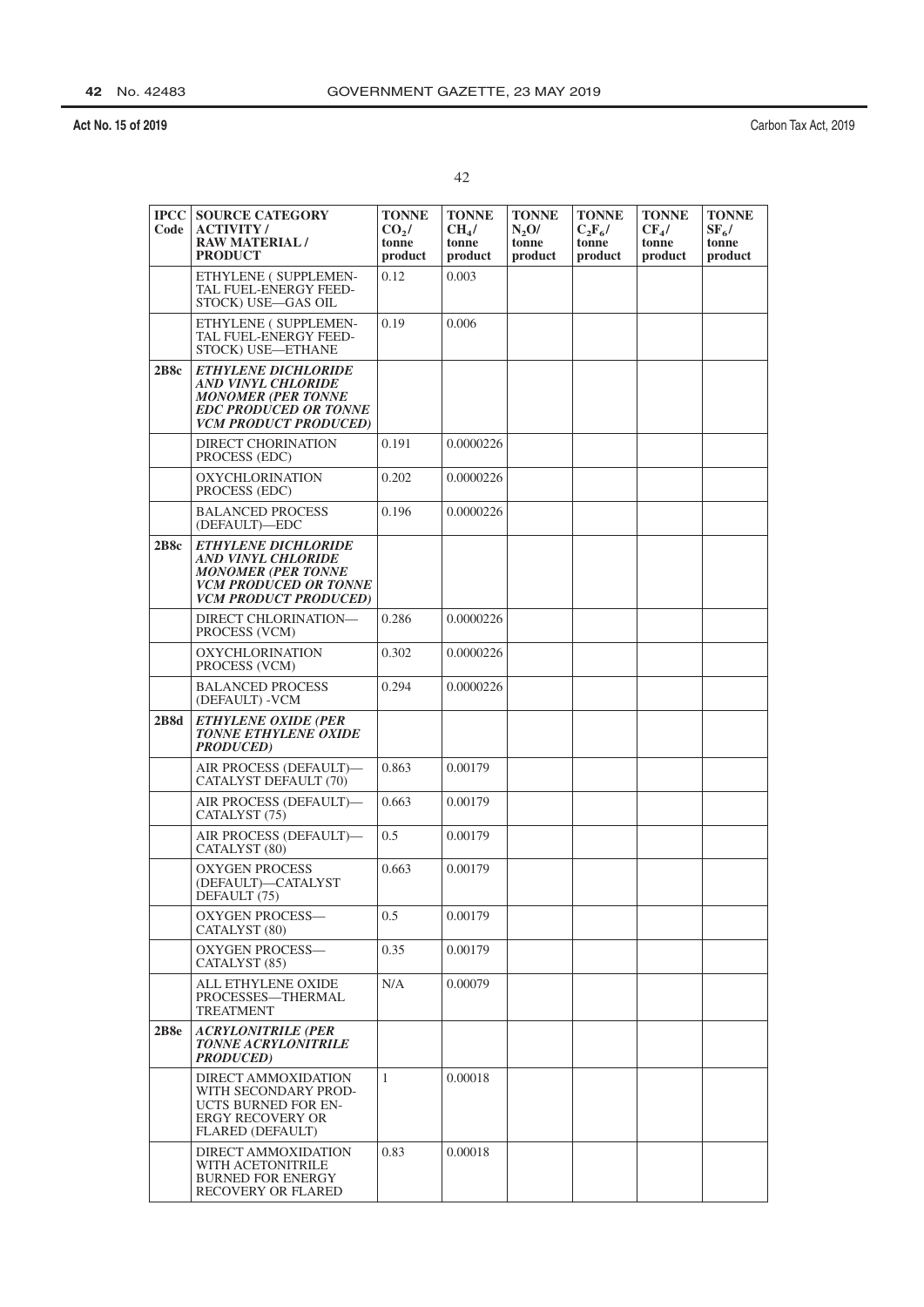| IPCC Code | SOURCE CATEGORY ACTIVITY / RAW MATERIAL / PRODUCT | TONNE $CO_2$/ tonne product | TONNE $CH_4$/ tonne product | TONNE $N_2O$/ tonne product | TONNE $C_2F_6$/ tonne product | TONNE $CF_4$/ tonne product | TONNE $SF_6$/ tonne product |
|---|---|---|---|---|---|---|---|
| | ETHYLENE ( SUPPLEMENTAL FUEL-ENERGY FEEDSTOCK) USE—GAS OIL | 0.12 | 0.003 | | | | |
| | ETHYLENE ( SUPPLEMENTAL FUEL-ENERGY FEEDSTOCK) USE—ETHANE | 0.19 | 0.006 | | | | |
| **2B8c** | ***ETHYLENE DICHLORIDE AND VINYL CHLORIDE MONOMER (PER TONNE EDC PRODUCED OR TONNE VCM PRODUCT PRODUCED)*** | | | | | | |
| | DIRECT CHORINATION PROCESS (EDC) | 0.191 | 0.0000226 | | | | |
| | OXYCHLORINATION PROCESS (EDC) | 0.202 | 0.0000226 | | | | |
| | BALANCED PROCESS (DEFAULT)—EDC | 0.196 | 0.0000226 | | | | |
| **2B8c** | ***ETHYLENE DICHLORIDE AND VINYL CHLORIDE MONOMER (PER TONNE VCM PRODUCED OR TONNE VCM PRODUCT PRODUCED)*** | | | | | | |
| | DIRECT CHLORINATION—PROCESS (VCM) | 0.286 | 0.0000226 | | | | |
| | OXYCHLORINATION PROCESS (VCM) | 0.302 | 0.0000226 | | | | |
| | BALANCED PROCESS (DEFAULT) -VCM | 0.294 | 0.0000226 | | | | |
| **2B8d** | ***ETHYLENE OXIDE (PER TONNE ETHYLENE OXIDE PRODUCED)*** | | | | | | |
| | AIR PROCESS (DEFAULT)—CATALYST DEFAULT (70) | 0.863 | 0.00179 | | | | |
| | AIR PROCESS (DEFAULT)—CATALYST (75) | 0.663 | 0.00179 | | | | |
| | AIR PROCESS (DEFAULT)—CATALYST (80) | 0.5 | 0.00179 | | | | |
| | OXYGEN PROCESS (DEFAULT)—CATALYST DEFAULT (75) | 0.663 | 0.00179 | | | | |
| | OXYGEN PROCESS—CATALYST (80) | 0.5 | 0.00179 | | | | |
| | OXYGEN PROCESS—CATALYST (85) | 0.35 | 0.00179 | | | | |
| | ALL ETHYLENE OXIDE PROCESSES—THERMAL TREATMENT | N/A | 0.00079 | | | | |
| **2B8e** | ***ACRYLONITRILE (PER TONNE ACRYLONITRILE PRODUCED)*** | | | | | | |
| | DIRECT AMMOXIDATION WITH SECONDARY PRODUCTS BURNED FOR ENERGY RECOVERY OR FLARED (DEFAULT) | 1 | 0.00018 | | | | |
| | DIRECT AMMOXIDATION WITH ACETONITRILE BURNED FOR ENERGY RECOVERY OR FLARED | 0.83 | 0.00018 | | | | |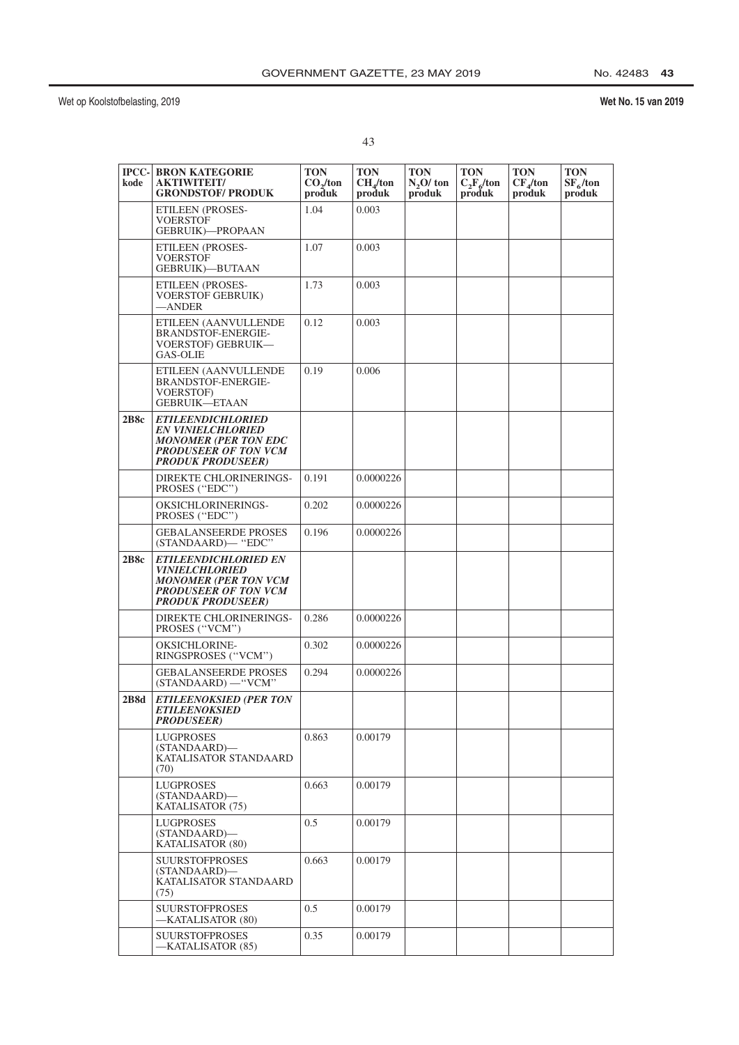| IPCC-kode | BRON KATEGORIE AKTIWITEIT/ GRONDSTOF/ PRODUK | TON $CO_2$/ton produk | TON $CH_4$/ton produk | TON $N_2O$/ ton produk | TON $C_2F_6$/ton produk | TON $CF_4$/ton produk | TON $SF_6$/ton produk |
|---|---|---|---|---|---|---|---|
| | ETILEEN (PROSES-VOERSTOF GEBRUIK)—PROPAAN | 1.04 | 0.003 | | | | |
| | ETILEEN (PROSES-VOERSTOF GEBRUIK)—BUTAAN | 1.07 | 0.003 | | | | |
| | ETILEEN (PROSES-VOERSTOF GEBRUIK) —ANDER | 1.73 | 0.003 | | | | |
| | ETILEEN (AANVULLENDE BRANDSTOF-ENERGIE-VOERSTOF) GEBRUIK—GAS-OLIE | 0.12 | 0.003 | | | | |
| | ETILEEN (AANVULLENDE BRANDSTOF-ENERGIE-VOERSTOF) GEBRUIK—ETAAN | 0.19 | 0.006 | | | | |
| **2B8c** | ***ETILEENDICHLORIED EN VINIELCHLORIED MONOMER (PER TON EDC PRODUSEER OF TON VCM PRODUK PRODUSEER)*** | | | | | | |
| | DIREKTE CHLORINERINGS-PROSES (''EDC'') | 0.191 | 0.0000226 | | | | |
| | OKSICHLORINERINGS-PROSES (''EDC'') | 0.202 | 0.0000226 | | | | |
| | GEBALANSEERDE PROSES (STANDAARD)— ''EDC'' | 0.196 | 0.0000226 | | | | |
| **2B8c** | ***ETILEENDICHLORIED EN VINIELCHLORIED MONOMER (PER TON VCM PRODUSEER OF TON VCM PRODUK PRODUSEER)*** | | | | | | |
| | DIREKTE CHLORINERINGS-PROSES (''VCM'') | 0.286 | 0.0000226 | | | | |
| | OKSICHLORINE-RINGSPROSES (''VCM'') | 0.302 | 0.0000226 | | | | |
| | GEBALANSEERDE PROSES (STANDAARD) —''VCM'' | 0.294 | 0.0000226 | | | | |
| **2B8d** | ***ETILEENOKSIED (PER TON ETILEENOKSIED PRODUSEER)*** | | | | | | |
| | LUGPROSES (STANDAARD)—KATALISATOR STANDAARD (70) | 0.863 | 0.00179 | | | | |
| | LUGPROSES (STANDAARD)—KATALISATOR (75) | 0.663 | 0.00179 | | | | |
| | LUGPROSES (STANDAARD)—KATALISATOR (80) | 0.5 | 0.00179 | | | | |
| | SUURSTOFPROSES (STANDAARD)—KATALISATOR STANDAARD (75) | 0.663 | 0.00179 | | | | |
| | SUURSTOFPROSES —KATALISATOR (80) | 0.5 | 0.00179 | | | | |
| | SUURSTOFPROSES —KATALISATOR (85) | 0.35 | 0.00179 | | | | |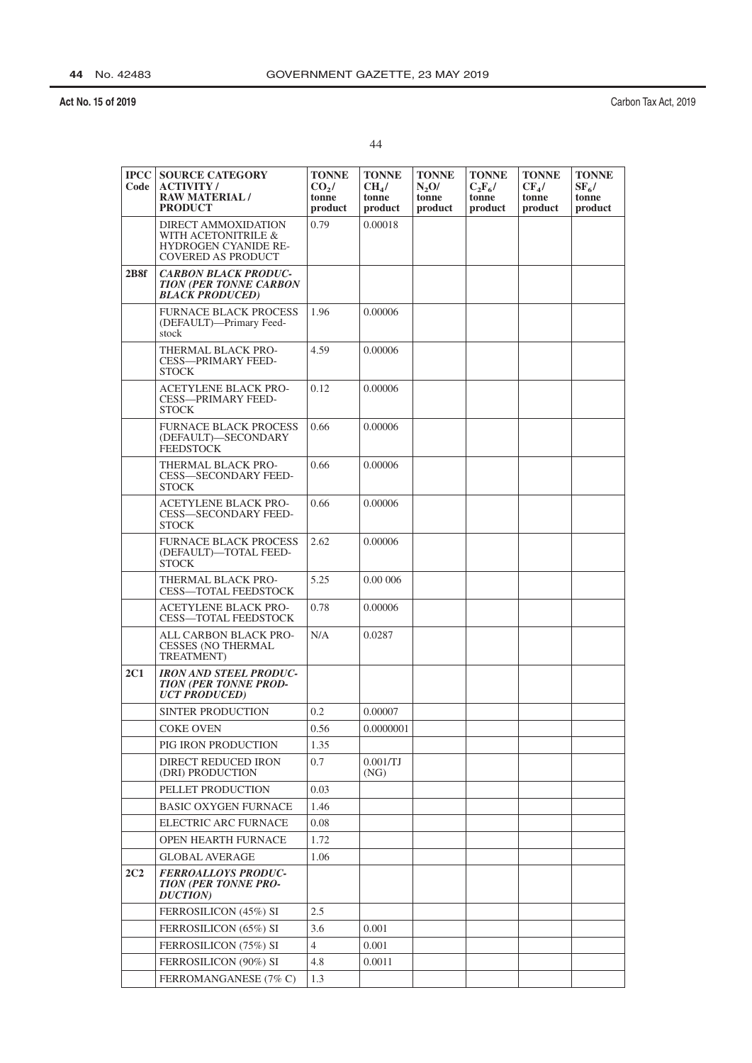| IPCC Code | SOURCE CATEGORY ACTIVITY / RAW MATERIAL / PRODUCT | TONNE $CO_2$/ tonne product | TONNE $CH_4$/ tonne product | TONNE $N_2O$/ tonne product | TONNE $C_2F_6$/ tonne product | TONNE $CF_4$/ tonne product | TONNE $SF_6$/ tonne product |
|---|---|---|---|---|---|---|---|
| | DIRECT AMMOXIDATION WITH ACETONITRILE & HYDROGEN CYANIDE RE-COVERED AS PRODUCT | 0.79 | 0.00018 | | | | |
| **2B8f** | ***CARBON BLACK PRODUCTION (PER TONNE CARBON BLACK PRODUCED)*** | | | | | | |
| | FURNACE BLACK PROCESS (DEFAULT)—Primary Feedstock | 1.96 | 0.00006 | | | | |
| | THERMAL BLACK PROCESS—PRIMARY FEEDSTOCK | 4.59 | 0.00006 | | | | |
| | ACETYLENE BLACK PROCESS—PRIMARY FEEDSTOCK | 0.12 | 0.00006 | | | | |
| | FURNACE BLACK PROCESS (DEFAULT)—SECONDARY FEEDSTOCK | 0.66 | 0.00006 | | | | |
| | THERMAL BLACK PROCESS—SECONDARY FEEDSTOCK | 0.66 | 0.00006 | | | | |
| | ACETYLENE BLACK PROCESS—SECONDARY FEEDSTOCK | 0.66 | 0.00006 | | | | |
| | FURNACE BLACK PROCESS (DEFAULT)—TOTAL FEEDSTOCK | 2.62 | 0.00006 | | | | |
| | THERMAL BLACK PROCESS—TOTAL FEEDSTOCK | 5.25 | 0.00 006 | | | | |
| | ACETYLENE BLACK PROCESS—TOTAL FEEDSTOCK | 0.78 | 0.00006 | | | | |
| | ALL CARBON BLACK PROCESSES (NO THERMAL TREATMENT) | N/A | 0.0287 | | | | |
| **2C1** | ***IRON AND STEEL PRODUCTION (PER TONNE PRODUCT PRODUCED)*** | | | | | | |
| | SINTER PRODUCTION | 0.2 | 0.00007 | | | | |
| | COKE OVEN | 0.56 | 0.0000001 | | | | |
| | PIG IRON PRODUCTION | 1.35 | | | | | |
| | DIRECT REDUCED IRON (DRI) PRODUCTION | 0.7 | 0.001/TJ (NG) | | | | |
| | PELLET PRODUCTION | 0.03 | | | | | |
| | BASIC OXYGEN FURNACE | 1.46 | | | | | |
| | ELECTRIC ARC FURNACE | 0.08 | | | | | |
| | OPEN HEARTH FURNACE | 1.72 | | | | | |
| | GLOBAL AVERAGE | 1.06 | | | | | |
| **2C2** | ***FERROALLOYS PRODUCTION (PER TONNE PRODUCTION)*** | | | | | | |
| | FERROSILICON (45%) SI | 2.5 | | | | | |
| | FERROSILICON (65%) SI | 3.6 | 0.001 | | | | |
| | FERROSILICON (75%) SI | 4 | 0.001 | | | | |
| | FERROSILICON (90%) SI | 4.8 | 0.0011 | | | | |
| | FERROMANGANESE (7% C) | 1.3 | | | | | |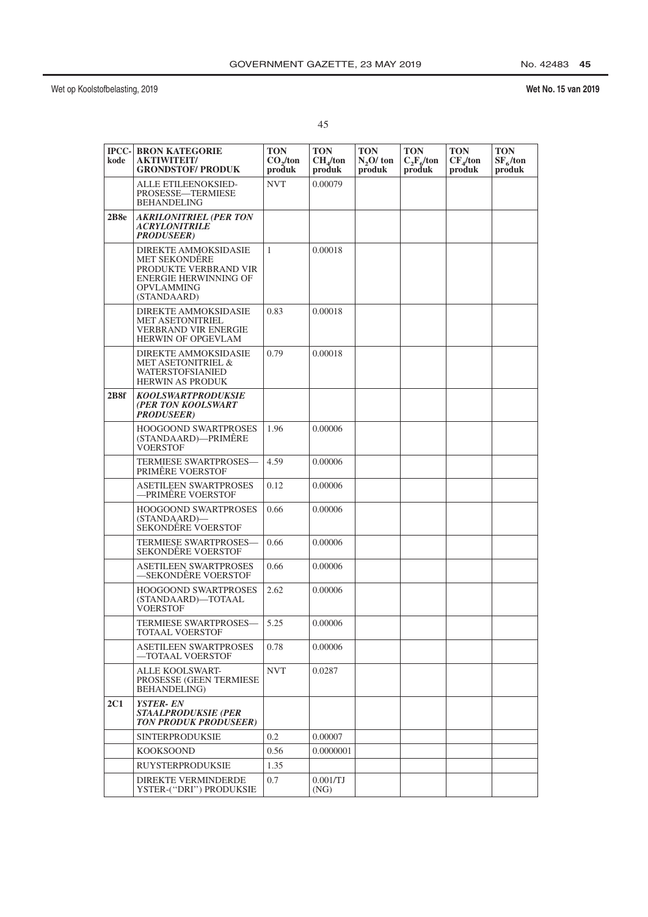| IPCC-kode | BRON KATEGORIE AKTIWITEIT/ GRONDSTOF/ PRODUK | TON $CO_2$/ton produk | TON $CH_4$/ton produk | TON $N_2O$/ ton produk | TON $C_2F_6$/ton produk | TON $CF_4$/ton produk | TON $SF_6$/ton produk |
|---|---|---|---|---|---|---|---|
| | ALLE ETILEENOKSIED-PROSESSE—TERMIESE BEHANDELING | NVT | 0.00079 | | | | |
| **2B8e** | ***AKRILONITRIEL (PER TON ACRYLONITRILE PRODUSEER)*** | | | | | | |
| | DIREKTE AMMOKSIDASIE MET SEKONDÊRE PRODUKTE VERBRAND VIR ENERGIE HERWINNING OF OPVLAMMING (STANDAARD) | 1 | 0.00018 | | | | |
| | DIREKTE AMMOKSIDASIE MET ASETONITRIEL VERBRAND VIR ENERGIE HERWIN OF OPGEVLAM | 0.83 | 0.00018 | | | | |
| | DIREKTE AMMOKSIDASIE MET ASETONITRIEL & WATERSTOFSIANIED HERWIN AS PRODUK | 0.79 | 0.00018 | | | | |
| **2B8f** | ***KOOLSWARTPRODUKSIE (PER TON KOOLSWART PRODUSEER)*** | | | | | | |
| | HOOGOOND SWARTPROSES (STANDAARD)—PRIMÊRE VOERSTOF | 1.96 | 0.00006 | | | | |
| | TERMIESE SWARTPROSES—PRIMÊRE VOERSTOF | 4.59 | 0.00006 | | | | |
| | ASETILEEN SWARTPROSES —PRIMÊRE VOERSTOF | 0.12 | 0.00006 | | | | |
| | HOOGOOND SWARTPROSES (STANDAARD)—SEKONDÊRE VOERSTOF | 0.66 | 0.00006 | | | | |
| | TERMIESE SWARTPROSES—SEKONDÊRE VOERSTOF | 0.66 | 0.00006 | | | | |
| | ASETILEEN SWARTPROSES —SEKONDÊRE VOERSTOF | 0.66 | 0.00006 | | | | |
| | HOOGOOND SWARTPROSES (STANDAARD)—TOTAAL VOERSTOF | 2.62 | 0.00006 | | | | |
| | TERMIESE SWARTPROSES—TOTAAL VOERSTOF | 5.25 | 0.00006 | | | | |
| | ASETILEEN SWARTPROSES —TOTAAL VOERSTOF | 0.78 | 0.00006 | | | | |
| | ALLE KOOLSWART-PROSESSE (GEEN TERMIESE BEHANDELING) | NVT | 0.0287 | | | | |
| **2C1** | ***YSTER- EN STAALPRODUKSIE (PER TON PRODUK PRODUSEER)*** | | | | | | |
| | SINTERPRODUKSIE | 0.2 | 0.00007 | | | | |
| | KOOKSOOND | 0.56 | 0.0000001 | | | | |
| | RUYSTERPRODUKSIE | 1.35 | | | | | |
| | DIREKTE VERMINDERDE YSTER-(''DRI'') PRODUKSIE | 0.7 | 0.001/TJ (NG) | | | | |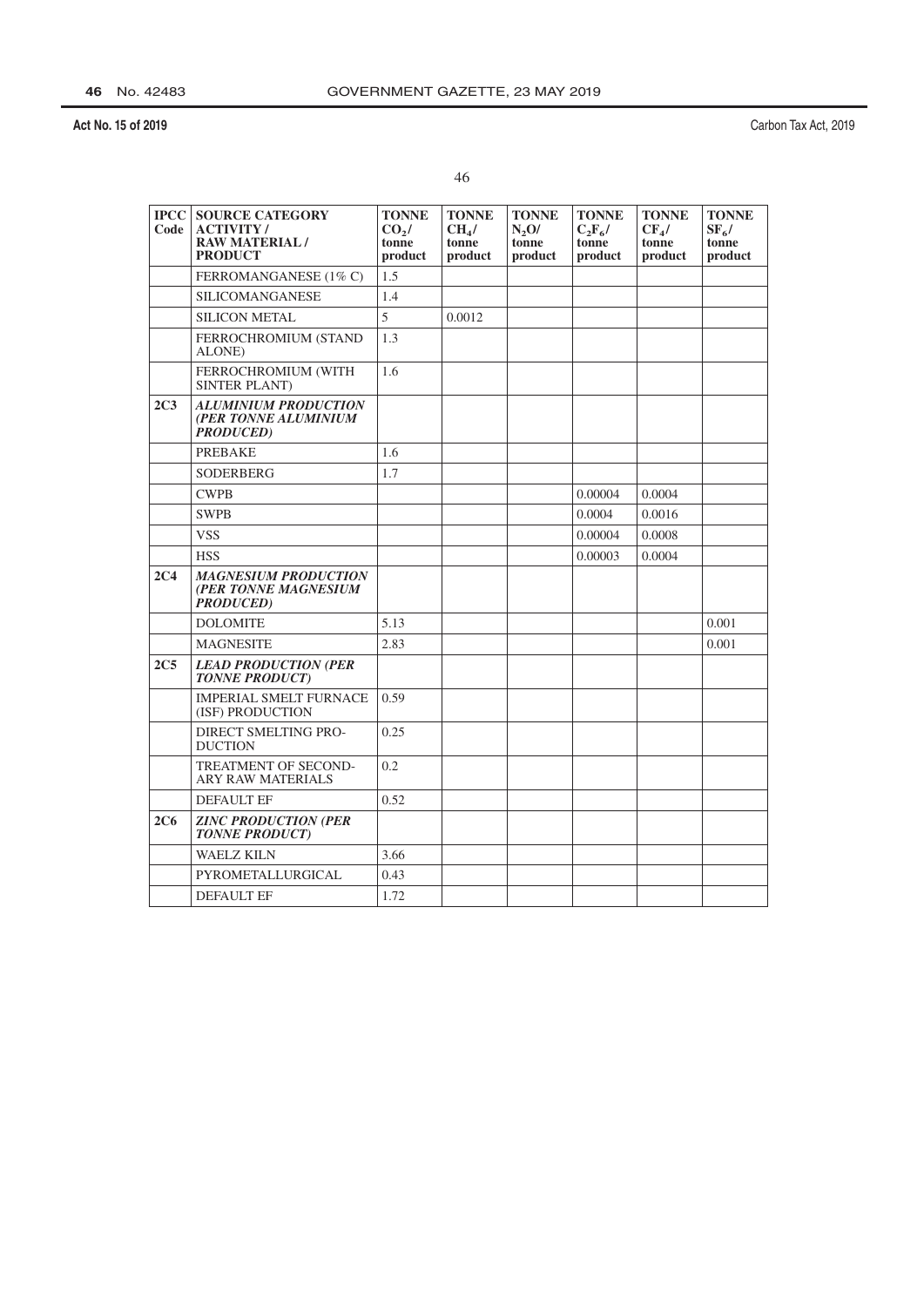| IPCC Code | SOURCE CATEGORY ACTIVITY / RAW MATERIAL / PRODUCT | TONNE $CO_2$/ tonne product | TONNE $CH_4$/ tonne product | TONNE $N_2O$/ tonne product | TONNE $C_2F_6$/ tonne product | TONNE $CF_4$/ tonne product | TONNE $SF_6$/ tonne product |
|---|---|---|---|---|---|---|---|
| | FERROMANGANESE (1% C) | 1.5 | | | | | |
| | SILICOMANGANESE | 1.4 | | | | | |
| | SILICON METAL | 5 | 0.0012 | | | | |
| | FERROCHROMIUM (STAND ALONE) | 1.3 | | | | | |
| | FERROCHROMIUM (WITH SINTER PLANT) | 1.6 | | | | | |
| **2C3** | ***ALUMINIUM PRODUCTION (PER TONNE ALUMINIUM PRODUCED)*** | | | | | | |
| | PREBAKE | 1.6 | | | | | |
| | SODERBERG | 1.7 | | | | | |
| | CWPB | | | | 0.00004 | 0.0004 | |
| | SWPB | | | | 0.0004 | 0.0016 | |
| | VSS | | | | 0.00004 | 0.0008 | |
| | HSS | | | | 0.00003 | 0.0004 | |
| **2C4** | ***MAGNESIUM PRODUCTION (PER TONNE MAGNESIUM PRODUCED)*** | | | | | | |
| | DOLOMITE | 5.13 | | | | | 0.001 |
| | MAGNESITE | 2.83 | | | | | 0.001 |
| **2C5** | ***LEAD PRODUCTION (PER TONNE PRODUCT)*** | | | | | | |
| | IMPERIAL SMELT FURNACE (ISF) PRODUCTION | 0.59 | | | | | |
| | DIRECT SMELTING PRODUCTION | 0.25 | | | | | |
| | TREATMENT OF SECONDARY RAW MATERIALS | 0.2 | | | | | |
| | DEFAULT EF | 0.52 | | | | | |
| **2C6** | ***ZINC PRODUCTION (PER TONNE PRODUCT)*** | | | | | | |
| | WAELZ KILN | 3.66 | | | | | |
| | PYROMETALLURGICAL | 0.43 | | | | | |
| | DEFAULT EF | 1.72 | | | | | |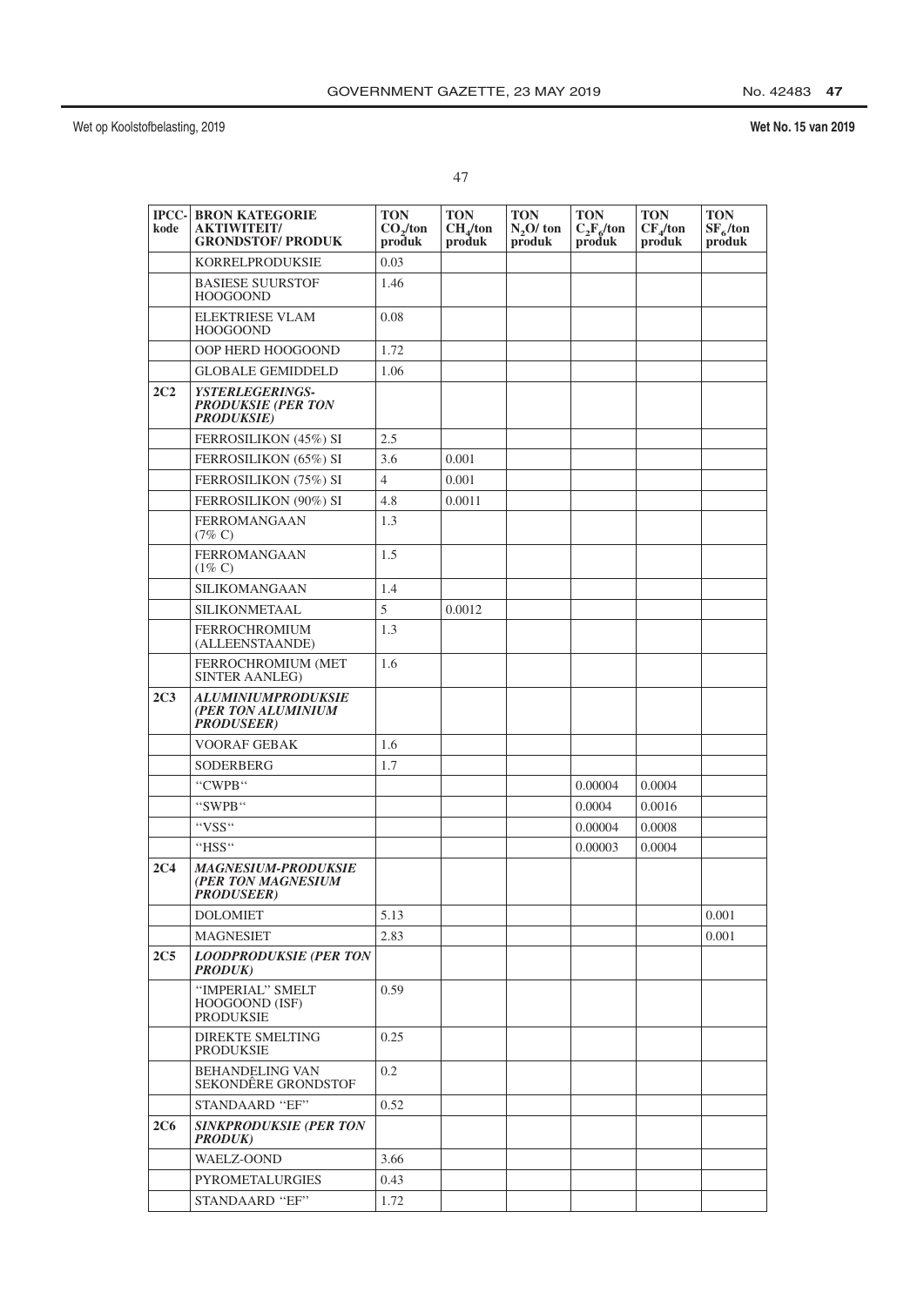| IPCC-kode | BRON KATEGORIE AKTIWITEIT/ GRONDSTOF/ PRODUK | TON $CO_2$/ton produk | TON $CH_4$/ton produk | TON $N_2O$/ ton produk | TON $C_2F_6$/ton produk | TON $CF_4$/ton produk | TON $SF_6$/ton produk |
|---|---|---|---|---|---|---|---|
| | KORRELPRODUKSIE | 0.03 | | | | | |
| | BASIESE SUURSTOF HOOGOOND | 1.46 | | | | | |
| | ELEKTRIESE VLAM HOOGOOND | 0.08 | | | | | |
| | OOP HERD HOOGOOND | 1.72 | | | | | |
| | GLOBALE GEMIDDELD | 1.06 | | | | | |
| **2C2** | ***YSTERLEGERINGS-PRODUKSIE (PER TON PRODUKSIE)*** | | | | | | |
| | FERROSILIKON (45%) SI | 2.5 | | | | | |
| | FERROSILIKON (65%) SI | 3.6 | 0.001 | | | | |
| | FERROSILIKON (75%) SI | 4 | 0.001 | | | | |
| | FERROSILIKON (90%) SI | 4.8 | 0.0011 | | | | |
| | FERROMANGAAN (7% C) | 1.3 | | | | | |
| | FERROMANGAAN (1% C) | 1.5 | | | | | |
| | SILIKOMANGAAN | 1.4 | | | | | |
| | SILIKONMETAAL | 5 | 0.0012 | | | | |
| | FERROCHROMIUM (ALLEENSTAANDE) | 1.3 | | | | | |
| | FERROCHROMIUM (MET SINTER AANLEG) | 1.6 | | | | | |
| **2C3** | ***ALUMINIUMPRODUKSIE (PER TON ALUMINIUM PRODUSEER)*** | | | | | | |
| | VOORAF GEBAK | 1.6 | | | | | |
| | SODERBERG | 1.7 | | | | | |
| | "CWPB" | | | | 0.00004 | 0.0004 | |
| | "SWPB" | | | | 0.0004 | 0.0016 | |
| | "VSS" | | | | 0.00004 | 0.0008 | |
| | "HSS" | | | | 0.00003 | 0.0004 | |
| **2C4** | ***MAGNESIUM-PRODUKSIE (PER TON MAGNESIUM PRODUSEER)*** | | | | | | |
| | DOLOMIET | 5.13 | | | | | 0.001 |
| | MAGNESIET | 2.83 | | | | | 0.001 |
| **2C5** | ***LOODPRODUKSIE (PER TON PRODUK)*** | | | | | | |
| | "IMPERIAL" SMELT HOOGOOND (ISF) PRODUKSIE | 0.59 | | | | | |
| | DIREKTE SMELTING PRODUKSIE | 0.25 | | | | | |
| | BEHANDELING VAN SEKONDÊRE GRONDSTOF | 0.2 | | | | | |
| | STANDAARD "EF" | 0.52 | | | | | |
| **2C6** | ***SINKPRODUKSIE (PER TON PRODUK)*** | | | | | | |
| | WAELZ-OOND | 3.66 | | | | | |
| | PYROMETALURGIES | 0.43 | | | | | |
| | STANDAARD "EF" | 1.72 | | | | | |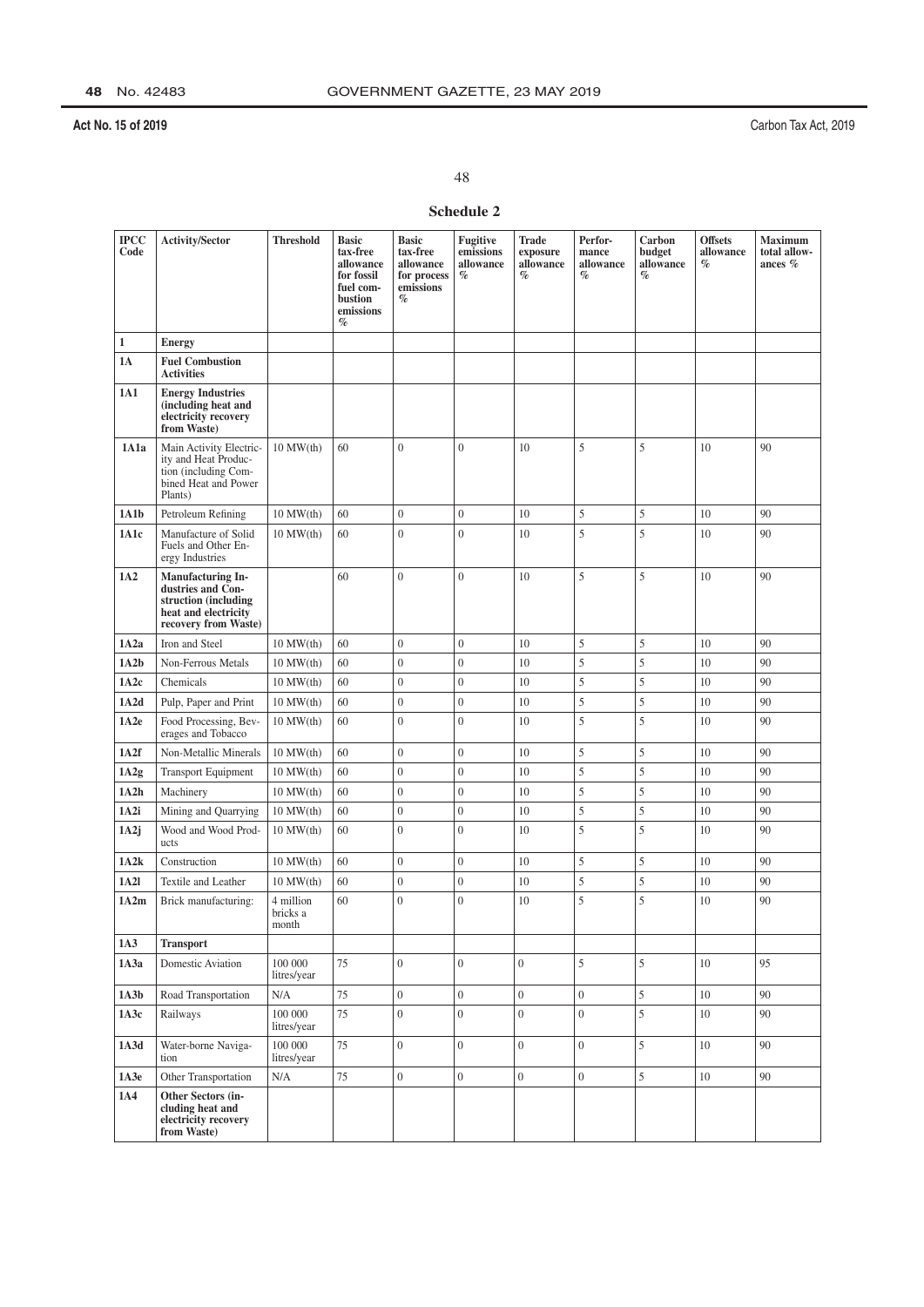## Schedule 2

| IPCC Code | Activity/Sector | Threshold | Basic tax-free allowance for fossil fuel combustion emissions % | Basic tax-free allowance for process emissions % | Fugitive emissions allowance % | Trade exposure allowance % | Performance allowance % | Carbon budget allowance % | Offsets allowance % | Maximum total allowances % |
|---|---|---|---|---|---|---|---|---|---|---|
| **1** | **Energy** | | | | | | | | | |
| **1A** | **Fuel Combustion Activities** | | | | | | | | | |
| **1A1** | **Energy Industries (including heat and electricity recovery from Waste)** | | | | | | | | | |
| **1A1a** | Main Activity Electricity and Heat Production (including Combined Heat and Power Plants) | 10 MW(th) | 60 | 0 | 0 | 10 | 5 | 5 | 10 | 90 |
| **1A1b** | Petroleum Refining | 10 MW(th) | 60 | 0 | 0 | 10 | 5 | 5 | 10 | 90 |
| **1A1c** | Manufacture of Solid Fuels and Other Energy Industries | 10 MW(th) | 60 | 0 | 0 | 10 | 5 | 5 | 10 | 90 |
| **1A2** | **Manufacturing Industries and Construction (including heat and electricity recovery from Waste)** | | 60 | 0 | 0 | 10 | 5 | 5 | 10 | 90 |
| **1A2a** | Iron and Steel | 10 MW(th) | 60 | 0 | 0 | 10 | 5 | 5 | 10 | 90 |
| **1A2b** | Non-Ferrous Metals | 10 MW(th) | 60 | 0 | 0 | 10 | 5 | 5 | 10 | 90 |
| **1A2c** | Chemicals | 10 MW(th) | 60 | 0 | 0 | 10 | 5 | 5 | 10 | 90 |
| **1A2d** | Pulp, Paper and Print | 10 MW(th) | 60 | 0 | 0 | 10 | 5 | 5 | 10 | 90 |
| **1A2e** | Food Processing, Beverages and Tobacco | 10 MW(th) | 60 | 0 | 0 | 10 | 5 | 5 | 10 | 90 |
| **1A2f** | Non-Metallic Minerals | 10 MW(th) | 60 | 0 | 0 | 10 | 5 | 5 | 10 | 90 |
| **1A2g** | Transport Equipment | 10 MW(th) | 60 | 0 | 0 | 10 | 5 | 5 | 10 | 90 |
| **1A2h** | Machinery | 10 MW(th) | 60 | 0 | 0 | 10 | 5 | 5 | 10 | 90 |
| **1A2i** | Mining and Quarrying | 10 MW(th) | 60 | 0 | 0 | 10 | 5 | 5 | 10 | 90 |
| **1A2j** | Wood and Wood Products | 10 MW(th) | 60 | 0 | 0 | 10 | 5 | 5 | 10 | 90 |
| **1A2k** | Construction | 10 MW(th) | 60 | 0 | 0 | 10 | 5 | 5 | 10 | 90 |
| **1A2l** | Textile and Leather | 10 MW(th) | 60 | 0 | 0 | 10 | 5 | 5 | 10 | 90 |
| **1A2m** | Brick manufacturing: | 4 million bricks a month | 60 | 0 | 0 | 10 | 5 | 5 | 10 | 90 |
| **1A3** | **Transport** | | | | | | | | | |
| **1A3a** | Domestic Aviation | 100 000 litres/year | 75 | 0 | 0 | 0 | 5 | 5 | 10 | 95 |
| **1A3b** | Road Transportation | N/A | 75 | 0 | 0 | 0 | 0 | 5 | 10 | 90 |
| **1A3c** | Railways | 100 000 litres/year | 75 | 0 | 0 | 0 | 0 | 5 | 10 | 90 |
| **1A3d** | Water-borne Navigation | 100 000 litres/year | 75 | 0 | 0 | 0 | 0 | 5 | 10 | 90 |
| **1A3e** | Other Transportation | N/A | 75 | 0 | 0 | 0 | 0 | 5 | 10 | 90 |
| **1A4** | **Other Sectors (including heat and electricity recovery from Waste)** | | | | | | | | | |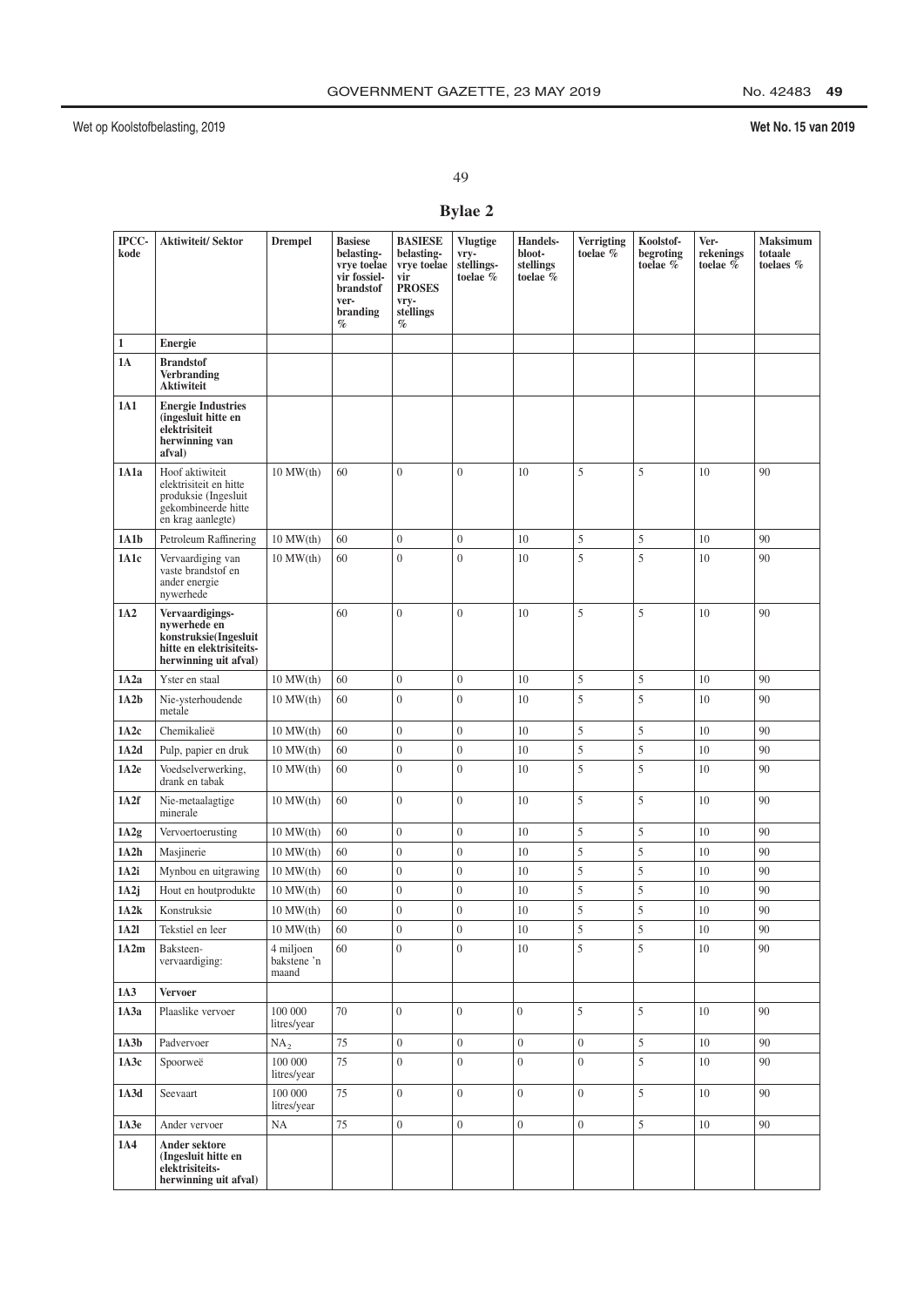## Bylae 2

| IPCC-kode | Aktiwiteit/ Sektor | Drempel | Basiese belasting-vrye toelae vir fossiel-brandstof ver-branding % | BASIESE belasting-vrye toelae vir PROSES vry-stellings % | Vlugtige vry-stellings-toelae % | Handels-bloot-stellings toelae % | Verrigting toelae % | Koolstof-begroting toelae % | Ver-rekenings toelae % | Maksimum totaale toelaes % |
|---|---|---|---|---|---|---|---|---|---|---|
| **1** | **Energie** | | | | | | | | | |
| **1A** | **Brandstof Verbranding Aktiwiteit** | | | | | | | | | |
| **1A1** | **Energie Industries (ingesluit hitte en elektrisiteit herwinning van afval)** | | | | | | | | | |
| **1A1a** | Hoof aktiwiteit elektrisiteit en hitte produksie (Ingesluit gekombineerde hitte en krag aanlegte) | 10 MW(th) | 60 | 0 | 0 | 10 | 5 | 5 | 10 | 90 |
| **1A1b** | Petroleum Raffinering | 10 MW(th) | 60 | 0 | 0 | 10 | 5 | 5 | 10 | 90 |
| **1A1c** | Vervaardiging van vaste brandstof en ander energie nywerhede | 10 MW(th) | 60 | 0 | 0 | 10 | 5 | 5 | 10 | 90 |
| **1A2** | **Vervaardigings-nywerhede en konstruksie(Ingesluit hitte en elektrisiteits-herwinning uit afval)** | | 60 | 0 | 0 | 10 | 5 | 5 | 10 | 90 |
| **1A2a** | Yster en staal | 10 MW(th) | 60 | 0 | 0 | 10 | 5 | 5 | 10 | 90 |
| **1A2b** | Nie-ysterhoudende metale | 10 MW(th) | 60 | 0 | 0 | 10 | 5 | 5 | 10 | 90 |
| **1A2c** | Chemikalieë | 10 MW(th) | 60 | 0 | 0 | 10 | 5 | 5 | 10 | 90 |
| **1A2d** | Pulp, papier en druk | 10 MW(th) | 60 | 0 | 0 | 10 | 5 | 5 | 10 | 90 |
| **1A2e** | Voedselverwerking, drank en tabak | 10 MW(th) | 60 | 0 | 0 | 10 | 5 | 5 | 10 | 90 |
| **1A2f** | Nie-metaalagtige minerale | 10 MW(th) | 60 | 0 | 0 | 10 | 5 | 5 | 10 | 90 |
| **1A2g** | Vervoertoerusting | 10 MW(th) | 60 | 0 | 0 | 10 | 5 | 5 | 10 | 90 |
| **1A2h** | Masjinerie | 10 MW(th) | 60 | 0 | 0 | 10 | 5 | 5 | 10 | 90 |
| **1A2i** | Mynbou en uitgrawing | 10 MW(th) | 60 | 0 | 0 | 10 | 5 | 5 | 10 | 90 |
| **1A2j** | Hout en houtprodukte | 10 MW(th) | 60 | 0 | 0 | 10 | 5 | 5 | 10 | 90 |
| **1A2k** | Konstruksie | 10 MW(th) | 60 | 0 | 0 | 10 | 5 | 5 | 10 | 90 |
| **1A2l** | Tekstiel en leer | 10 MW(th) | 60 | 0 | 0 | 10 | 5 | 5 | 10 | 90 |
| **1A2m** | Baksteen-vervaardiging: | 4 miljoen bakstene 'n maand | 60 | 0 | 0 | 10 | 5 | 5 | 10 | 90 |
| **1A3** | **Vervoer** | | | | | | | | | |
| **1A3a** | Plaaslike vervoer | 100 000 litres/year | 70 | 0 | 0 | 0 | 5 | 5 | 10 | 90 |
| **1A3b** | Padvervoer | $NA_2$ | 75 | 0 | 0 | 0 | 0 | 5 | 10 | 90 |
| **1A3c** | Spoorweë | 100 000 litres/year | 75 | 0 | 0 | 0 | 0 | 5 | 10 | 90 |
| **1A3d** | Seevaart | 100 000 litres/year | 75 | 0 | 0 | 0 | 0 | 5 | 10 | 90 |
| **1A3e** | Ander vervoer | NA | 75 | 0 | 0 | 0 | 0 | 5 | 10 | 90 |
| **1A4** | **Ander sektore (Ingesluit hitte en elektrisiteits-herwinning uit afval)** | | | | | | | | | |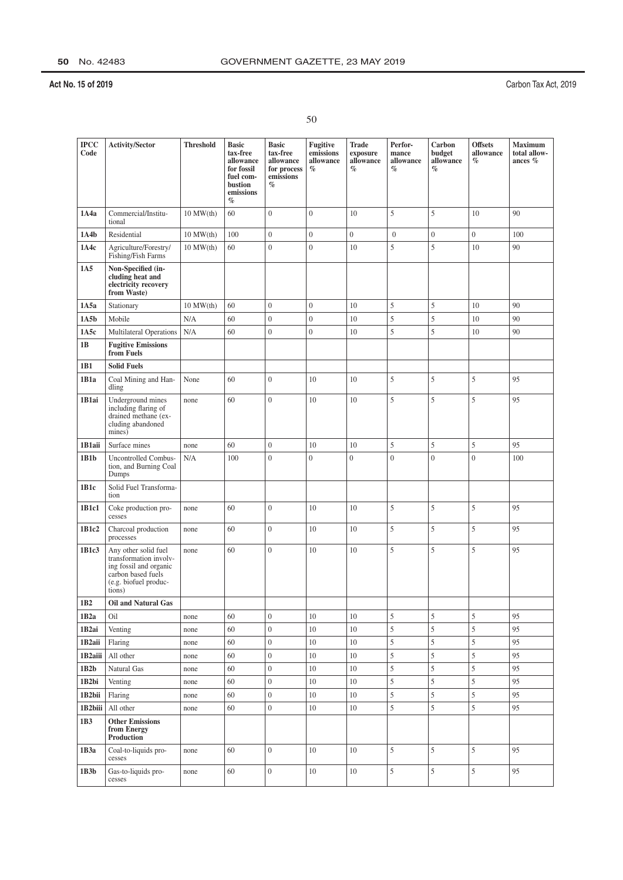| IPCC Code | Activity/Sector | Threshold | Basic tax-free allowance for fossil fuel combustion emissions % | Basic tax-free allowance for process emissions % | Fugitive emissions allowance % | Trade exposure allowance % | Performance allowance % | Carbon budget allowance % | Offsets allowance % | Maximum total allowances % |
|---|---|---|---|---|---|---|---|---|---|---|
| **1A4a** | Commercial/Institutional | 10 MW(th) | 60 | 0 | 0 | 10 | 5 | 5 | 10 | 90 |
| **1A4b** | Residential | 10 MW(th) | 100 | 0 | 0 | 0 | 0 | 0 | 0 | 100 |
| **1A4c** | Agriculture/Forestry/Fishing/Fish Farms | 10 MW(th) | 60 | 0 | 0 | 10 | 5 | 5 | 10 | 90 |
| **1A5** | **Non-Specified (including heat and electricity recovery from Waste)** | | | | | | | | | |
| **1A5a** | Stationary | 10 MW(th) | 60 | 0 | 0 | 10 | 5 | 5 | 10 | 90 |
| **1A5b** | Mobile | N/A | 60 | 0 | 0 | 10 | 5 | 5 | 10 | 90 |
| **1A5c** | Multilateral Operations | N/A | 60 | 0 | 0 | 10 | 5 | 5 | 10 | 90 |
| **1B** | **Fugitive Emissions from Fuels** | | | | | | | | | |
| **1B1** | **Solid Fuels** | | | | | | | | | |
| **1B1a** | Coal Mining and Handling | None | 60 | 0 | 10 | 10 | 5 | 5 | 5 | 95 |
| **1B1ai** | Underground mines including flaring of drained methane (excluding abandoned mines) | none | 60 | 0 | 10 | 10 | 5 | 5 | 5 | 95 |
| **1B1aii** | Surface mines | none | 60 | 0 | 10 | 10 | 5 | 5 | 5 | 95 |
| **1B1b** | Uncontrolled Combustion, and Burning Coal Dumps | N/A | 100 | 0 | 0 | 0 | 0 | 0 | 0 | 100 |
| **1B1c** | Solid Fuel Transformation | | | | | | | | | |
| **1B1c1** | Coke production processes | none | 60 | 0 | 10 | 10 | 5 | 5 | 5 | 95 |
| **1B1c2** | Charcoal production processes | none | 60 | 0 | 10 | 10 | 5 | 5 | 5 | 95 |
| **1B1c3** | Any other solid fuel transformation involving fossil and organic carbon based fuels (e.g. biofuel productions) | none | 60 | 0 | 10 | 10 | 5 | 5 | 5 | 95 |
| **1B2** | **Oil and Natural Gas** | | | | | | | | | |
| **1B2a** | Oil | none | 60 | 0 | 10 | 10 | 5 | 5 | 5 | 95 |
| **1B2ai** | Venting | none | 60 | 0 | 10 | 10 | 5 | 5 | 5 | 95 |
| **1B2aii** | Flaring | none | 60 | 0 | 10 | 10 | 5 | 5 | 5 | 95 |
| **1B2aiii** | All other | none | 60 | 0 | 10 | 10 | 5 | 5 | 5 | 95 |
| **1B2b** | Natural Gas | none | 60 | 0 | 10 | 10 | 5 | 5 | 5 | 95 |
| **1B2bi** | Venting | none | 60 | 0 | 10 | 10 | 5 | 5 | 5 | 95 |
| **1B2bii** | Flaring | none | 60 | 0 | 10 | 10 | 5 | 5 | 5 | 95 |
| **1B2biii** | All other | none | 60 | 0 | 10 | 10 | 5 | 5 | 5 | 95 |
| **1B3** | **Other Emissions from Energy Production** | | | | | | | | | |
| **1B3a** | Coal-to-liquids processes | none | 60 | 0 | 10 | 10 | 5 | 5 | 5 | 95 |
| **1B3b** | Gas-to-liquids processes | none | 60 | 0 | 10 | 10 | 5 | 5 | 5 | 95 |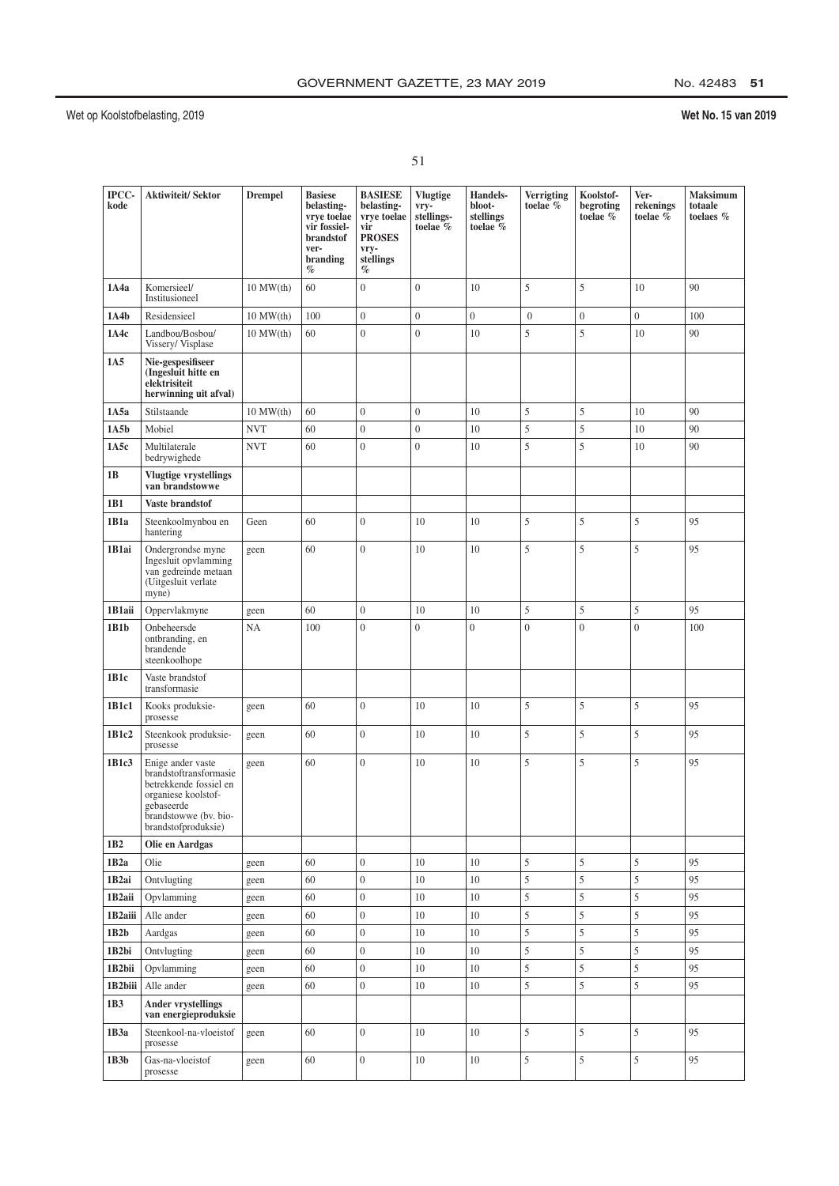| IPCC-kode | Aktiwiteit/ Sektor | Drempel | Basiese belasting-vrye toelae vir fossiel-brandstof ver-branding % | BASIESE belasting-vrye toelae vir PROSES vry-stellings % | Vlugtige vry-stellings-toelae % | Handels-bloot-stellings toelae % | Verrigting toelae % | Koolstof-begroting toelae % | Ver-rekenings toelae % | Maksimum totaale toelaes % |
|---|---|---|---|---|---|---|---|---|---|---|
| **1A4a** | Komersieel/ Institusioneel | 10 MW(th) | 60 | 0 | 0 | 10 | 5 | 5 | 10 | 90 |
| **1A4b** | Residensieel | 10 MW(th) | 100 | 0 | 0 | 0 | 0 | 0 | 0 | 100 |
| **1A4c** | Landbou/Bosbou/ Vissery/ Visplase | 10 MW(th) | 60 | 0 | 0 | 10 | 5 | 5 | 10 | 90 |
| **1A5** | **Nie-gespesifiseer (Ingesluit hitte en elektrisiteit herwinning uit afval)** | | | | | | | | | |
| **1A5a** | Stilstaande | 10 MW(th) | 60 | 0 | 0 | 10 | 5 | 5 | 10 | 90 |
| **1A5b** | Mobiel | NVT | 60 | 0 | 0 | 10 | 5 | 5 | 10 | 90 |
| **1A5c** | Multilaterale bedrywighede | NVT | 60 | 0 | 0 | 10 | 5 | 5 | 10 | 90 |
| **1B** | **Vlugtige vrystellings van brandstowwe** | | | | | | | | | |
| **1B1** | **Vaste brandstof** | | | | | | | | | |
| **1B1a** | Steenkoolmynbou en hantering | Geen | 60 | 0 | 10 | 10 | 5 | 5 | 5 | 95 |
| **1B1ai** | Ondergrondse myne Ingesluit opvlamming van gedreinde metaan (Uitgesluit verlate myne) | geen | 60 | 0 | 10 | 10 | 5 | 5 | 5 | 95 |
| **1B1aii** | Oppervlakmyne | geen | 60 | 0 | 10 | 10 | 5 | 5 | 5 | 95 |
| **1B1b** | Onbeheersde ontbranding, en brandende steenkoolhope | NA | 100 | 0 | 0 | 0 | 0 | 0 | 0 | 100 |
| **1B1c** | Vaste brandstof transformasie | | | | | | | | | |
| **1B1c1** | Kooks produksie-prosesse | geen | 60 | 0 | 10 | 10 | 5 | 5 | 5 | 95 |
| **1B1c2** | Steenkook produksie-prosesse | geen | 60 | 0 | 10 | 10 | 5 | 5 | 5 | 95 |
| **1B1c3** | Enige ander vaste brandstoftransformasie betrekkende fossiel en organiese koolstof-gebaseerde brandstowwe (bv. bio-brandstofproduksie) | geen | 60 | 0 | 10 | 10 | 5 | 5 | 5 | 95 |
| **1B2** | **Olie en Aardgas** | | | | | | | | | |
| **1B2a** | Olie | geen | 60 | 0 | 10 | 10 | 5 | 5 | 5 | 95 |
| **1B2ai** | Ontvlugting | geen | 60 | 0 | 10 | 10 | 5 | 5 | 5 | 95 |
| **1B2aii** | Opvlamming | geen | 60 | 0 | 10 | 10 | 5 | 5 | 5 | 95 |
| **1B2aiii** | Alle ander | geen | 60 | 0 | 10 | 10 | 5 | 5 | 5 | 95 |
| **1B2b** | Aardgas | geen | 60 | 0 | 10 | 10 | 5 | 5 | 5 | 95 |
| **1B2bi** | Ontvlugting | geen | 60 | 0 | 10 | 10 | 5 | 5 | 5 | 95 |
| **1B2bii** | Opvlamming | geen | 60 | 0 | 10 | 10 | 5 | 5 | 5 | 95 |
| **1B2biii** | Alle ander | geen | 60 | 0 | 10 | 10 | 5 | 5 | 5 | 95 |
| **1B3** | **Ander vrystellings van energieproduksie** | | | | | | | | | |
| **1B3a** | Steenkool-na-vloeistof prosesse | geen | 60 | 0 | 10 | 10 | 5 | 5 | 5 | 95 |
| **1B3b** | Gas-na-vloeistof prosesse | geen | 60 | 0 | 10 | 10 | 5 | 5 | 5 | 95 |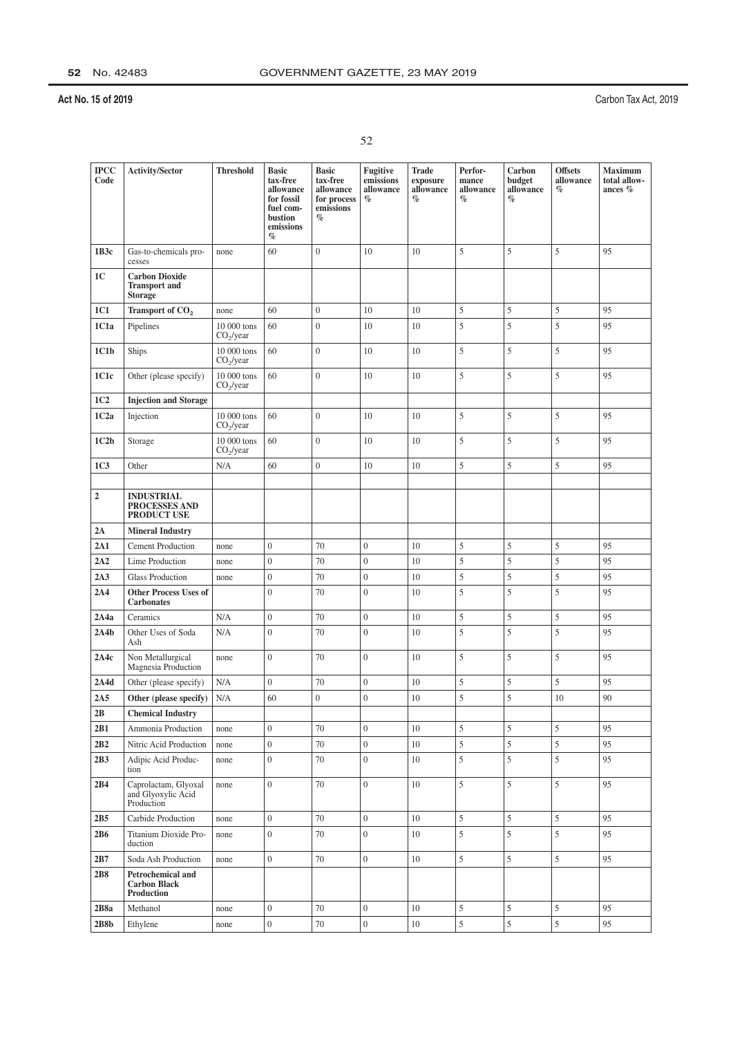| IPCC Code | Activity/Sector | Threshold | Basic tax-free allowance for fossil fuel combustion emissions % | Basic tax-free allowance for process emissions % | Fugitive emissions allowance % | Trade exposure allowance % | Performance allowance % | Carbon budget allowance % | Offsets allowance % | Maximum total allowances % |
|---|---|---|---|---|---|---|---|---|---|---|
| **1B3c** | Gas-to-chemicals processes | none | 60 | 0 | 10 | 10 | 5 | 5 | 5 | 95 |
| **1C** | **Carbon Dioxide Transport and Storage** | | | | | | | | | |
| **1C1** | **Transport of $CO_2$** | none | 60 | 0 | 10 | 10 | 5 | 5 | 5 | 95 |
| **1C1a** | Pipelines | 10 000 tons $CO_2$/year | 60 | 0 | 10 | 10 | 5 | 5 | 5 | 95 |
| **1C1b** | Ships | 10 000 tons $CO_2$/year | 60 | 0 | 10 | 10 | 5 | 5 | 5 | 95 |
| **1C1c** | Other (please specify) | 10 000 tons $CO_2$/year | 60 | 0 | 10 | 10 | 5 | 5 | 5 | 95 |
| **1C2** | **Injection and Storage** | | | | | | | | | |
| **1C2a** | Injection | 10 000 tons $CO_2$/year | 60 | 0 | 10 | 10 | 5 | 5 | 5 | 95 |
| **1C2b** | Storage | 10 000 tons $CO_2$/year | 60 | 0 | 10 | 10 | 5 | 5 | 5 | 95 |
| **1C3** | Other | N/A | 60 | 0 | 10 | 10 | 5 | 5 | 5 | 95 |
| | | | | | | | | | | |
| **2** | **INDUSTRIAL PROCESSES AND PRODUCT USE** | | | | | | | | | |
| **2A** | **Mineral Industry** | | | | | | | | | |
| **2A1** | Cement Production | none | 0 | 70 | 0 | 10 | 5 | 5 | 5 | 95 |
| **2A2** | Lime Production | none | 0 | 70 | 0 | 10 | 5 | 5 | 5 | 95 |
| **2A3** | Glass Production | none | 0 | 70 | 0 | 10 | 5 | 5 | 5 | 95 |
| **2A4** | **Other Process Uses of Carbonates** | | 0 | 70 | 0 | 10 | 5 | 5 | 5 | 95 |
| **2A4a** | Ceramics | N/A | 0 | 70 | 0 | 10 | 5 | 5 | 5 | 95 |
| **2A4b** | Other Uses of Soda Ash | N/A | 0 | 70 | 0 | 10 | 5 | 5 | 5 | 95 |
| **2A4c** | Non Metallurgical Magnesia Production | none | 0 | 70 | 0 | 10 | 5 | 5 | 5 | 95 |
| **2A4d** | Other (please specify) | N/A | 0 | 70 | 0 | 10 | 5 | 5 | 5 | 95 |
| **2A5** | **Other (please specify)** | N/A | 60 | 0 | 0 | 10 | 5 | 5 | 10 | 90 |
| **2B** | **Chemical Industry** | | | | | | | | | |
| **2B1** | Ammonia Production | none | 0 | 70 | 0 | 10 | 5 | 5 | 5 | 95 |
| **2B2** | Nitric Acid Production | none | 0 | 70 | 0 | 10 | 5 | 5 | 5 | 95 |
| **2B3** | Adipic Acid Production | none | 0 | 70 | 0 | 10 | 5 | 5 | 5 | 95 |
| **2B4** | Caprolactam, Glyoxal and Glyoxylic Acid Production | none | 0 | 70 | 0 | 10 | 5 | 5 | 5 | 95 |
| **2B5** | Carbide Production | none | 0 | 70 | 0 | 10 | 5 | 5 | 5 | 95 |
| **2B6** | Titanium Dioxide Production | none | 0 | 70 | 0 | 10 | 5 | 5 | 5 | 95 |
| **2B7** | Soda Ash Production | none | 0 | 70 | 0 | 10 | 5 | 5 | 5 | 95 |
| **2B8** | **Petrochemical and Carbon Black Production** | | | | | | | | | |
| **2B8a** | Methanol | none | 0 | 70 | 0 | 10 | 5 | 5 | 5 | 95 |
| **2B8b** | Ethylene | none | 0 | 70 | 0 | 10 | 5 | 5 | 5 | 95 |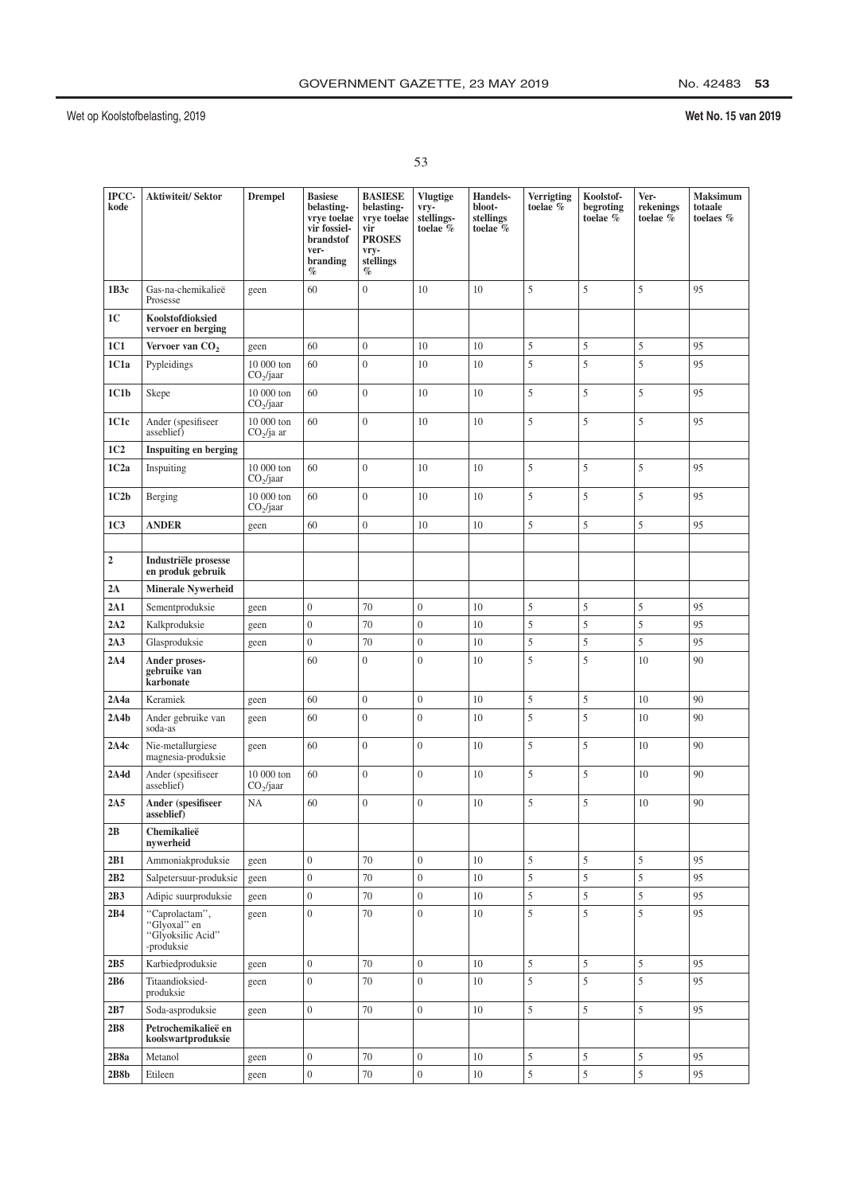| IPCC-kode | Aktiwiteit/ Sektor | Drempel | Basiese belasting-vrye toelae vir fossiel-brandstof ver-branding % | BASIESE belasting-vrye toelae vir PROSES vry-stellings % | Vlugtige vry-stellings-toelae % | Handels-bloot-stellings toelae % | Verrigting toelae % | Koolstof-begroting toelae % | Ver-rekenings toelae % | Maksimum totaale toelaes % |
|---|---|---|---|---|---|---|---|---|---|---|
| **1B3c** | Gas-na-chemikalieë Prosesse | geen | 60 | 0 | 10 | 10 | 5 | 5 | 5 | 95 |
| **1C** | **Koolstofdioksied vervoer en berging** | | | | | | | | | |
| **1C1** | **Vervoer van $CO_2$** | geen | 60 | 0 | 10 | 10 | 5 | 5 | 5 | 95 |
| **1C1a** | Pypleidings | 10 000 ton $CO_2$/jaar | 60 | 0 | 10 | 10 | 5 | 5 | 5 | 95 |
| **1C1b** | Skepe | 10 000 ton $CO_2$/jaar | 60 | 0 | 10 | 10 | 5 | 5 | 5 | 95 |
| **1C1c** | Ander (spesifiseer asseblief) | 10 000 ton $CO_2$/ja ar | 60 | 0 | 10 | 10 | 5 | 5 | 5 | 95 |
| **1C2** | **Inspuiting en berging** | | | | | | | | | |
| **1C2a** | Inspuiting | 10 000 ton $CO_2$/jaar | 60 | 0 | 10 | 10 | 5 | 5 | 5 | 95 |
| **1C2b** | Berging | 10 000 ton $CO_2$/jaar | 60 | 0 | 10 | 10 | 5 | 5 | 5 | 95 |
| **1C3** | **ANDER** | geen | 60 | 0 | 10 | 10 | 5 | 5 | 5 | 95 |
| | | | | | | | | | | |
| **2** | **Industriële prosesse en produk gebruik** | | | | | | | | | |
| **2A** | **Minerale Nywerheid** | | | | | | | | | |
| **2A1** | Sementproduksie | geen | 0 | 70 | 0 | 10 | 5 | 5 | 5 | 95 |
| **2A2** | Kalkproduksie | geen | 0 | 70 | 0 | 10 | 5 | 5 | 5 | 95 |
| **2A3** | Glasproduksie | geen | 0 | 70 | 0 | 10 | 5 | 5 | 5 | 95 |
| **2A4** | **Ander proses-gebruike van karbonate** | | 60 | 0 | 0 | 10 | 5 | 5 | 10 | 90 |
| **2A4a** | Keramiek | geen | 60 | 0 | 0 | 10 | 5 | 5 | 10 | 90 |
| **2A4b** | Ander gebruike van soda-as | geen | 60 | 0 | 0 | 10 | 5 | 5 | 10 | 90 |
| **2A4c** | Nie-metallurgiese magnesia-produksie | geen | 60 | 0 | 0 | 10 | 5 | 5 | 10 | 90 |
| **2A4d** | Ander (spesifiseer asseblief) | 10 000 ton $CO_2$/jaar | 60 | 0 | 0 | 10 | 5 | 5 | 10 | 90 |
| **2A5** | **Ander (spesifiseer asseblief)** | NA | 60 | 0 | 0 | 10 | 5 | 5 | 10 | 90 |
| **2B** | **Chemikalieë nywerheid** | | | | | | | | | |
| **2B1** | Ammoniakproduksie | geen | 0 | 70 | 0 | 10 | 5 | 5 | 5 | 95 |
| **2B2** | Salpetersuur-produksie | geen | 0 | 70 | 0 | 10 | 5 | 5 | 5 | 95 |
| **2B3** | Adipic suurproduksie | geen | 0 | 70 | 0 | 10 | 5 | 5 | 5 | 95 |
| **2B4** | "Caprolactam", "Glyoxal" en "Glyoksilic Acid" -produksie | geen | 0 | 70 | 0 | 10 | 5 | 5 | 5 | 95 |
| **2B5** | Karbiedproduksie | geen | 0 | 70 | 0 | 10 | 5 | 5 | 5 | 95 |
| **2B6** | Titaandioksied-produksie | geen | 0 | 70 | 0 | 10 | 5 | 5 | 5 | 95 |
| **2B7** | Soda-asproduksie | geen | 0 | 70 | 0 | 10 | 5 | 5 | 5 | 95 |
| **2B8** | **Petrochemikalieë en koolswartproduksie** | | | | | | | | | |
| **2B8a** | Metanol | geen | 0 | 70 | 0 | 10 | 5 | 5 | 5 | 95 |
| **2B8b** | Etileen | geen | 0 | 70 | 0 | 10 | 5 | 5 | 5 | 95 |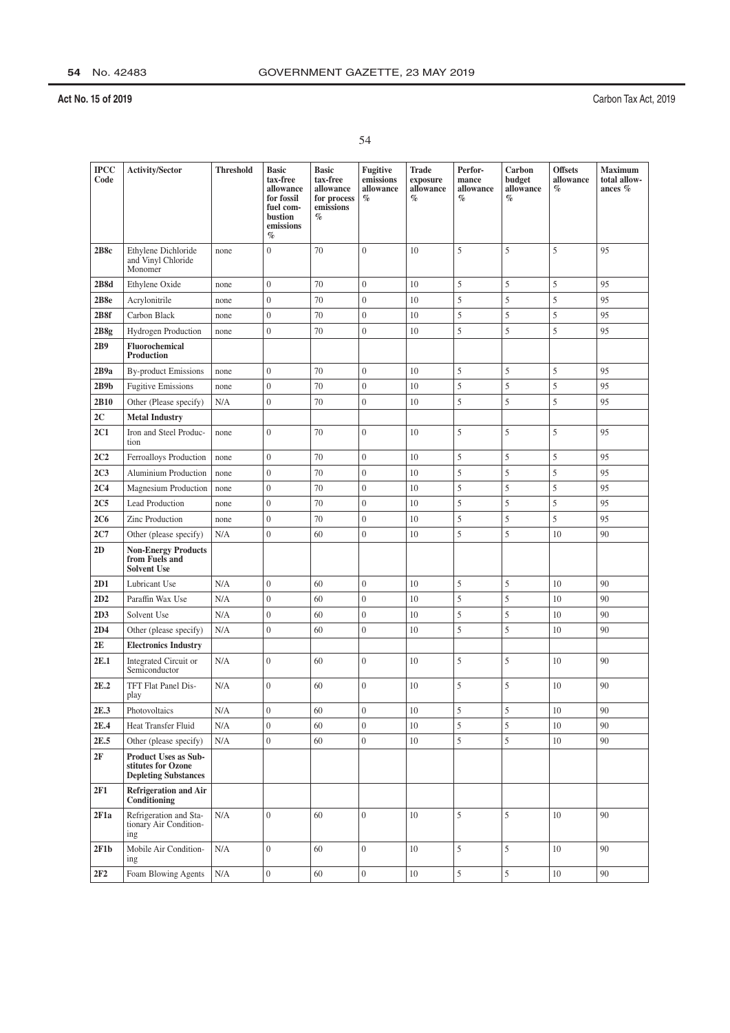| IPCC Code | Activity/Sector | Threshold | Basic tax-free allowance for fossil fuel combustion emissions % | Basic tax-free allowance for process emissions % | Fugitive emissions allowance % | Trade exposure allowance % | Performance allowance % | Carbon budget allowance % | Offsets allowance % | Maximum total allowances % |
|---|---|---|---|---|---|---|---|---|---|---|
| **2B8c** | Ethylene Dichloride and Vinyl Chloride Monomer | none | 0 | 70 | 0 | 10 | 5 | 5 | 5 | 95 |
| **2B8d** | Ethylene Oxide | none | 0 | 70 | 0 | 10 | 5 | 5 | 5 | 95 |
| **2B8e** | Acrylonitrile | none | 0 | 70 | 0 | 10 | 5 | 5 | 5 | 95 |
| **2B8f** | Carbon Black | none | 0 | 70 | 0 | 10 | 5 | 5 | 5 | 95 |
| **2B8g** | Hydrogen Production | none | 0 | 70 | 0 | 10 | 5 | 5 | 5 | 95 |
| **2B9** | **Fluorochemical Production** | | | | | | | | | |
| **2B9a** | By-product Emissions | none | 0 | 70 | 0 | 10 | 5 | 5 | 5 | 95 |
| **2B9b** | Fugitive Emissions | none | 0 | 70 | 0 | 10 | 5 | 5 | 5 | 95 |
| **2B10** | Other (Please specify) | N/A | 0 | 70 | 0 | 10 | 5 | 5 | 5 | 95 |
| **2C** | **Metal Industry** | | | | | | | | | |
| **2C1** | Iron and Steel Production | none | 0 | 70 | 0 | 10 | 5 | 5 | 5 | 95 |
| **2C2** | Ferroalloys Production | none | 0 | 70 | 0 | 10 | 5 | 5 | 5 | 95 |
| **2C3** | Aluminium Production | none | 0 | 70 | 0 | 10 | 5 | 5 | 5 | 95 |
| **2C4** | Magnesium Production | none | 0 | 70 | 0 | 10 | 5 | 5 | 5 | 95 |
| **2C5** | Lead Production | none | 0 | 70 | 0 | 10 | 5 | 5 | 5 | 95 |
| **2C6** | Zinc Production | none | 0 | 70 | 0 | 10 | 5 | 5 | 5 | 95 |
| **2C7** | Other (please specify) | N/A | 0 | 60 | 0 | 10 | 5 | 5 | 10 | 90 |
| **2D** | **Non-Energy Products from Fuels and Solvent Use** | | | | | | | | | |
| **2D1** | Lubricant Use | N/A | 0 | 60 | 0 | 10 | 5 | 5 | 10 | 90 |
| **2D2** | Paraffin Wax Use | N/A | 0 | 60 | 0 | 10 | 5 | 5 | 10 | 90 |
| **2D3** | Solvent Use | N/A | 0 | 60 | 0 | 10 | 5 | 5 | 10 | 90 |
| **2D4** | Other (please specify) | N/A | 0 | 60 | 0 | 10 | 5 | 5 | 10 | 90 |
| **2E** | **Electronics Industry** | | | | | | | | | |
| **2E.1** | Integrated Circuit or Semiconductor | N/A | 0 | 60 | 0 | 10 | 5 | 5 | 10 | 90 |
| **2E.2** | TFT Flat Panel Display | N/A | 0 | 60 | 0 | 10 | 5 | 5 | 10 | 90 |
| **2E.3** | Photovoltaics | N/A | 0 | 60 | 0 | 10 | 5 | 5 | 10 | 90 |
| **2E.4** | Heat Transfer Fluid | N/A | 0 | 60 | 0 | 10 | 5 | 5 | 10 | 90 |
| **2E.5** | Other (please specify) | N/A | 0 | 60 | 0 | 10 | 5 | 5 | 10 | 90 |
| **2F** | **Product Uses as Substitutes for Ozone Depleting Substances** | | | | | | | | | |
| **2F1** | **Refrigeration and Air Conditioning** | | | | | | | | | |
| **2F1a** | Refrigeration and Stationary Air Conditioning | N/A | 0 | 60 | 0 | 10 | 5 | 5 | 10 | 90 |
| **2F1b** | Mobile Air Conditioning | N/A | 0 | 60 | 0 | 10 | 5 | 5 | 10 | 90 |
| **2F2** | Foam Blowing Agents | N/A | 0 | 60 | 0 | 10 | 5 | 5 | 10 | 90 |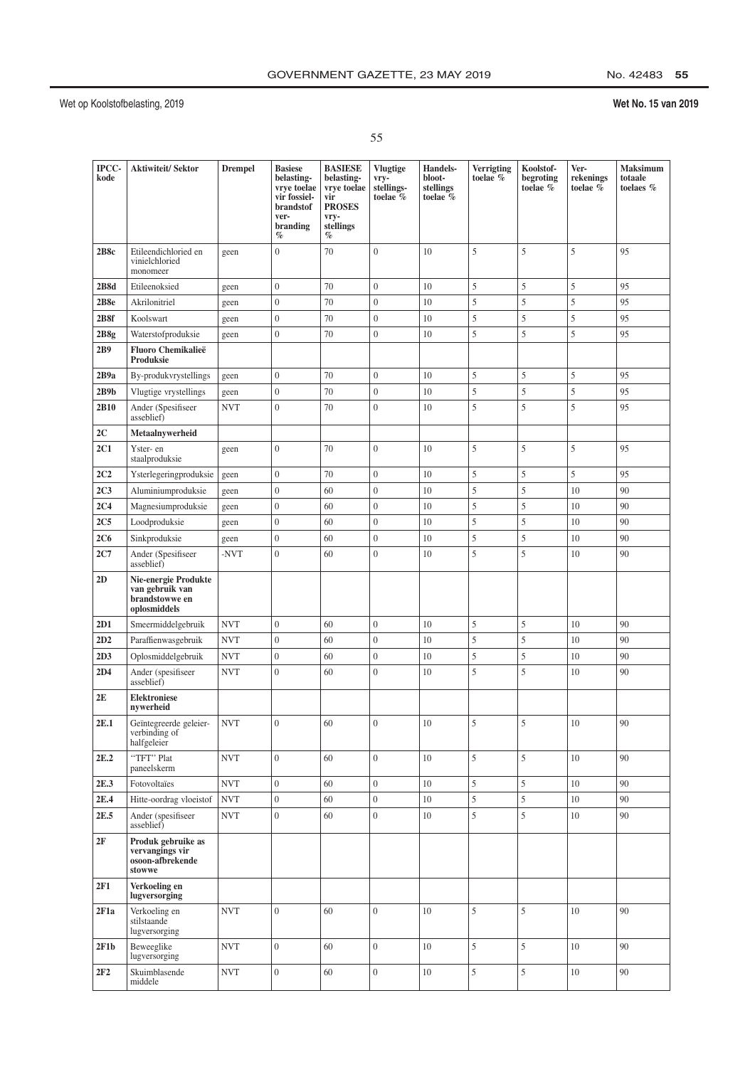| IPCC-kode | Aktiwiteit/ Sektor | Drempel | Basiese belasting-vrye toelae vir fossiel-brandstof ver-branding % | BASIESE belasting-vrye toelae vir PROSES vry-stellings % | Vlugtige vry-stellings-toelae % | Handels-bloot-stellings toelae % | Verrigting toelae % | Koolstof-begroting toelae % | Ver-rekenings toelae % | Maksimum totaale toelaes % |
|---|---|---|---|---|---|---|---|---|---|---|
| **2B8c** | Etileendichloried en vinielchloried monomeer | geen | 0 | 70 | 0 | 10 | 5 | 5 | 5 | 95 |
| **2B8d** | Etileenoksied | geen | 0 | 70 | 0 | 10 | 5 | 5 | 5 | 95 |
| **2B8e** | Akrilonitriel | geen | 0 | 70 | 0 | 10 | 5 | 5 | 5 | 95 |
| **2B8f** | Koolswart | geen | 0 | 70 | 0 | 10 | 5 | 5 | 5 | 95 |
| **2B8g** | Waterstofproduksie | geen | 0 | 70 | 0 | 10 | 5 | 5 | 5 | 95 |
| **2B9** | **Fluoro Chemikalieë Produksie** | | | | | | | | | |
| **2B9a** | By-produkvrystellings | geen | 0 | 70 | 0 | 10 | 5 | 5 | 5 | 95 |
| **2B9b** | Vlugtige vrystellings | geen | 0 | 70 | 0 | 10 | 5 | 5 | 5 | 95 |
| **2B10** | Ander (Spesifiseer asseblief) | NVT | 0 | 70 | 0 | 10 | 5 | 5 | 5 | 95 |
| **2C** | **Metaalnywerheid** | | | | | | | | | |
| **2C1** | Yster- en staalproduksie | geen | 0 | 70 | 0 | 10 | 5 | 5 | 5 | 95 |
| **2C2** | Ysterlegeringproduksie | geen | 0 | 70 | 0 | 10 | 5 | 5 | 5 | 95 |
| **2C3** | Aluminiumproduksie | geen | 0 | 60 | 0 | 10 | 5 | 5 | 10 | 90 |
| **2C4** | Magnesiumproduksie | geen | 0 | 60 | 0 | 10 | 5 | 5 | 10 | 90 |
| **2C5** | Loodproduksie | geen | 0 | 60 | 0 | 10 | 5 | 5 | 10 | 90 |
| **2C6** | Sinkproduksie | geen | 0 | 60 | 0 | 10 | 5 | 5 | 10 | 90 |
| **2C7** | Ander (Spesifiseer asseblief) | -NVT | 0 | 60 | 0 | 10 | 5 | 5 | 10 | 90 |
| **2D** | **Nie-energie Produkte van gebruik van brandstowwe en oplosmiddels** | | | | | | | | | |
| **2D1** | Smeermiddelgebruik | NVT | 0 | 60 | 0 | 10 | 5 | 5 | 10 | 90 |
| **2D2** | Paraffienwasgebruik | NVT | 0 | 60 | 0 | 10 | 5 | 5 | 10 | 90 |
| **2D3** | Oplosmiddelgebruik | NVT | 0 | 60 | 0 | 10 | 5 | 5 | 10 | 90 |
| **2D4** | Ander (spesifiseer asseblief) | NVT | 0 | 60 | 0 | 10 | 5 | 5 | 10 | 90 |
| **2E** | **Elektroniese nywerheid** | | | | | | | | | |
| **2E.1** | Geïntegreerde geleier-verbinding of halfgeleier | NVT | 0 | 60 | 0 | 10 | 5 | 5 | 10 | 90 |
| **2E.2** | "TFT" Plat paneelskerm | NVT | 0 | 60 | 0 | 10 | 5 | 5 | 10 | 90 |
| **2E.3** | Fotovoltaïes | NVT | 0 | 60 | 0 | 10 | 5 | 5 | 10 | 90 |
| **2E.4** | Hitte-oordrag vloeistof | NVT | 0 | 60 | 0 | 10 | 5 | 5 | 10 | 90 |
| **2E.5** | Ander (spesifiseer asseblief) | NVT | 0 | 60 | 0 | 10 | 5 | 5 | 10 | 90 |
| **2F** | **Produk gebruike as vervangings vir osoon-afbrekende stowwe** | | | | | | | | | |
| **2F1** | **Verkoeling en lugversorging** | | | | | | | | | |
| **2F1a** | Verkoeling en stilstaande lugversorging | NVT | 0 | 60 | 0 | 10 | 5 | 5 | 10 | 90 |
| **2F1b** | Beweeglike lugversorging | NVT | 0 | 60 | 0 | 10 | 5 | 5 | 10 | 90 |
| **2F2** | Skuimblasende middele | NVT | 0 | 60 | 0 | 10 | 5 | 5 | 10 | 90 |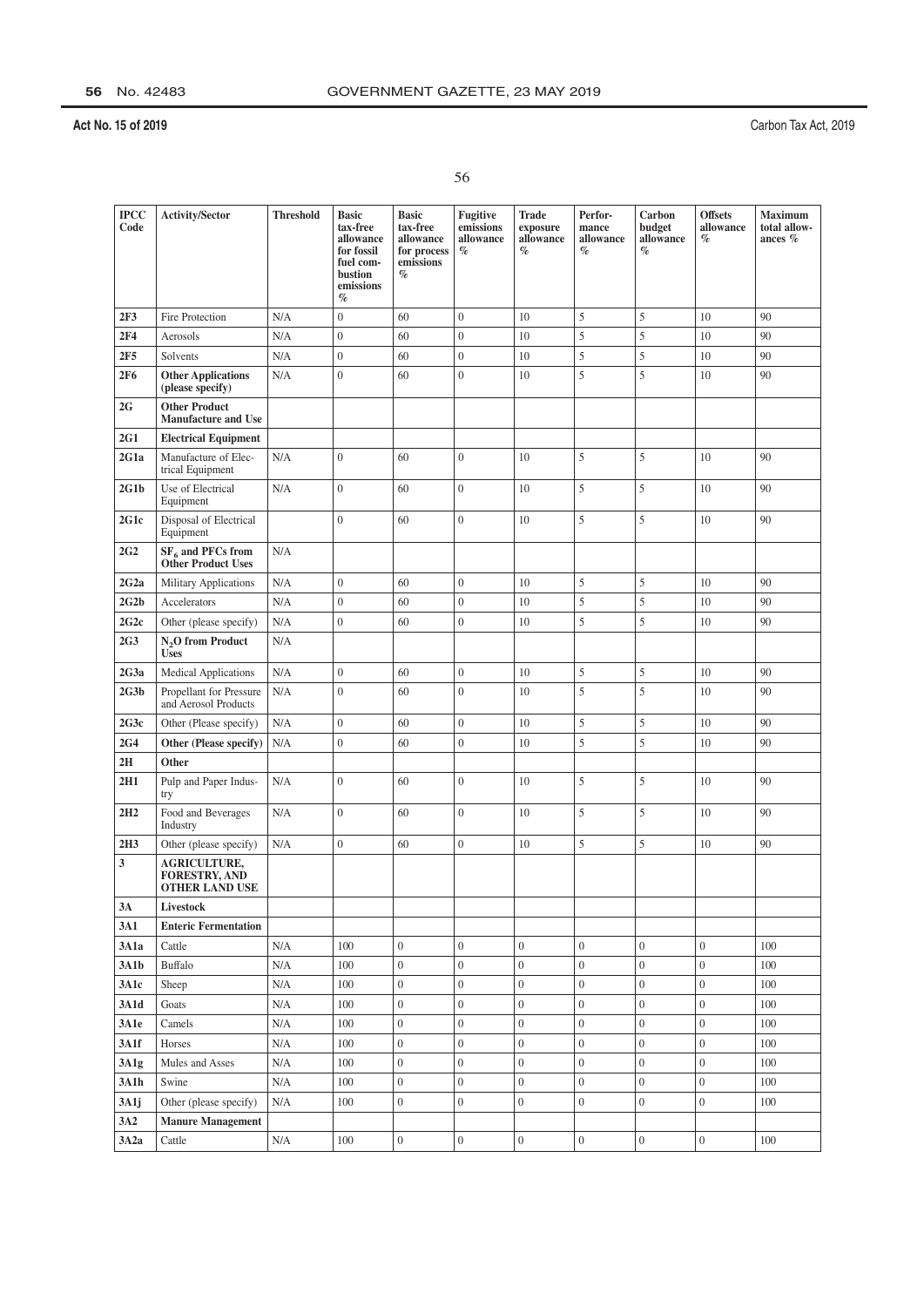| IPCC Code | Activity/Sector | Threshold | Basic tax-free allowance for fossil fuel combustion emissions % | Basic tax-free allowance for process emissions % | Fugitive emissions allowance % | Trade exposure allowance % | Performance allowance % | Carbon budget allowance % | Offsets allowance % | Maximum total allowances % |
|---|---|---|---|---|---|---|---|---|---|---|
| **2F3** | Fire Protection | N/A | 0 | 60 | 0 | 10 | 5 | 5 | 10 | 90 |
| **2F4** | Aerosols | N/A | 0 | 60 | 0 | 10 | 5 | 5 | 10 | 90 |
| **2F5** | Solvents | N/A | 0 | 60 | 0 | 10 | 5 | 5 | 10 | 90 |
| **2F6** | **Other Applications (please specify)** | N/A | 0 | 60 | 0 | 10 | 5 | 5 | 10 | 90 |
| **2G** | **Other Product Manufacture and Use** | | | | | | | | | |
| **2G1** | **Electrical Equipment** | | | | | | | | | |
| **2G1a** | Manufacture of Electrical Equipment | N/A | 0 | 60 | 0 | 10 | 5 | 5 | 10 | 90 |
| **2G1b** | Use of Electrical Equipment | N/A | 0 | 60 | 0 | 10 | 5 | 5 | 10 | 90 |
| **2G1c** | Disposal of Electrical Equipment | | 0 | 60 | 0 | 10 | 5 | 5 | 10 | 90 |
| **2G2** | **$SF_6$ and PFCs from Other Product Uses** | N/A | | | | | | | | |
| **2G2a** | Military Applications | N/A | 0 | 60 | 0 | 10 | 5 | 5 | 10 | 90 |
| **2G2b** | Accelerators | N/A | 0 | 60 | 0 | 10 | 5 | 5 | 10 | 90 |
| **2G2c** | Other (please specify) | N/A | 0 | 60 | 0 | 10 | 5 | 5 | 10 | 90 |
| **2G3** | **$N_2O$ from Product Uses** | N/A | | | | | | | | |
| **2G3a** | Medical Applications | N/A | 0 | 60 | 0 | 10 | 5 | 5 | 10 | 90 |
| **2G3b** | Propellant for Pressure and Aerosol Products | N/A | 0 | 60 | 0 | 10 | 5 | 5 | 10 | 90 |
| **2G3c** | Other (Please specify) | N/A | 0 | 60 | 0 | 10 | 5 | 5 | 10 | 90 |
| **2G4** | **Other (Please specify)** | N/A | 0 | 60 | 0 | 10 | 5 | 5 | 10 | 90 |
| **2H** | **Other** | | | | | | | | | |
| **2H1** | Pulp and Paper Industry | N/A | 0 | 60 | 0 | 10 | 5 | 5 | 10 | 90 |
| **2H2** | Food and Beverages Industry | N/A | 0 | 60 | 0 | 10 | 5 | 5 | 10 | 90 |
| **2H3** | Other (please specify) | N/A | 0 | 60 | 0 | 10 | 5 | 5 | 10 | 90 |
| **3** | **AGRICULTURE, FORESTRY, AND OTHER LAND USE** | | | | | | | | | |
| **3A** | **Livestock** | | | | | | | | | |
| **3A1** | **Enteric Fermentation** | | | | | | | | | |
| **3A1a** | Cattle | N/A | 100 | 0 | 0 | 0 | 0 | 0 | 0 | 100 |
| **3A1b** | Buffalo | N/A | 100 | 0 | 0 | 0 | 0 | 0 | 0 | 100 |
| **3A1c** | Sheep | N/A | 100 | 0 | 0 | 0 | 0 | 0 | 0 | 100 |
| **3A1d** | Goats | N/A | 100 | 0 | 0 | 0 | 0 | 0 | 0 | 100 |
| **3A1e** | Camels | N/A | 100 | 0 | 0 | 0 | 0 | 0 | 0 | 100 |
| **3A1f** | Horses | N/A | 100 | 0 | 0 | 0 | 0 | 0 | 0 | 100 |
| **3A1g** | Mules and Asses | N/A | 100 | 0 | 0 | 0 | 0 | 0 | 0 | 100 |
| **3A1h** | Swine | N/A | 100 | 0 | 0 | 0 | 0 | 0 | 0 | 100 |
| **3A1j** | Other (please specify) | N/A | 100 | 0 | 0 | 0 | 0 | 0 | 0 | 100 |
| **3A2** | **Manure Management** | | | | | | | | | |
| **3A2a** | Cattle | N/A | 100 | 0 | 0 | 0 | 0 | 0 | 0 | 100 |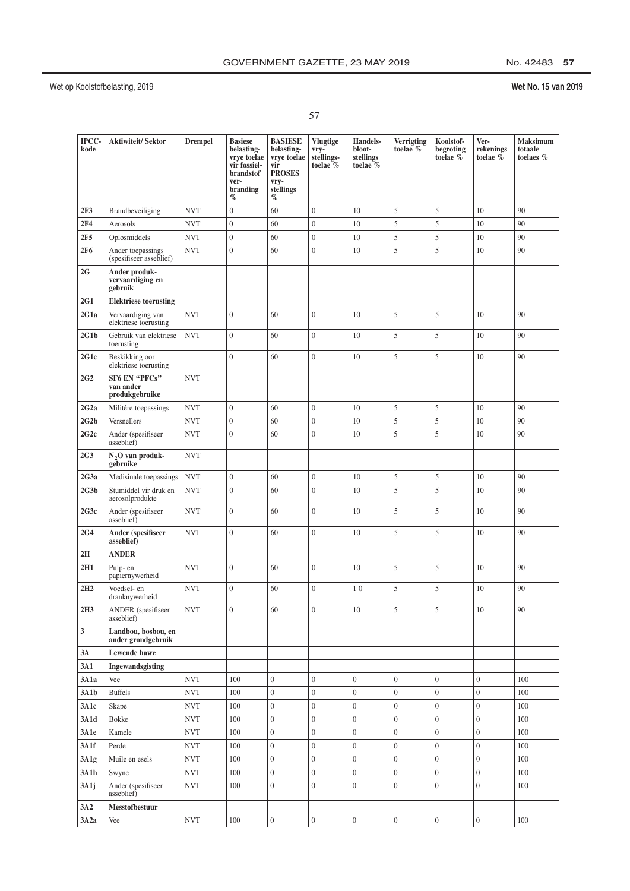| IPCC-kode | Aktiwiteit/ Sektor | Drempel | Basiese belasting-vrye toelae vir fossiel-brandstof ver-branding % | BASIESE belasting-vrye toelae vir PROSES vry-stellings % | Vlugtige vry-stellings-toelae % | Handels-bloot-stellings toelae % | Verrigting toelae % | Koolstof-begroting toelae % | Ver-rekenings toelae % | Maksimum totaale toelaes % |
|---|---|---|---|---|---|---|---|---|---|---|
| **2F3** | Brandbeveiliging | NVT | 0 | 60 | 0 | 10 | 5 | 5 | 10 | 90 |
| **2F4** | Aerosols | NVT | 0 | 60 | 0 | 10 | 5 | 5 | 10 | 90 |
| **2F5** | Oplosmiddels | NVT | 0 | 60 | 0 | 10 | 5 | 5 | 10 | 90 |
| **2F6** | Ander toepassings (spesifiseer asseblief) | NVT | 0 | 60 | 0 | 10 | 5 | 5 | 10 | 90 |
| **2G** | **Ander produk-vervaardiging en gebruik** | | | | | | | | | |
| **2G1** | **Elektriese toerusting** | | | | | | | | | |
| **2G1a** | Vervaardiging van elektriese toerusting | NVT | 0 | 60 | 0 | 10 | 5 | 5 | 10 | 90 |
| **2G1b** | Gebruik van elektriese toerusting | NVT | 0 | 60 | 0 | 10 | 5 | 5 | 10 | 90 |
| **2G1c** | Beskikking oor elektriese toerusting | | 0 | 60 | 0 | 10 | 5 | 5 | 10 | 90 |
| **2G2** | **SF6 EN "PFCs" van ander produkgebruike** | NVT | | | | | | | | |
| **2G2a** | Militêre toepassings | NVT | 0 | 60 | 0 | 10 | 5 | 5 | 10 | 90 |
| **2G2b** | Versnellers | NVT | 0 | 60 | 0 | 10 | 5 | 5 | 10 | 90 |
| **2G2c** | Ander (spesifiseer asseblief) | NVT | 0 | 60 | 0 | 10 | 5 | 5 | 10 | 90 |
| **2G3** | **$N_2O$ van produk-gebruike** | NVT | | | | | | | | |
| **2G3a** | Medisinale toepassings | NVT | 0 | 60 | 0 | 10 | 5 | 5 | 10 | 90 |
| **2G3b** | Stumiddel vir druk en aerosolprodukte | NVT | 0 | 60 | 0 | 10 | 5 | 5 | 10 | 90 |
| **2G3c** | Ander (spesifiseer asseblief) | NVT | 0 | 60 | 0 | 10 | 5 | 5 | 10 | 90 |
| **2G4** | **Ander (spesifiseer asseblief)** | NVT | 0 | 60 | 0 | 10 | 5 | 5 | 10 | 90 |
| **2H** | **ANDER** | | | | | | | | | |
| **2H1** | Pulp- en papiernywerheid | NVT | 0 | 60 | 0 | 10 | 5 | 5 | 10 | 90 |
| **2H2** | Voedsel- en dranknywerheid | NVT | 0 | 60 | 0 | 1 0 | 5 | 5 | 10 | 90 |
| **2H3** | ANDER (spesifiseer asseblief) | NVT | 0 | 60 | 0 | 10 | 5 | 5 | 10 | 90 |
| **3** | **Landbou, bosbou, en ander grondgebruik** | | | | | | | | | |
| **3A** | **Lewende hawe** | | | | | | | | | |
| **3A1** | **Ingewandsgisting** | | | | | | | | | |
| **3A1a** | Vee | NVT | 100 | 0 | 0 | 0 | 0 | 0 | 0 | 100 |
| **3A1b** | Buffels | NVT | 100 | 0 | 0 | 0 | 0 | 0 | 0 | 100 |
| **3A1c** | Skape | NVT | 100 | 0 | 0 | 0 | 0 | 0 | 0 | 100 |
| **3A1d** | Bokke | NVT | 100 | 0 | 0 | 0 | 0 | 0 | 0 | 100 |
| **3A1e** | Kamele | NVT | 100 | 0 | 0 | 0 | 0 | 0 | 0 | 100 |
| **3A1f** | Perde | NVT | 100 | 0 | 0 | 0 | 0 | 0 | 0 | 100 |
| **3A1g** | Muile en esels | NVT | 100 | 0 | 0 | 0 | 0 | 0 | 0 | 100 |
| **3A1h** | Swyne | NVT | 100 | 0 | 0 | 0 | 0 | 0 | 0 | 100 |
| **3A1j** | Ander (spesifiseer asseblief) | NVT | 100 | 0 | 0 | 0 | 0 | 0 | 0 | 100 |
| **3A2** | **Messtofbestuur** | | | | | | | | | |
| **3A2a** | Vee | NVT | 100 | 0 | 0 | 0 | 0 | 0 | 0 | 100 |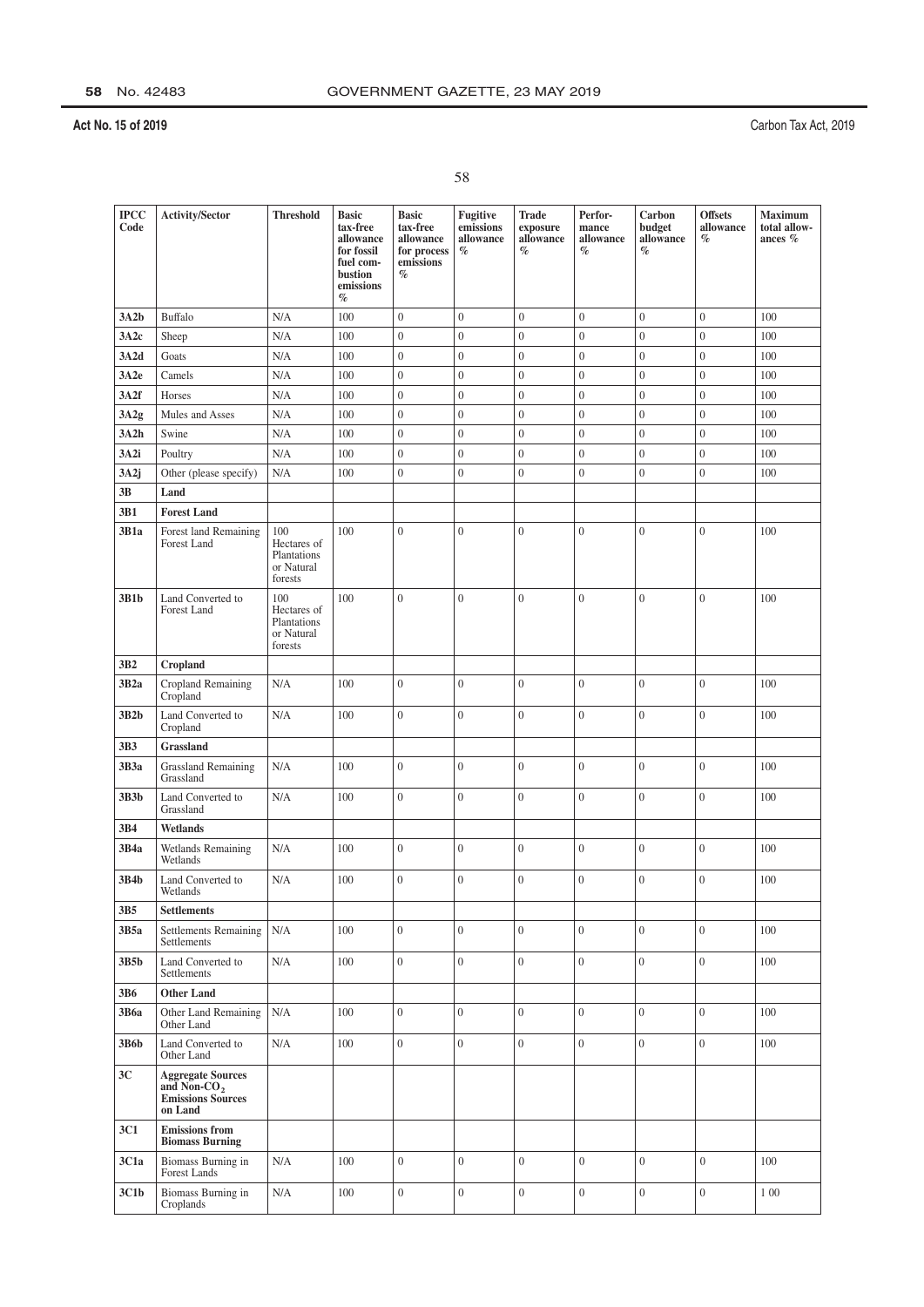| IPCC Code | Activity/Sector | Threshold | Basic tax-free allowance for fossil fuel combustion emissions % | Basic tax-free allowance for process emissions % | Fugitive emissions allowance % | Trade exposure allowance % | Performance allowance % | Carbon budget allowance % | Offsets allowance % | Maximum total allowances % |
|---|---|---|---|---|---|---|---|---|---|---|
| **3A2b** | Buffalo | N/A | 100 | 0 | 0 | 0 | 0 | 0 | 0 | 100 |
| **3A2c** | Sheep | N/A | 100 | 0 | 0 | 0 | 0 | 0 | 0 | 100 |
| **3A2d** | Goats | N/A | 100 | 0 | 0 | 0 | 0 | 0 | 0 | 100 |
| **3A2e** | Camels | N/A | 100 | 0 | 0 | 0 | 0 | 0 | 0 | 100 |
| **3A2f** | Horses | N/A | 100 | 0 | 0 | 0 | 0 | 0 | 0 | 100 |
| **3A2g** | Mules and Asses | N/A | 100 | 0 | 0 | 0 | 0 | 0 | 0 | 100 |
| **3A2h** | Swine | N/A | 100 | 0 | 0 | 0 | 0 | 0 | 0 | 100 |
| **3A2i** | Poultry | N/A | 100 | 0 | 0 | 0 | 0 | 0 | 0 | 100 |
| **3A2j** | Other (please specify) | N/A | 100 | 0 | 0 | 0 | 0 | 0 | 0 | 100 |
| **3B** | **Land** | | | | | | | | | |
| **3B1** | **Forest Land** | | | | | | | | | |
| **3B1a** | Forest land Remaining Forest Land | 100 Hectares of Plantations or Natural forests | 100 | 0 | 0 | 0 | 0 | 0 | 0 | 100 |
| **3B1b** | Land Converted to Forest Land | 100 Hectares of Plantations or Natural forests | 100 | 0 | 0 | 0 | 0 | 0 | 0 | 100 |
| **3B2** | **Cropland** | | | | | | | | | |
| **3B2a** | Cropland Remaining Cropland | N/A | 100 | 0 | 0 | 0 | 0 | 0 | 0 | 100 |
| **3B2b** | Land Converted to Cropland | N/A | 100 | 0 | 0 | 0 | 0 | 0 | 0 | 100 |
| **3B3** | **Grassland** | | | | | | | | | |
| **3B3a** | Grassland Remaining Grassland | N/A | 100 | 0 | 0 | 0 | 0 | 0 | 0 | 100 |
| **3B3b** | Land Converted to Grassland | N/A | 100 | 0 | 0 | 0 | 0 | 0 | 0 | 100 |
| **3B4** | **Wetlands** | | | | | | | | | |
| **3B4a** | Wetlands Remaining Wetlands | N/A | 100 | 0 | 0 | 0 | 0 | 0 | 0 | 100 |
| **3B4b** | Land Converted to Wetlands | N/A | 100 | 0 | 0 | 0 | 0 | 0 | 0 | 100 |
| **3B5** | **Settlements** | | | | | | | | | |
| **3B5a** | Settlements Remaining Settlements | N/A | 100 | 0 | 0 | 0 | 0 | 0 | 0 | 100 |
| **3B5b** | Land Converted to Settlements | N/A | 100 | 0 | 0 | 0 | 0 | 0 | 0 | 100 |
| **3B6** | **Other Land** | | | | | | | | | |
| **3B6a** | Other Land Remaining Other Land | N/A | 100 | 0 | 0 | 0 | 0 | 0 | 0 | 100 |
| **3B6b** | Land Converted to Other Land | N/A | 100 | 0 | 0 | 0 | 0 | 0 | 0 | 100 |
| **3C** | **Aggregate Sources and Non-$CO_2$ Emissions Sources on Land** | | | | | | | | | |
| **3C1** | **Emissions from Biomass Burning** | | | | | | | | | |
| **3C1a** | Biomass Burning in Forest Lands | N/A | 100 | 0 | 0 | 0 | 0 | 0 | 0 | 100 |
| **3C1b** | Biomass Burning in Croplands | N/A | 100 | 0 | 0 | 0 | 0 | 0 | 0 | 1 00 |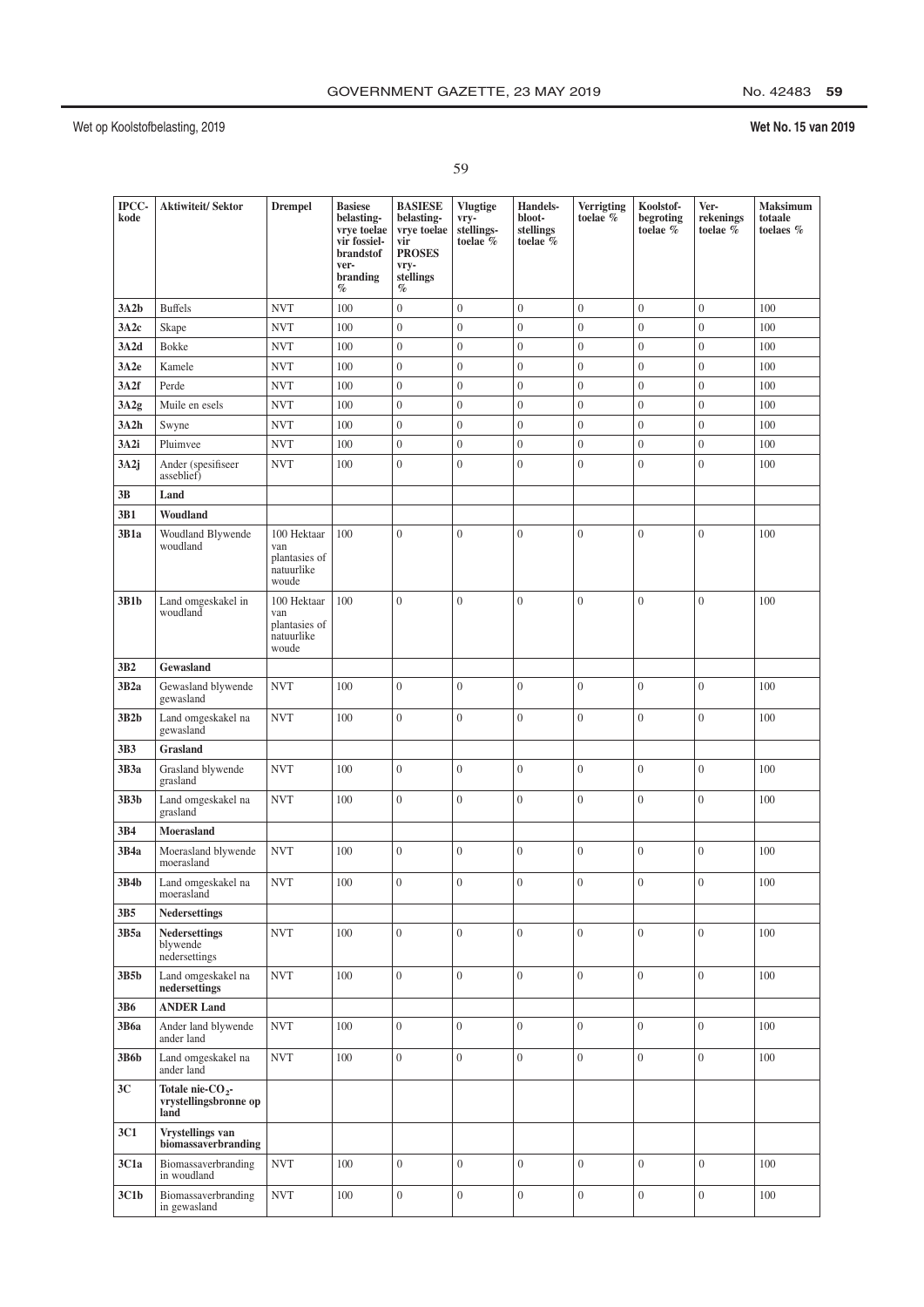| IPCC-kode | Aktiwiteit/ Sektor | Drempel | Basiese belasting-vrye toelae vir fossiel-brandstof ver-branding % | BASIESE belasting-vrye toelae vir PROSES vry-stellings % | Vlugtige vry-stellings-toelae % | Handels-bloot-stellings toelae % | Verrigting toelae % | Koolstof-begroting toelae % | Ver-rekenings toelae % | Maksimum totaale toelaes % |
|---|---|---|---|---|---|---|---|---|---|---|
| **3A2b** | Buffels | NVT | 100 | 0 | 0 | 0 | 0 | 0 | 0 | 100 |
| **3A2c** | Skape | NVT | 100 | 0 | 0 | 0 | 0 | 0 | 0 | 100 |
| **3A2d** | Bokke | NVT | 100 | 0 | 0 | 0 | 0 | 0 | 0 | 100 |
| **3A2e** | Kamele | NVT | 100 | 0 | 0 | 0 | 0 | 0 | 0 | 100 |
| **3A2f** | Perde | NVT | 100 | 0 | 0 | 0 | 0 | 0 | 0 | 100 |
| **3A2g** | Muile en esels | NVT | 100 | 0 | 0 | 0 | 0 | 0 | 0 | 100 |
| **3A2h** | Swyne | NVT | 100 | 0 | 0 | 0 | 0 | 0 | 0 | 100 |
| **3A2i** | Pluimvee | NVT | 100 | 0 | 0 | 0 | 0 | 0 | 0 | 100 |
| **3A2j** | Ander (spesifiseer asseblief) | NVT | 100 | 0 | 0 | 0 | 0 | 0 | 0 | 100 |
| **3B** | **Land** | | | | | | | | | |
| **3B1** | **Woudland** | | | | | | | | | |
| **3B1a** | Woudland Blywende woudland | 100 Hektaar van plantasies of natuurlike woude | 100 | 0 | 0 | 0 | 0 | 0 | 0 | 100 |
| **3B1b** | Land omgeskakel in woudland | 100 Hektaar van plantasies of natuurlike woude | 100 | 0 | 0 | 0 | 0 | 0 | 0 | 100 |
| **3B2** | **Gewasland** | | | | | | | | | |
| **3B2a** | Gewasland blywende gewasland | NVT | 100 | 0 | 0 | 0 | 0 | 0 | 0 | 100 |
| **3B2b** | Land omgeskakel na gewasland | NVT | 100 | 0 | 0 | 0 | 0 | 0 | 0 | 100 |
| **3B3** | **Grasland** | | | | | | | | | |
| **3B3a** | Grasland blywende grasland | NVT | 100 | 0 | 0 | 0 | 0 | 0 | 0 | 100 |
| **3B3b** | Land omgeskakel na grasland | NVT | 100 | 0 | 0 | 0 | 0 | 0 | 0 | 100 |
| **3B4** | **Moerasland** | | | | | | | | | |
| **3B4a** | Moerasland blywende moerasland | NVT | 100 | 0 | 0 | 0 | 0 | 0 | 0 | 100 |
| **3B4b** | Land omgeskakel na moerasland | NVT | 100 | 0 | 0 | 0 | 0 | 0 | 0 | 100 |
| **3B5** | **Nedersettings** | | | | | | | | | |
| **3B5a** | **Nedersettings** blywende nedersettings | NVT | 100 | 0 | 0 | 0 | 0 | 0 | 0 | 100 |
| **3B5b** | Land omgeskakel na **nedersettings** | NVT | 100 | 0 | 0 | 0 | 0 | 0 | 0 | 100 |
| **3B6** | **ANDER Land** | | | | | | | | | |
| **3B6a** | Ander land blywende ander land | NVT | 100 | 0 | 0 | 0 | 0 | 0 | 0 | 100 |
| **3B6b** | Land omgeskakel na ander land | NVT | 100 | 0 | 0 | 0 | 0 | 0 | 0 | 100 |
| **3C** | **Totale nie-$CO_2$-vrystellingsbronne op land** | | | | | | | | | |
| **3C1** | **Vrystellings van biomassaverbranding** | | | | | | | | | |
| **3C1a** | Biomassaverbranding in woudland | NVT | 100 | 0 | 0 | 0 | 0 | 0 | 0 | 100 |
| **3C1b** | Biomassaverbranding in gewasland | NVT | 100 | 0 | 0 | 0 | 0 | 0 | 0 | 100 |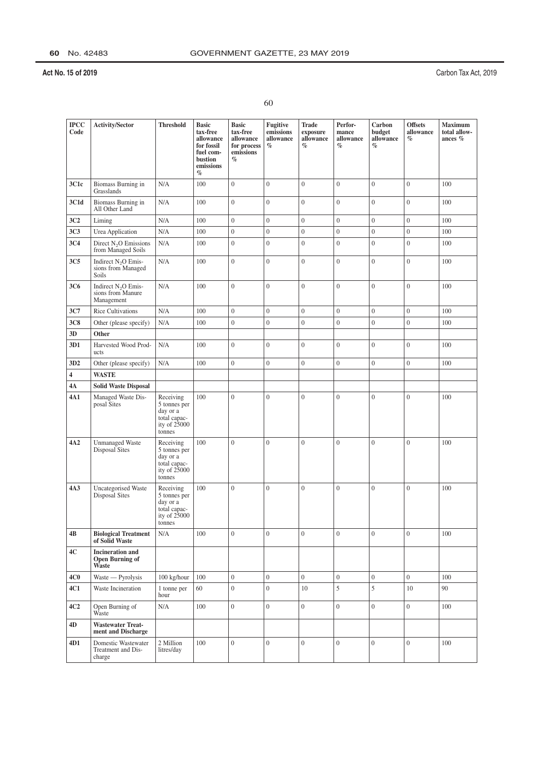| IPCC Code | Activity/Sector | Threshold | Basic tax-free allowance for fossil fuel combustion emissions % | Basic tax-free allowance for process emissions % | Fugitive emissions allowance % | Trade exposure allowance % | Performance allowance % | Carbon budget allowance % | Offsets allowance % | Maximum total allowances % |
|---|---|---|---|---|---|---|---|---|---|---|
| **3C1c** | Biomass Burning in Grasslands | N/A | 100 | 0 | 0 | 0 | 0 | 0 | 0 | 100 |
| **3C1d** | Biomass Burning in All Other Land | N/A | 100 | 0 | 0 | 0 | 0 | 0 | 0 | 100 |
| **3C2** | Liming | N/A | 100 | 0 | 0 | 0 | 0 | 0 | 0 | 100 |
| **3C3** | Urea Application | N/A | 100 | 0 | 0 | 0 | 0 | 0 | 0 | 100 |
| **3C4** | Direct $N_2O$ Emissions from Managed Soils | N/A | 100 | 0 | 0 | 0 | 0 | 0 | 0 | 100 |
| **3C5** | Indirect $N_2O$ Emissions from Managed Soils | N/A | 100 | 0 | 0 | 0 | 0 | 0 | 0 | 100 |
| **3C6** | Indirect $N_2O$ Emissions from Manure Management | N/A | 100 | 0 | 0 | 0 | 0 | 0 | 0 | 100 |
| **3C7** | Rice Cultivations | N/A | 100 | 0 | 0 | 0 | 0 | 0 | 0 | 100 |
| **3C8** | Other (please specify) | N/A | 100 | 0 | 0 | 0 | 0 | 0 | 0 | 100 |
| **3D** | **Other** | | | | | | | | | |
| **3D1** | Harvested Wood Products | N/A | 100 | 0 | 0 | 0 | 0 | 0 | 0 | 100 |
| **3D2** | Other (please specify) | N/A | 100 | 0 | 0 | 0 | 0 | 0 | 0 | 100 |
| **4** | **WASTE** | | | | | | | | | |
| **4A** | **Solid Waste Disposal** | | | | | | | | | |
| **4A1** | Managed Waste Disposal Sites | Receiving 5 tonnes per day or a total capacity of 25000 tonnes | 100 | 0 | 0 | 0 | 0 | 0 | 0 | 100 |
| **4A2** | Unmanaged Waste Disposal Sites | Receiving 5 tonnes per day or a total capacity of 25000 tonnes | 100 | 0 | 0 | 0 | 0 | 0 | 0 | 100 |
| **4A3** | Uncategorised Waste Disposal Sites | Receiving 5 tonnes per day or a total capacity of 25000 tonnes | 100 | 0 | 0 | 0 | 0 | 0 | 0 | 100 |
| **4B** | **Biological Treatment of Solid Waste** | N/A | 100 | 0 | 0 | 0 | 0 | 0 | 0 | 100 |
| **4C** | **Incineration and Open Burning of Waste** | | | | | | | | | |
| **4C0** | Waste — Pyrolysis | 100 kg/hour | 100 | 0 | 0 | 0 | 0 | 0 | 0 | 100 |
| **4C1** | Waste Incineration | 1 tonne per hour | 60 | 0 | 0 | 10 | 5 | 5 | 10 | 90 |
| **4C2** | Open Burning of Waste | N/A | 100 | 0 | 0 | 0 | 0 | 0 | 0 | 100 |
| **4D** | **Wastewater Treatment and Discharge** | | | | | | | | | |
| **4D1** | Domestic Wastewater Treatment and Discharge | 2 Million litres/day | 100 | 0 | 0 | 0 | 0 | 0 | 0 | 100 |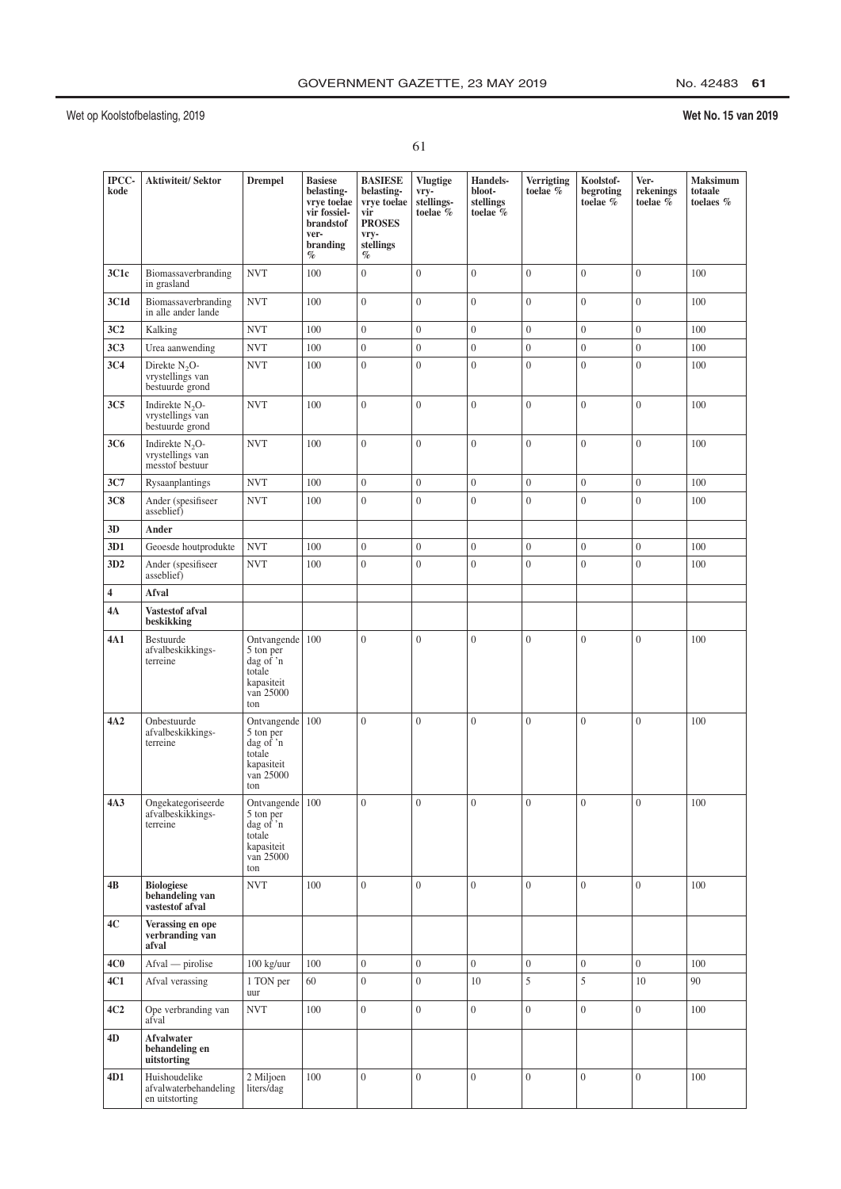| IPCC-kode | Aktiwiteit/ Sektor | Drempel | Basiese belasting-vrye toelae vir fossiel-brandstof ver-branding % | BASIESE belasting-vrye toelae vir PROSES vry-stellings % | Vlugtige vry-stellings-toelae % | Handels-bloot-stellings toelae % | Verrigting toelae % | Koolstof-begroting toelae % | Ver-rekenings toelae % | Maksimum totaale toelaes % |
|---|---|---|---|---|---|---|---|---|---|---|
| **3C1c** | Biomassaverbranding in grasland | NVT | 100 | 0 | 0 | 0 | 0 | 0 | 0 | 100 |
| **3C1d** | Biomassaverbranding in alle ander lande | NVT | 100 | 0 | 0 | 0 | 0 | 0 | 0 | 100 |
| **3C2** | Kalking | NVT | 100 | 0 | 0 | 0 | 0 | 0 | 0 | 100 |
| **3C3** | Urea aanwending | NVT | 100 | 0 | 0 | 0 | 0 | 0 | 0 | 100 |
| **3C4** | Direkte $N_2O$-vrystellings van bestuurde grond | NVT | 100 | 0 | 0 | 0 | 0 | 0 | 0 | 100 |
| **3C5** | Indirekte $N_2O$-vrystellings van bestuurde grond | NVT | 100 | 0 | 0 | 0 | 0 | 0 | 0 | 100 |
| **3C6** | Indirekte $N_2O$-vrystellings van messtof bestuur | NVT | 100 | 0 | 0 | 0 | 0 | 0 | 0 | 100 |
| **3C7** | Rysaanplantings | NVT | 100 | 0 | 0 | 0 | 0 | 0 | 0 | 100 |
| **3C8** | Ander (spesifiseer asseblief) | NVT | 100 | 0 | 0 | 0 | 0 | 0 | 0 | 100 |
| **3D** | **Ander** | | | | | | | | | |
| **3D1** | Geoesde houtprodukte | NVT | 100 | 0 | 0 | 0 | 0 | 0 | 0 | 100 |
| **3D2** | Ander (spesifiseer asseblief) | NVT | 100 | 0 | 0 | 0 | 0 | 0 | 0 | 100 |
| **4** | **Afval** | | | | | | | | | |
| **4A** | **Vastestof afval beskikking** | | | | | | | | | |
| **4A1** | Bestuurde afvalbeskikkings-terreine | Ontvangende 5 ton per dag of 'n totale kapasiteit van 25000 ton | 100 | 0 | 0 | 0 | 0 | 0 | 0 | 100 |
| **4A2** | Onbestuurde afvalbeskikkings-terreine | Ontvangende 5 ton per dag of 'n totale kapasiteit van 25000 ton | 100 | 0 | 0 | 0 | 0 | 0 | 0 | 100 |
| **4A3** | Ongekategoriseerde afvalbeskikkings-terreine | Ontvangende 5 ton per dag of 'n totale kapasiteit van 25000 ton | 100 | 0 | 0 | 0 | 0 | 0 | 0 | 100 |
| **4B** | **Biologiese behandeling van vastestof afval** | NVT | 100 | 0 | 0 | 0 | 0 | 0 | 0 | 100 |
| **4C** | **Verassing en ope verbranding van afval** | | | | | | | | | |
| **4C0** | Afval — pirolise | 100 kg/uur | 100 | 0 | 0 | 0 | 0 | 0 | 0 | 100 |
| **4C1** | Afval verassing | 1 TON per uur | 60 | 0 | 0 | 10 | 5 | 5 | 10 | 90 |
| **4C2** | Ope verbranding van afval | NVT | 100 | 0 | 0 | 0 | 0 | 0 | 0 | 100 |
| **4D** | **Afvalwater behandeling en uitstorting** | | | | | | | | | |
| **4D1** | Huishoudelike afvalwaterbehandeling en uitstorting | 2 Miljoen liters/dag | 100 | 0 | 0 | 0 | 0 | 0 | 0 | 100 |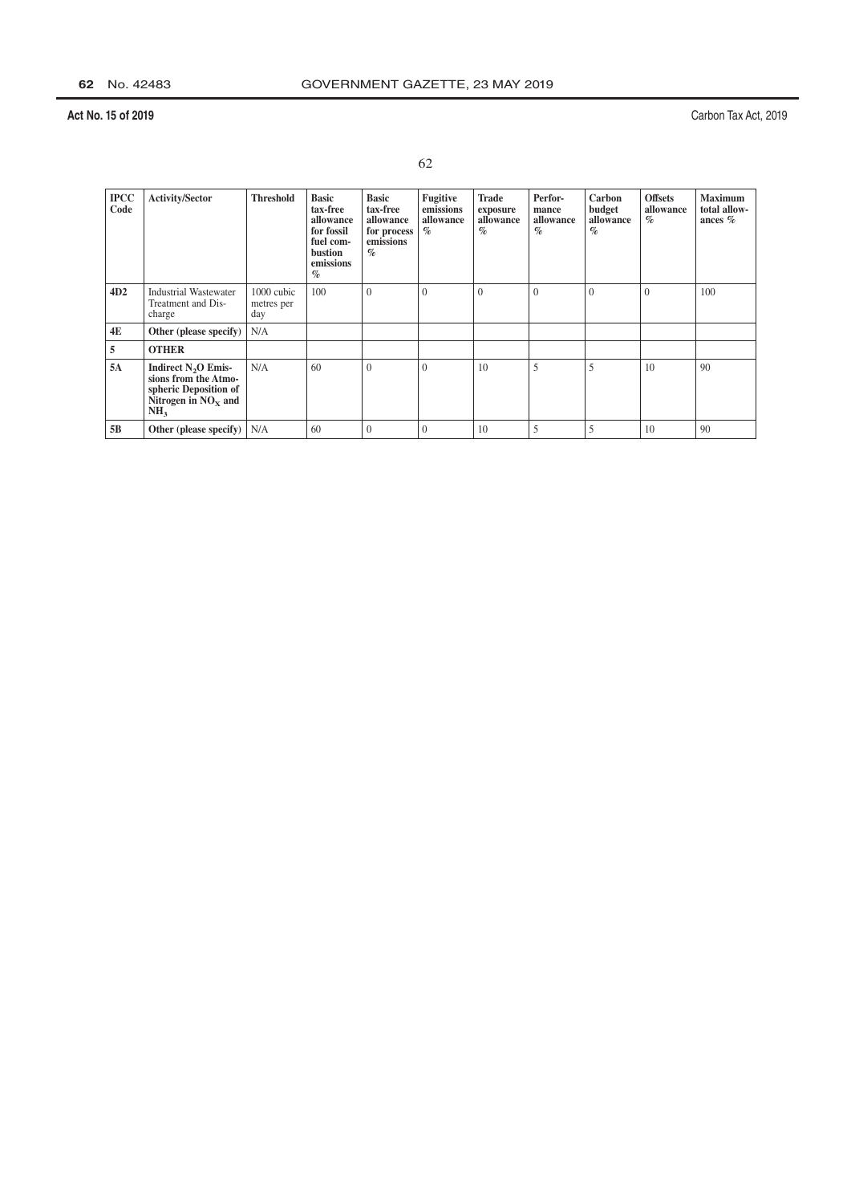| IPCC Code | Activity/Sector | Threshold | Basic tax-free allowance for fossil fuel combustion emissions % | Basic tax-free allowance for process emissions % | Fugitive emissions allowance % | Trade exposure allowance % | Performance allowance % | Carbon budget allowance % | Offsets allowance % | Maximum total allowances % |
|---|---|---|---|---|---|---|---|---|---|---|
| **4D2** | Industrial Wastewater Treatment and Discharge | 1000 cubic metres per day | 100 | 0 | 0 | 0 | 0 | 0 | 0 | 100 |
| **4E** | **Other (please specify)** | N/A | | | | | | | | |
| **5** | **OTHER** | | | | | | | | | |
| **5A** | **Indirect $N_2O$ Emissions from the Atmospheric Deposition of Nitrogen in $NO_X$ and $NH_3$** | N/A | 60 | 0 | 0 | 10 | 5 | 5 | 10 | 90 |
| **5B** | **Other (please specify)** | N/A | 60 | 0 | 0 | 10 | 5 | 5 | 10 | 90 |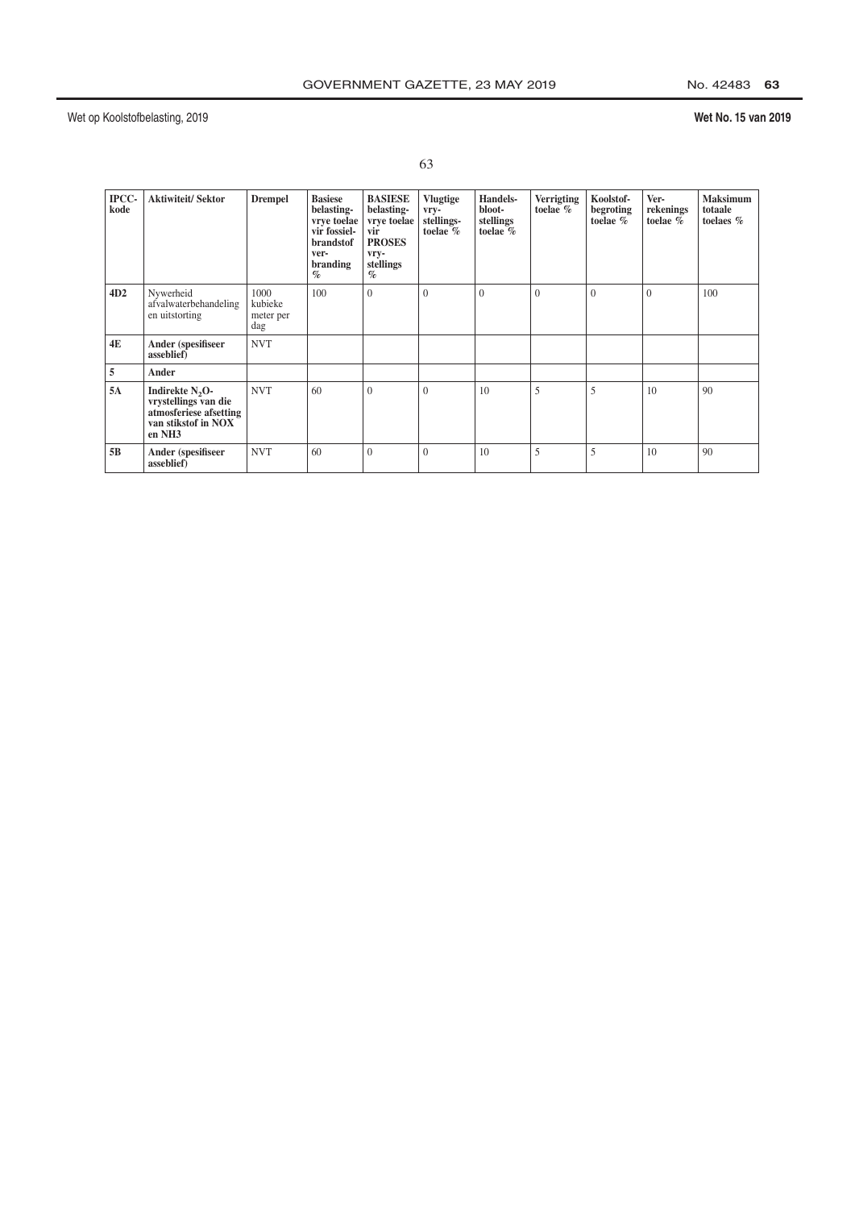| IPCC-kode | Aktiwiteit/ Sektor | Drempel | Basiese belasting-vrye toelae vir fossiel-brandstof ver-branding % | BASIESE belasting-vrye toelae vir PROSES vry-stellings % | Vlugtige vry-stellings-toelae % | Handels-bloot-stellings toelae % | Verrigting toelae % | Koolstof-begroting toelae % | Ver-rekenings toelae % | Maksimum totaale toelaes % |
|---|---|---|---|---|---|---|---|---|---|---|
| **4D2** | Nywerheid afvalwaterbehandeling en uitstorting | 1000 kubieke meter per dag | 100 | 0 | 0 | 0 | 0 | 0 | 0 | 100 |
| **4E** | **Ander (spesifiseer asseblief)** | NVT | | | | | | | | |
| **5** | **Ander** | | | | | | | | | |
| **5A** | **Indirekte $N_2O$-vrystellings van die atmosferiese afsetting van stikstof in NOX en NH3** | NVT | 60 | 0 | 0 | 10 | 5 | 5 | 10 | 90 |
| **5B** | **Ander (spesifiseer asseblief)** | NVT | 60 | 0 | 0 | 10 | 5 | 5 | 10 | 90 |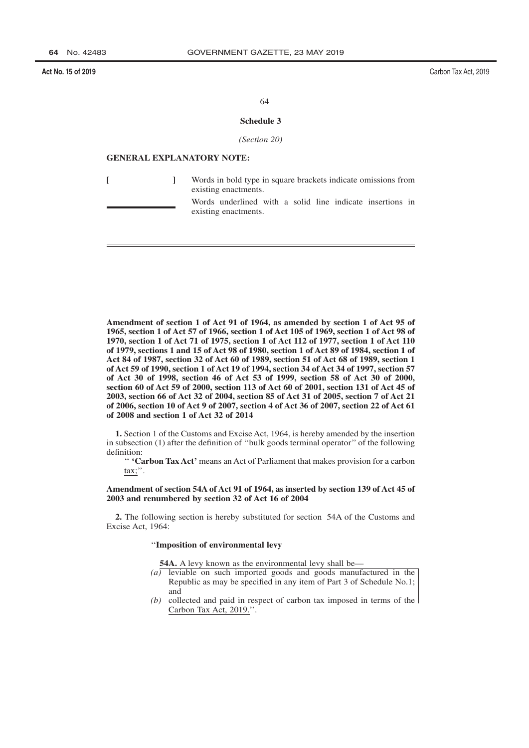## Schedule 3

*(Section 20)*

**GENERAL EXPLANATORY NOTE:**

[ ] Words in bold type in square brackets indicate omissions from existing enactments.

\_\_\_\_\_\_\_\_ Words underlined with a solid line indicate insertions in existing enactments.

---

**Amendment of section 1 of Act 91 of 1964, as amended by section 1 of Act 95 of 1965, section 1 of Act 57 of 1966, section 1 of Act 105 of 1969, section 1 of Act 98 of 1970, section 1 of Act 71 of 1975, section 1 of Act 112 of 1977, section 1 of Act 110 of 1979, sections 1 and 15 of Act 98 of 1980, section 1 of Act 89 of 1984, section 1 of Act 84 of 1987, section 32 of Act 60 of 1989, section 51 of Act 68 of 1989, section 1 of Act 59 of 1990, section 1 of Act 19 of 1994, section 34 of Act 34 of 1997, section 57 of Act 30 of 1998, section 46 of Act 53 of 1999, section 58 of Act 30 of 2000, section 60 of Act 59 of 2000, section 113 of Act 60 of 2001, section 131 of Act 45 of 2003, section 66 of Act 32 of 2004, section 85 of Act 31 of 2005, section 7 of Act 21 of 2006, section 10 of Act 9 of 2007, section 4 of Act 36 of 2007, section 22 of Act 61 of 2008 and section 1 of Act 32 of 2014**

**1.** Section 1 of the Customs and Excise Act, 1964, is hereby amended by the insertion in subsection (1) after the definition of ''bulk goods terminal operator'' of the following definition:

'' <u>**'Carbon Tax Act'** means an Act of Parliament that makes provision for a carbon tax;</u>''.

**Amendment of section 54A of Act 91 of 1964, as inserted by section 139 of Act 45 of 2003 and renumbered by section 32 of Act 16 of 2004**

**2.** The following section is hereby substituted for section 54A of the Customs and Excise Act, 1964:

''**Imposition of environmental levy**

**54A.** A levy known as the environmental levy shall be—

*(a)* leviable on such imported goods and goods manufactured in the Republic as may be specified in any item of Part 3 of Schedule No.1; and

*(b)* <u>collected and paid in respect of carbon tax imposed in terms of the Carbon Tax Act, 2019.</u>''.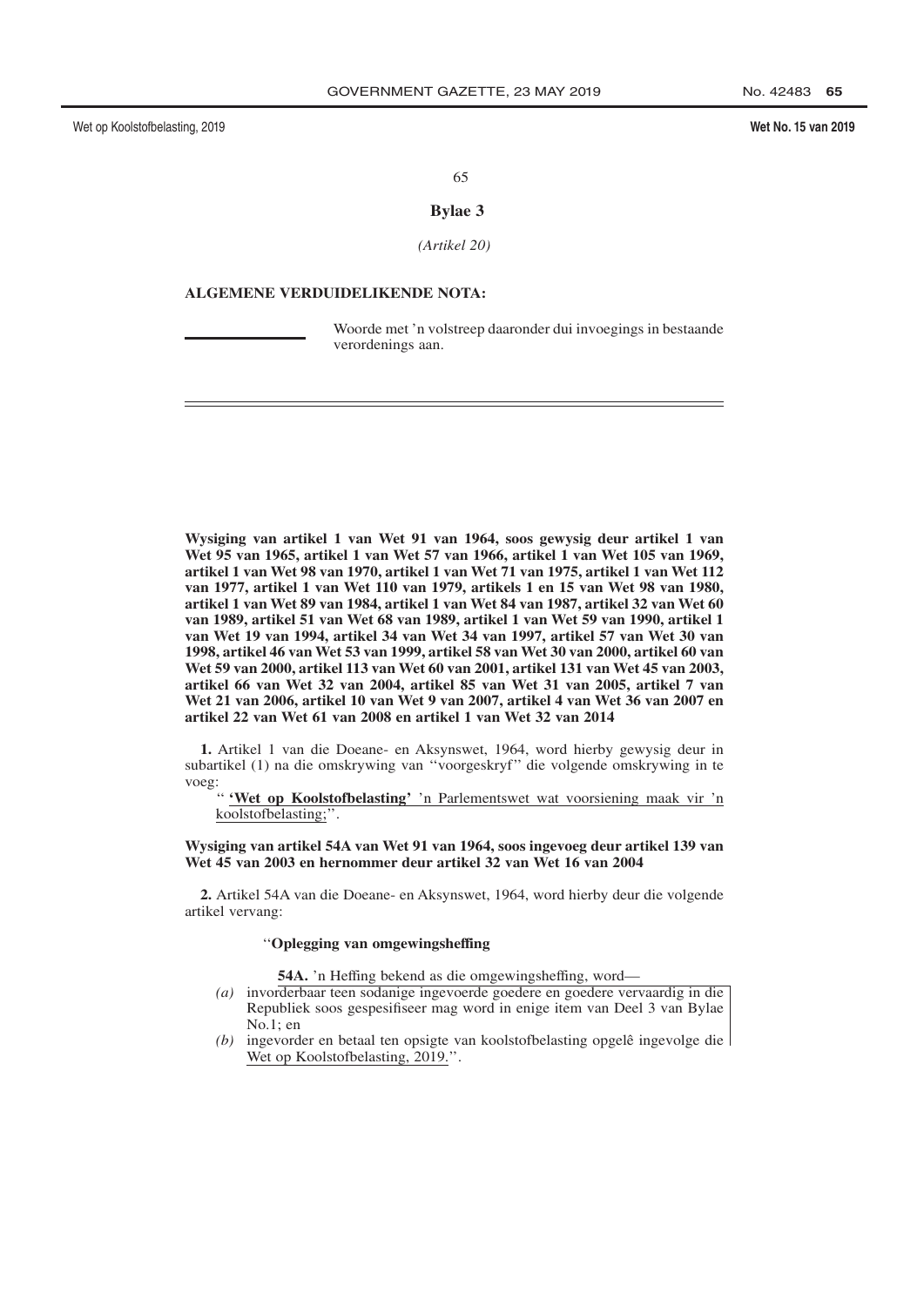## Bylae 3

*(Artikel 20)*

**ALGEMENE VERDUIDELIKENDE NOTA:**

Woorde met 'n volstreep daaronder dui invoegings in bestaande verordenings aan.

---

**Wysiging van artikel 1 van Wet 91 van 1964, soos gewysig deur artikel 1 van Wet 95 van 1965, artikel 1 van Wet 57 van 1966, artikel 1 van Wet 105 van 1969, artikel 1 van Wet 98 van 1970, artikel 1 van Wet 71 van 1975, artikel 1 van Wet 112 van 1977, artikel 1 van Wet 110 van 1979, artikels 1 en 15 van Wet 98 van 1980, artikel 1 van Wet 89 van 1984, artikel 1 van Wet 84 van 1987, artikel 32 van Wet 60 van 1989, artikel 51 van Wet 68 van 1989, artikel 1 van Wet 59 van 1990, artikel 1 van Wet 19 van 1994, artikel 34 van Wet 34 van 1997, artikel 57 van Wet 30 van 1998, artikel 46 van Wet 53 van 1999, artikel 58 van Wet 30 van 2000, artikel 60 van Wet 59 van 2000, artikel 113 van Wet 60 van 2001, artikel 131 van Wet 45 van 2003, artikel 66 van Wet 32 van 2004, artikel 85 van Wet 31 van 2005, artikel 7 van Wet 21 van 2006, artikel 10 van Wet 9 van 2007, artikel 4 van Wet 36 van 2007 en artikel 22 van Wet 61 van 2008 en artikel 1 van Wet 32 van 2014**

**1.** Artikel 1 van die Doeane- en Aksynswet, 1964, word hierby gewysig deur in subartikel (1) na die omskrywing van ''voorgeskryf'' die volgende omskrywing in te voeg:

'' **'Wet op Koolstofbelasting'** 'n Parlementswet wat voorsiening maak vir 'n koolstofbelasting;''.

**Wysiging van artikel 54A van Wet 91 van 1964, soos ingevoeg deur artikel 139 van Wet 45 van 2003 en hernommer deur artikel 32 van Wet 16 van 2004**

**2.** Artikel 54A van die Doeane- en Aksynswet, 1964, word hierby deur die volgende artikel vervang:

''**Oplegging van omgewingsheffing**

**54A.** 'n Heffing bekend as die omgewingsheffing, word—

*(a)* invorderbaar teen sodanige ingevoerde goedere en goedere vervaardig in die Republiek soos gespesifiseer mag word in enige item van Deel 3 van Bylae No.1; en

*(b)* ingevorder en betaal ten opsigte van koolstofbelasting opgelê ingevolge die Wet op Koolstofbelasting, 2019.''.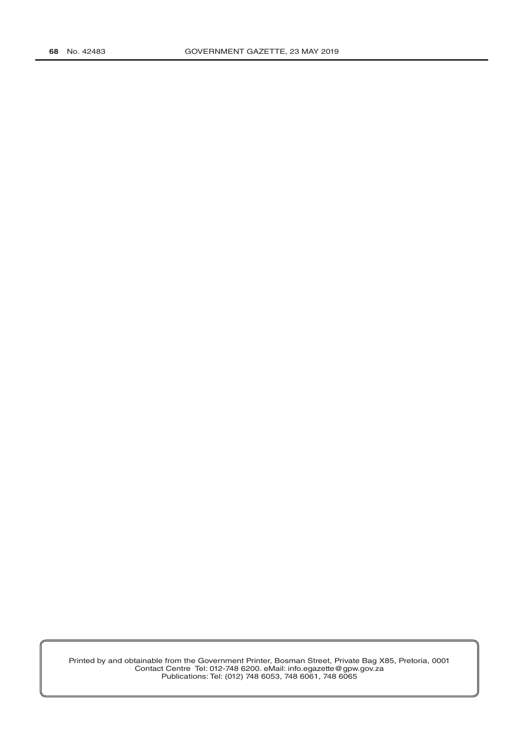Printed by and obtainable from the Government Printer, Bosman Street, Private Bag X85, Pretoria, 0001
Contact Centre Tel: 012-748 6200. eMail: info.egazette@gpw.gov.za
Publications: Tel: (012) 748 6053, 748 6061, 748 6065